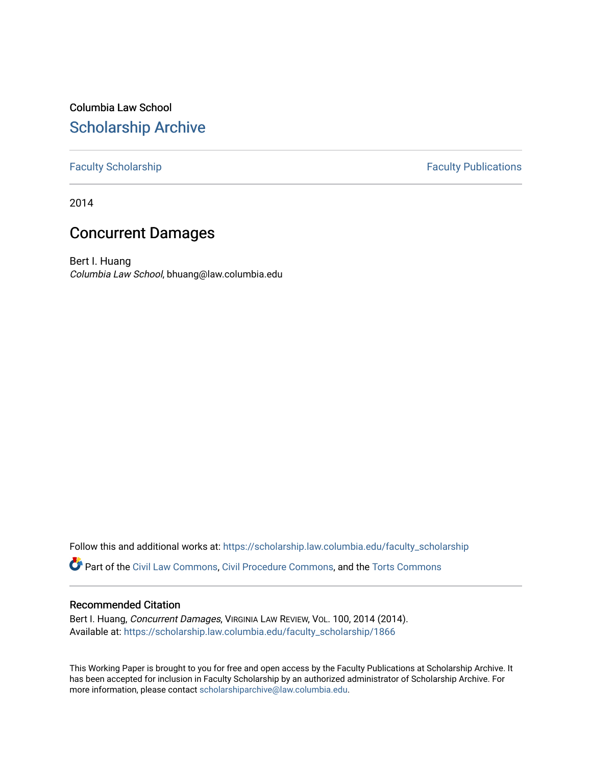Columbia Law School

# Scholarship Archive

Faculty Scholarship

Faculty Publications

2014

## Concurrent Damages

Bert I. Huang
*Columbia Law School*, bhuang@law.columbia.edu

Follow this and additional works at: https://scholarship.law.columbia.edu/faculty_scholarship

Part of the Civil Law Commons, Civil Procedure Commons, and the Torts Commons

### Recommended Citation

Bert I. Huang, *Concurrent Damages*, VIRGINIA LAW REVIEW, VOL. 100, 2014 (2014).
Available at: https://scholarship.law.columbia.edu/faculty_scholarship/1866

This Working Paper is brought to you for free and open access by the Faculty Publications at Scholarship Archive. It has been accepted for inclusion in Faculty Scholarship by an authorized administrator of Scholarship Archive. For more information, please contact scholarshiparchive@law.columbia.edu.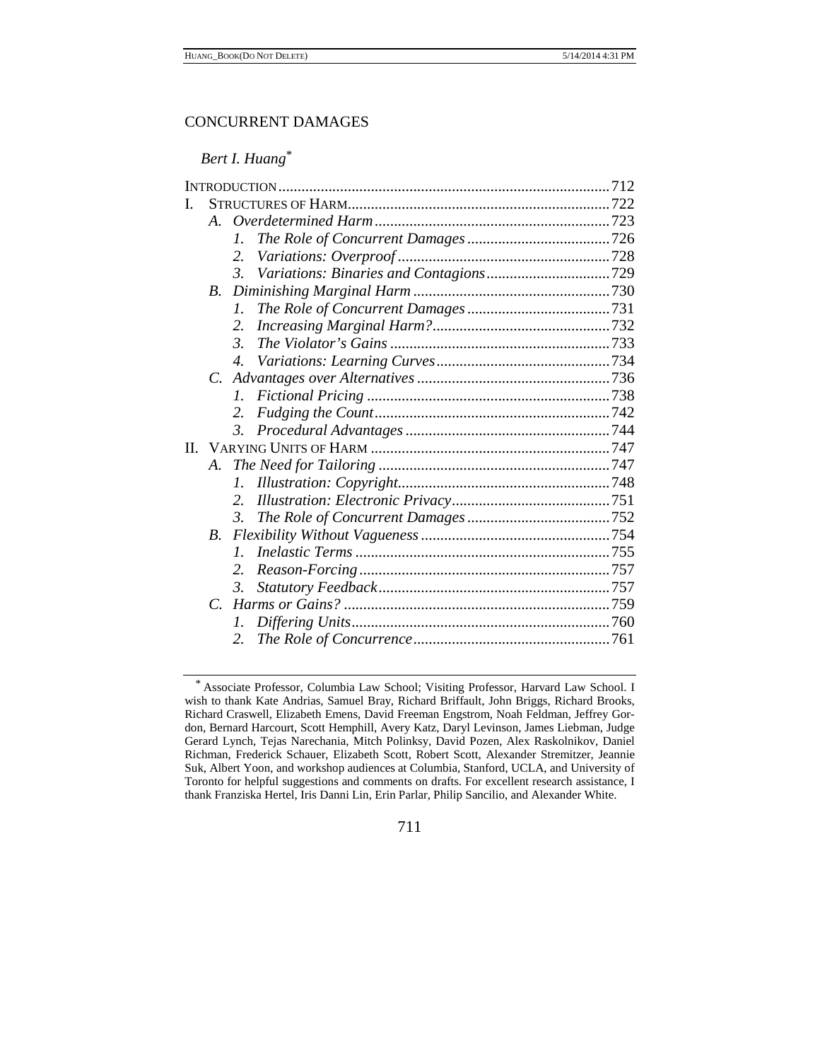# CONCURRENT DAMAGES

*Bert I. Huang*[*]

INTRODUCTION .......................................................................................712

I. STRUCTURES OF HARM.................................................................722
   - A. *Overdetermined Harm* ............................................................723
     1. *The Role of Concurrent Damages* ....................................726
     2. *Variations: Overproof* ......................................................728
     3. *Variations: Binaries and Contagions*................................729
   - B. *Diminishing Marginal Harm* ..................................................730
     1. *The Role of Concurrent Damages* ....................................731
     2. *Increasing Marginal Harm?*.............................................732
     3. *The Violator's Gains* ........................................................733
     4. *Variations: Learning Curves*............................................734
   - C. *Advantages over Alternatives* ................................................736
     1. *Fictional Pricing* ..............................................................738
     2. *Fudging the Count*............................................................742
     3. *Procedural Advantages* ....................................................744

II. VARYING UNITS OF HARM .............................................................747
   - A. *The Need for Tailoring* ...........................................................747
     1. *Illustration: Copyright*......................................................748
     2. *Illustration: Electronic Privacy*........................................751
     3. *The Role of Concurrent Damages* ....................................752
   - B. *Flexibility Without Vagueness* ...............................................754
     1. *Inelastic Terms* .................................................................755
     2. *Reason-Forcing*................................................................757
     3. *Statutory Feedback*...........................................................757
   - C. *Harms or Gains?* ....................................................................759
     1. *Differing Units*..................................................................760
     2. *The Role of Concurrence*..................................................761

---

[*] Associate Professor, Columbia Law School; Visiting Professor, Harvard Law School. I wish to thank Kate Andrias, Samuel Bray, Richard Briffault, John Briggs, Richard Brooks, Richard Craswell, Elizabeth Emens, David Freeman Engstrom, Noah Feldman, Jeffrey Gordon, Bernard Harcourt, Scott Hemphill, Avery Katz, Daryl Levinson, James Liebman, Judge Gerard Lynch, Tejas Narechania, Mitch Polinksy, David Pozen, Alex Raskolnikov, Daniel Richman, Frederick Schauer, Elizabeth Scott, Robert Scott, Alexander Stremitzer, Jeannie Suk, Albert Yoon, and workshop audiences at Columbia, Stanford, UCLA, and University of Toronto for helpful suggestions and comments on drafts. For excellent research assistance, I thank Franziska Hertel, Iris Danni Lin, Erin Parlar, Philip Sancilio, and Alexander White.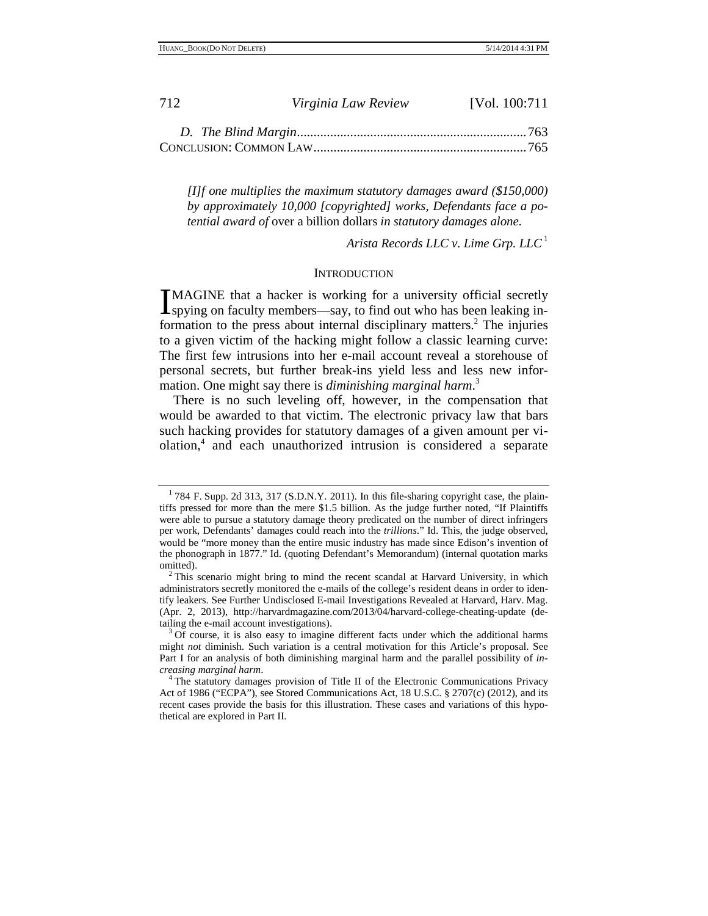*D. The Blind Margin*..................................................................... 763
CONCLUSION: COMMON LAW................................................................. 765

> *[I]f one multiplies the maximum statutory damages award ($150,000) by approximately 10,000 [copyrighted] works, Defendants face a potential award of* over a billion dollars *in statutory damages alone.*
>
> *Arista Records LLC v. Lime Grp. LLC*[1]

## INTRODUCTION

IMAGINE that a hacker is working for a university official secretly spying on faculty members—say, to find out who has been leaking information to the press about internal disciplinary matters.[2] The injuries to a given victim of the hacking might follow a classic learning curve: The first few intrusions into her e-mail account reveal a storehouse of personal secrets, but further break-ins yield less and less new information. One might say there is *diminishing marginal harm*.[3]

There is no such leveling off, however, in the compensation that would be awarded to that victim. The electronic privacy law that bars such hacking provides for statutory damages of a given amount per violation,[4] and each unauthorized intrusion is considered a separate

---

[1] 784 F. Supp. 2d 313, 317 (S.D.N.Y. 2011). In this file-sharing copyright case, the plaintiffs pressed for more than the mere $1.5 billion. As the judge further noted, "If Plaintiffs were able to pursue a statutory damage theory predicated on the number of direct infringers per work, Defendants' damages could reach into the *trillions*." Id. This, the judge observed, would be "more money than the entire music industry has made since Edison's invention of the phonograph in 1877." Id. (quoting Defendant's Memorandum) (internal quotation marks omitted).

[2] This scenario might bring to mind the recent scandal at Harvard University, in which administrators secretly monitored the e-mails of the college's resident deans in order to identify leakers. See Further Undisclosed E-mail Investigations Revealed at Harvard, Harv. Mag. (Apr. 2, 2013), http://harvardmagazine.com/2013/04/harvard-college-cheating-update (detailing the e-mail account investigations).

[3] Of course, it is also easy to imagine different facts under which the additional harms might *not* diminish. Such variation is a central motivation for this Article's proposal. See Part I for an analysis of both diminishing marginal harm and the parallel possibility of *increasing marginal harm*.

[4] The statutory damages provision of Title II of the Electronic Communications Privacy Act of 1986 ("ECPA"), see Stored Communications Act, 18 U.S.C. § 2707(c) (2012), and its recent cases provide the basis for this illustration. These cases and variations of this hypothetical are explored in Part II.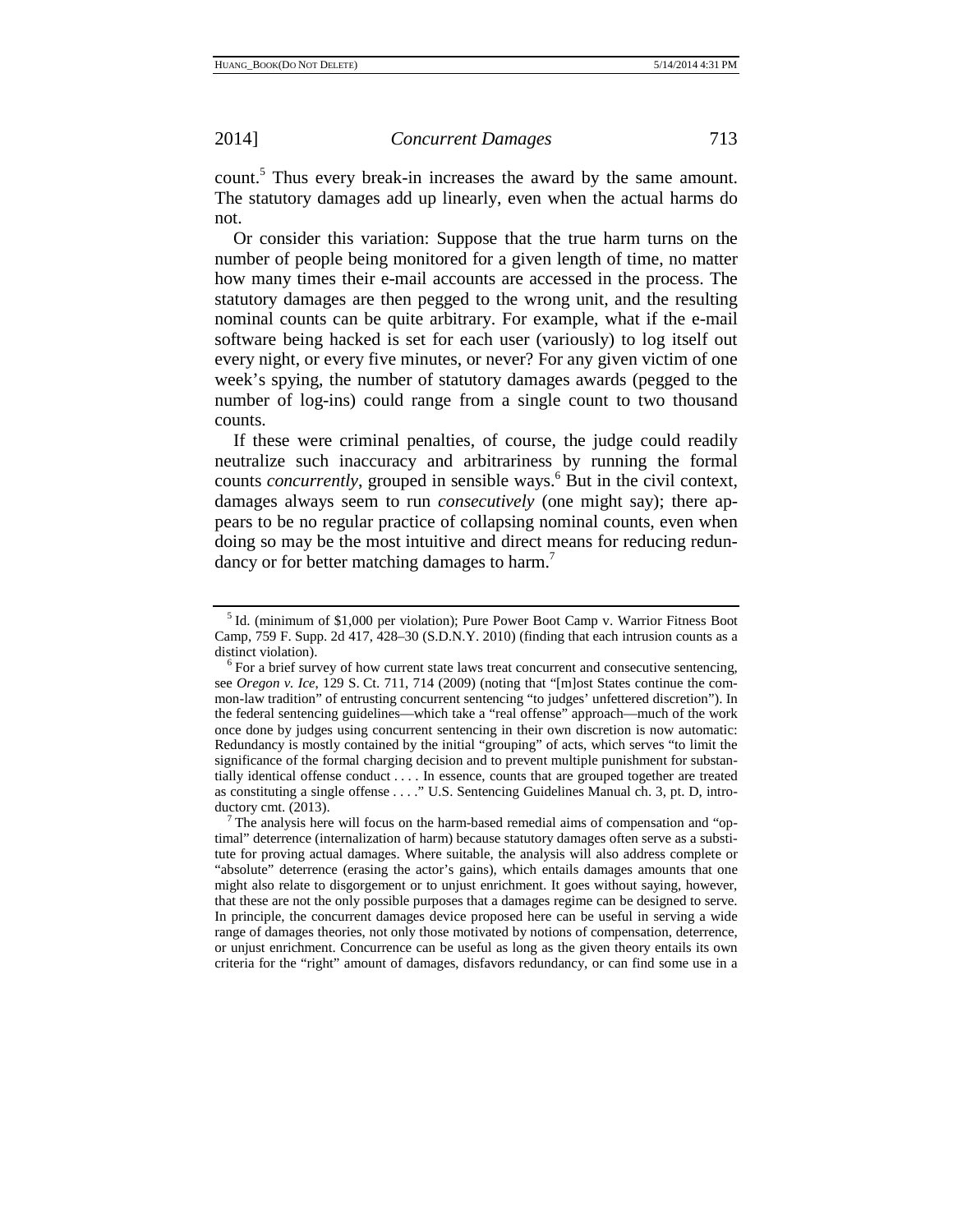count.[5] Thus every break-in increases the award by the same amount. The statutory damages add up linearly, even when the actual harms do not.

Or consider this variation: Suppose that the true harm turns on the number of people being monitored for a given length of time, no matter how many times their e-mail accounts are accessed in the process. The statutory damages are then pegged to the wrong unit, and the resulting nominal counts can be quite arbitrary. For example, what if the e-mail software being hacked is set for each user (variously) to log itself out every night, or every five minutes, or never? For any given victim of one week's spying, the number of statutory damages awards (pegged to the number of log-ins) could range from a single count to two thousand counts.

If these were criminal penalties, of course, the judge could readily neutralize such inaccuracy and arbitrariness by running the formal counts *concurrently*, grouped in sensible ways.[6] But in the civil context, damages always seem to run *consecutively* (one might say); there appears to be no regular practice of collapsing nominal counts, even when doing so may be the most intuitive and direct means for reducing redundancy or for better matching damages to harm.[7]

---

[5] Id. (minimum of $1,000 per violation); Pure Power Boot Camp v. Warrior Fitness Boot Camp, 759 F. Supp. 2d 417, 428–30 (S.D.N.Y. 2010) (finding that each intrusion counts as a distinct violation).

[6] For a brief survey of how current state laws treat concurrent and consecutive sentencing, see *Oregon v. Ice*, 129 S. Ct. 711, 714 (2009) (noting that "[m]ost States continue the common-law tradition" of entrusting concurrent sentencing "to judges' unfettered discretion"). In the federal sentencing guidelines—which take a "real offense" approach—much of the work once done by judges using concurrent sentencing in their own discretion is now automatic: Redundancy is mostly contained by the initial "grouping" of acts, which serves "to limit the significance of the formal charging decision and to prevent multiple punishment for substantially identical offense conduct . . . . In essence, counts that are grouped together are treated as constituting a single offense . . . ." U.S. Sentencing Guidelines Manual ch. 3, pt. D, introductory cmt. (2013).

[7] The analysis here will focus on the harm-based remedial aims of compensation and "optimal" deterrence (internalization of harm) because statutory damages often serve as a substitute for proving actual damages. Where suitable, the analysis will also address complete or "absolute" deterrence (erasing the actor's gains), which entails damages amounts that one might also relate to disgorgement or to unjust enrichment. It goes without saying, however, that these are not the only possible purposes that a damages regime can be designed to serve. In principle, the concurrent damages device proposed here can be useful in serving a wide range of damages theories, not only those motivated by notions of compensation, deterrence, or unjust enrichment. Concurrence can be useful as long as the given theory entails its own criteria for the "right" amount of damages, disfavors redundancy, or can find some use in a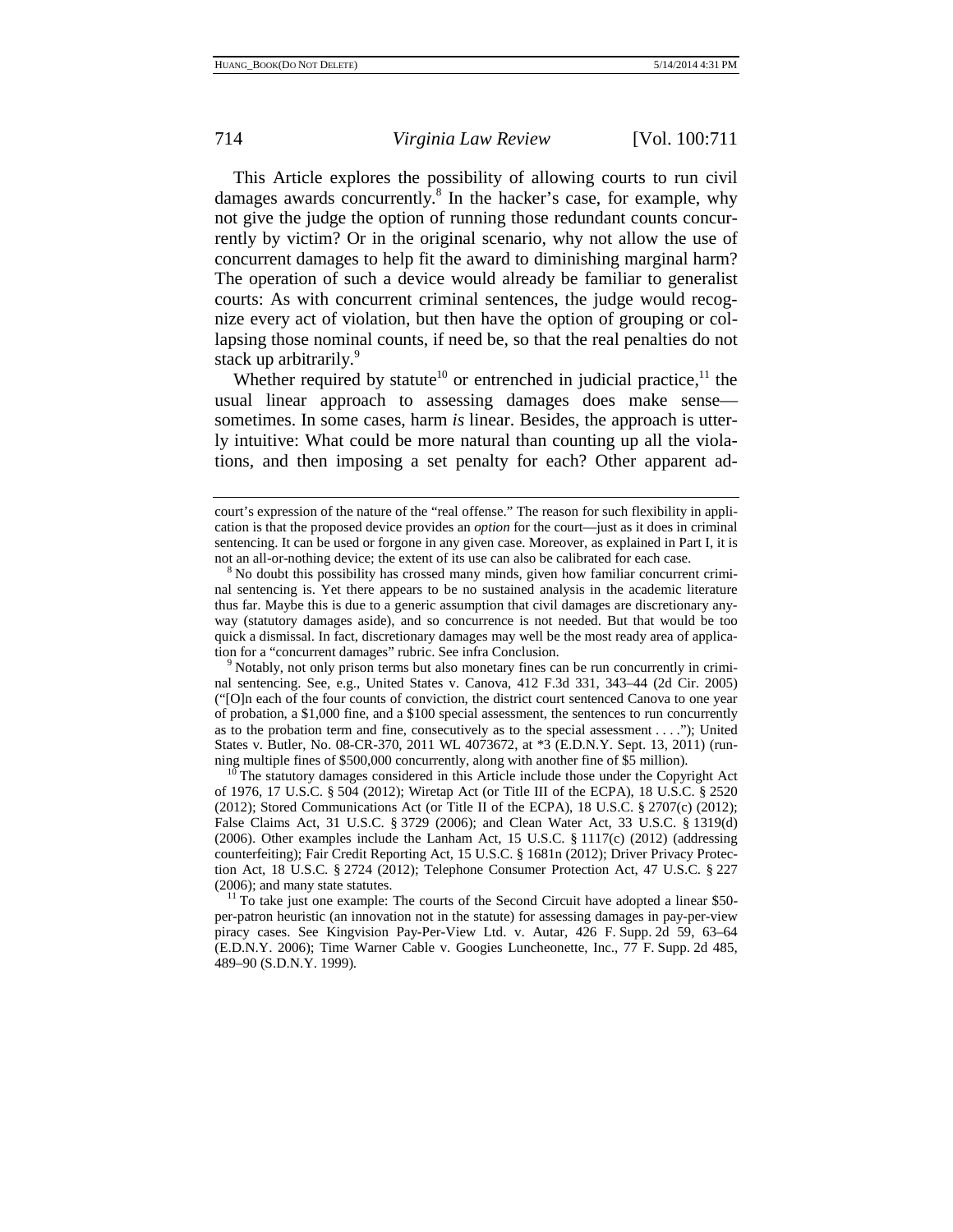This Article explores the possibility of allowing courts to run civil damages awards concurrently.[8] In the hacker's case, for example, why not give the judge the option of running those redundant counts concurrently by victim? Or in the original scenario, why not allow the use of concurrent damages to help fit the award to diminishing marginal harm? The operation of such a device would already be familiar to generalist courts: As with concurrent criminal sentences, the judge would recognize every act of violation, but then have the option of grouping or collapsing those nominal counts, if need be, so that the real penalties do not stack up arbitrarily.[9]

Whether required by statute[10] or entrenched in judicial practice,[11] the usual linear approach to assessing damages does make sense—sometimes. In some cases, harm *is* linear. Besides, the approach is utterly intuitive: What could be more natural than counting up all the violations, and then imposing a set penalty for each? Other apparent ad-

---

court's expression of the nature of the "real offense." The reason for such flexibility in application is that the proposed device provides an *option* for the court—just as it does in criminal sentencing. It can be used or forgone in any given case. Moreover, as explained in Part I, it is not an all-or-nothing device; the extent of its use can also be calibrated for each case.

[8] No doubt this possibility has crossed many minds, given how familiar concurrent criminal sentencing is. Yet there appears to be no sustained analysis in the academic literature thus far. Maybe this is due to a generic assumption that civil damages are discretionary anyway (statutory damages aside), and so concurrence is not needed. But that would be too quick a dismissal. In fact, discretionary damages may well be the most ready area of application for a "concurrent damages" rubric. See infra Conclusion.

[9] Notably, not only prison terms but also monetary fines can be run concurrently in criminal sentencing. See, e.g., United States v. Canova, 412 F.3d 331, 343–44 (2d Cir. 2005) ("[O]n each of the four counts of conviction, the district court sentenced Canova to one year of probation, a $1,000 fine, and a $100 special assessment, the sentences to run concurrently as to the probation term and fine, consecutively as to the special assessment . . . ."); United States v. Butler, No. 08-CR-370, 2011 WL 4073672, at *3 (E.D.N.Y. Sept. 13, 2011) (running multiple fines of $500,000 concurrently, along with another fine of $5 million).

[10] The statutory damages considered in this Article include those under the Copyright Act of 1976, 17 U.S.C. § 504 (2012); Wiretap Act (or Title III of the ECPA), 18 U.S.C. § 2520 (2012); Stored Communications Act (or Title II of the ECPA), 18 U.S.C. § 2707(c) (2012); False Claims Act, 31 U.S.C. § 3729 (2006); and Clean Water Act, 33 U.S.C. § 1319(d) (2006). Other examples include the Lanham Act, 15 U.S.C. § 1117(c) (2012) (addressing counterfeiting); Fair Credit Reporting Act, 15 U.S.C. § 1681n (2012); Driver Privacy Protection Act, 18 U.S.C. § 2724 (2012); Telephone Consumer Protection Act, 47 U.S.C. § 227 (2006); and many state statutes.

[11] To take just one example: The courts of the Second Circuit have adopted a linear $50-per-patron heuristic (an innovation not in the statute) for assessing damages in pay-per-view piracy cases. See Kingvision Pay-Per-View Ltd. v. Autar, 426 F. Supp. 2d 59, 63–64 (E.D.N.Y. 2006); Time Warner Cable v. Googies Luncheonette, Inc., 77 F. Supp. 2d 485, 489–90 (S.D.N.Y. 1999).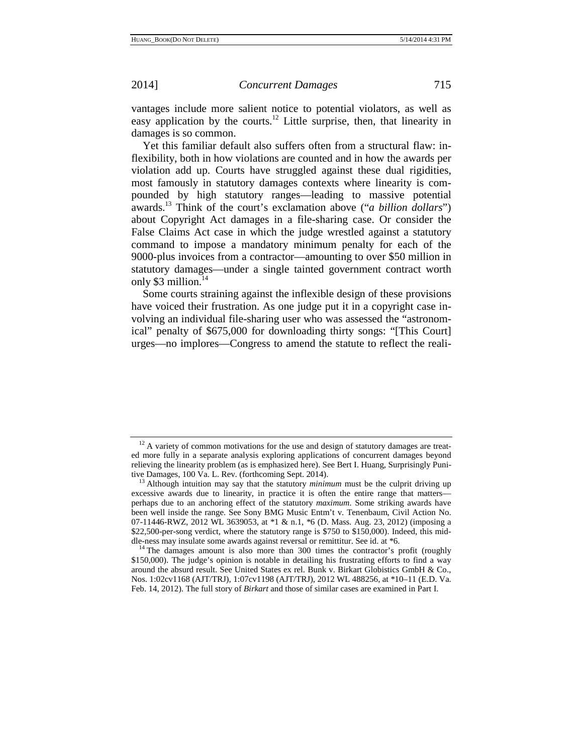vantages include more salient notice to potential violators, as well as easy application by the courts.[12] Little surprise, then, that linearity in damages is so common.

Yet this familiar default also suffers often from a structural flaw: inflexibility, both in how violations are counted and in how the awards per violation add up. Courts have struggled against these dual rigidities, most famously in statutory damages contexts where linearity is compounded by high statutory ranges—leading to massive potential awards.[13] Think of the court's exclamation above ("*a billion dollars*") about Copyright Act damages in a file-sharing case. Or consider the False Claims Act case in which the judge wrestled against a statutory command to impose a mandatory minimum penalty for each of the 9000-plus invoices from a contractor—amounting to over $50 million in statutory damages—under a single tainted government contract worth only $3 million.[14]

Some courts straining against the inflexible design of these provisions have voiced their frustration. As one judge put it in a copyright case involving an individual file-sharing user who was assessed the "astronomical" penalty of $675,000 for downloading thirty songs: "[This Court] urges—no implores—Congress to amend the statute to reflect the reali-

---

[12] A variety of common motivations for the use and design of statutory damages are treated more fully in a separate analysis exploring applications of concurrent damages beyond relieving the linearity problem (as is emphasized here). See Bert I. Huang, Surprisingly Punitive Damages, 100 Va. L. Rev. (forthcoming Sept. 2014).

[13] Although intuition may say that the statutory *minimum* must be the culprit driving up excessive awards due to linearity, in practice it is often the entire range that matters—perhaps due to an anchoring effect of the statutory *maximum*. Some striking awards have been well inside the range. See Sony BMG Music Entm't v. Tenenbaum, Civil Action No. 07-11446-RWZ, 2012 WL 3639053, at *1 & n.1, *6 (D. Mass. Aug. 23, 2012) (imposing a $22,500-per-song verdict, where the statutory range is $750 to $150,000). Indeed, this middle-ness may insulate some awards against reversal or remittitur. See id. at *6.

[14] The damages amount is also more than 300 times the contractor's profit (roughly $150,000). The judge's opinion is notable in detailing his frustrating efforts to find a way around the absurd result. See United States ex rel. Bunk v. Birkart Globistics GmbH & Co., Nos. 1:02cv1168 (AJT/TRJ), 1:07cv1198 (AJT/TRJ), 2012 WL 488256, at *10–11 (E.D. Va. Feb. 14, 2012). The full story of *Birkart* and those of similar cases are examined in Part I.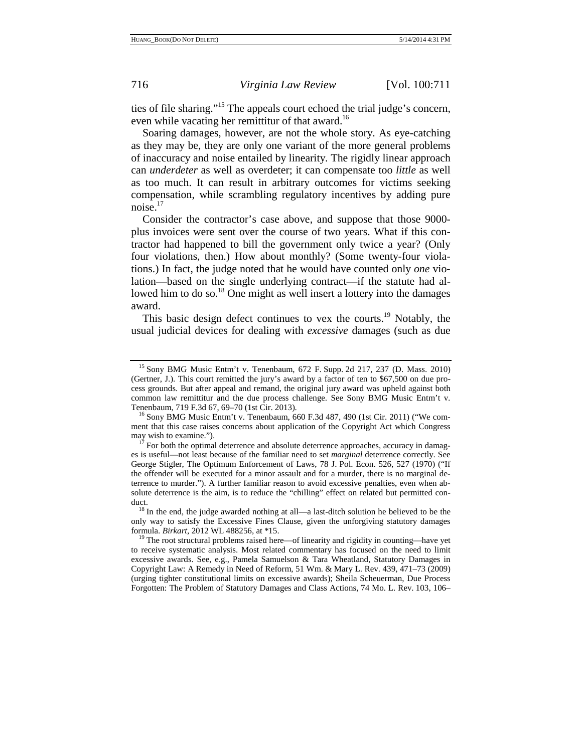ties of file sharing."[15] The appeals court echoed the trial judge's concern, even while vacating her remittitur of that award.[16]

Soaring damages, however, are not the whole story. As eye-catching as they may be, they are only one variant of the more general problems of inaccuracy and noise entailed by linearity. The rigidly linear approach can *underdeter* as well as overdeter; it can compensate too *little* as well as too much. It can result in arbitrary outcomes for victims seeking compensation, while scrambling regulatory incentives by adding pure noise.[17]

Consider the contractor's case above, and suppose that those 9000-plus invoices were sent over the course of two years. What if this contractor had happened to bill the government only twice a year? (Only four violations, then.) How about monthly? (Some twenty-four violations.) In fact, the judge noted that he would have counted only *one* violation—based on the single underlying contract—if the statute had allowed him to do so.[18] One might as well insert a lottery into the damages award.

This basic design defect continues to vex the courts.[19] Notably, the usual judicial devices for dealing with *excessive* damages (such as due

---

[15] Sony BMG Music Entm't v. Tenenbaum, 672 F. Supp. 2d 217, 237 (D. Mass. 2010) (Gertner, J.). This court remitted the jury's award by a factor of ten to $67,500 on due process grounds. But after appeal and remand, the original jury award was upheld against both common law remittitur and the due process challenge. See Sony BMG Music Entm't v. Tenenbaum, 719 F.3d 67, 69–70 (1st Cir. 2013).

[16] Sony BMG Music Entm't v. Tenenbaum, 660 F.3d 487, 490 (1st Cir. 2011) ("We comment that this case raises concerns about application of the Copyright Act which Congress may wish to examine.").

[17] For both the optimal deterrence and absolute deterrence approaches, accuracy in damages is useful—not least because of the familiar need to set *marginal* deterrence correctly. See George Stigler, The Optimum Enforcement of Laws, 78 J. Pol. Econ. 526, 527 (1970) ("If the offender will be executed for a minor assault and for a murder, there is no marginal deterrence to murder."). A further familiar reason to avoid excessive penalties, even when absolute deterrence is the aim, is to reduce the "chilling" effect on related but permitted conduct.

[18] In the end, the judge awarded nothing at all—a last-ditch solution he believed to be the only way to satisfy the Excessive Fines Clause, given the unforgiving statutory damages formula. *Birkart*, 2012 WL 488256, at *15.

[19] The root structural problems raised here—of linearity and rigidity in counting—have yet to receive systematic analysis. Most related commentary has focused on the need to limit excessive awards. See, e.g., Pamela Samuelson & Tara Wheatland, Statutory Damages in Copyright Law: A Remedy in Need of Reform, 51 Wm. & Mary L. Rev. 439, 471–73 (2009) (urging tighter constitutional limits on excessive awards); Sheila Scheuerman, Due Process Forgotten: The Problem of Statutory Damages and Class Actions, 74 Mo. L. Rev. 103, 106–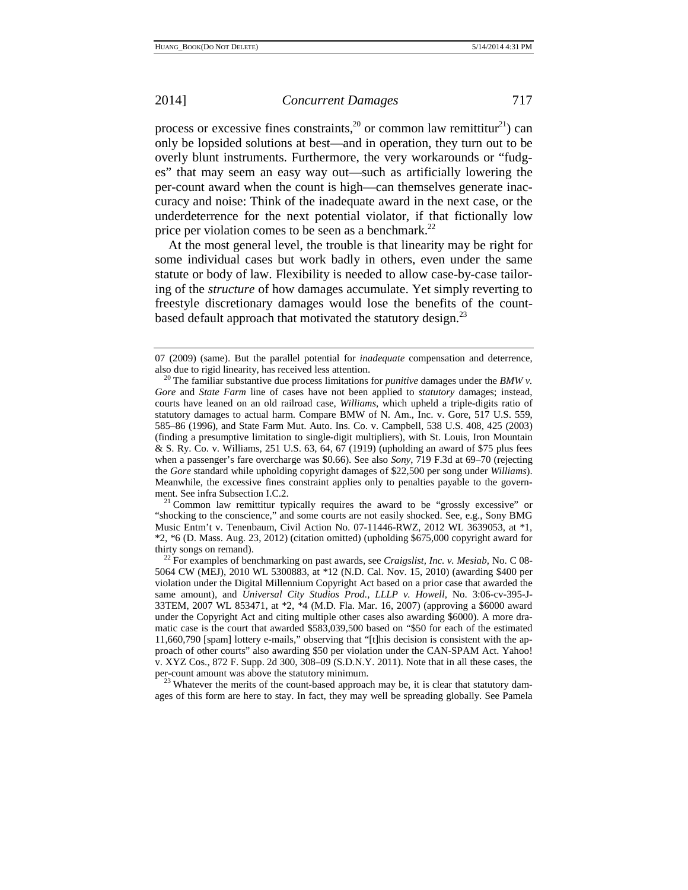process or excessive fines constraints,[20] or common law remittitur[21]) can only be lopsided solutions at best—and in operation, they turn out to be overly blunt instruments. Furthermore, the very workarounds or "fudges" that may seem an easy way out—such as artificially lowering the per-count award when the count is high—can themselves generate inaccuracy and noise: Think of the inadequate award in the next case, or the underdeterrence for the next potential violator, if that fictionally low price per violation comes to be seen as a benchmark.[22]

At the most general level, the trouble is that linearity may be right for some individual cases but work badly in others, even under the same statute or body of law. Flexibility is needed to allow case-by-case tailoring of the *structure* of how damages accumulate. Yet simply reverting to freestyle discretionary damages would lose the benefits of the count-based default approach that motivated the statutory design.[23]

---

07 (2009) (same). But the parallel potential for *inadequate* compensation and deterrence, also due to rigid linearity, has received less attention.

[20] The familiar substantive due process limitations for *punitive* damages under the *BMW v. Gore* and *State Farm* line of cases have not been applied to *statutory* damages; instead, courts have leaned on an old railroad case, *Williams*, which upheld a triple-digits ratio of statutory damages to actual harm. Compare BMW of N. Am., Inc. v. Gore, 517 U.S. 559, 585–86 (1996), and State Farm Mut. Auto. Ins. Co. v. Campbell, 538 U.S. 408, 425 (2003) (finding a presumptive limitation to single-digit multipliers), with St. Louis, Iron Mountain & S. Ry. Co. v. Williams, 251 U.S. 63, 64, 67 (1919) (upholding an award of $75 plus fees when a passenger's fare overcharge was $0.66). See also *Sony*, 719 F.3d at 69–70 (rejecting the *Gore* standard while upholding copyright damages of $22,500 per song under *Williams*). Meanwhile, the excessive fines constraint applies only to penalties payable to the government. See infra Subsection I.C.2.

[21] Common law remittitur typically requires the award to be "grossly excessive" or "shocking to the conscience," and some courts are not easily shocked. See, e.g., Sony BMG Music Entm't v. Tenenbaum, Civil Action No. 07-11446-RWZ, 2012 WL 3639053, at *1, *2, *6 (D. Mass. Aug. 23, 2012) (citation omitted) (upholding $675,000 copyright award for thirty songs on remand).

[22] For examples of benchmarking on past awards, see *Craigslist, Inc. v. Mesiab*, No. C 08-5064 CW (MEJ), 2010 WL 5300883, at *12 (N.D. Cal. Nov. 15, 2010) (awarding $400 per violation under the Digital Millennium Copyright Act based on a prior case that awarded the same amount), and *Universal City Studios Prod., LLLP v. Howell*, No. 3:06-cv-395-J-33TEM, 2007 WL 853471, at *2, *4 (M.D. Fla. Mar. 16, 2007) (approving a $6000 award under the Copyright Act and citing multiple other cases also awarding $6000). A more dramatic case is the court that awarded $583,039,500 based on "$50 for each of the estimated 11,660,790 [spam] lottery e-mails," observing that "[t]his decision is consistent with the approach of other courts" also awarding $50 per violation under the CAN-SPAM Act. Yahoo! v. XYZ Cos., 872 F. Supp. 2d 300, 308–09 (S.D.N.Y. 2011). Note that in all these cases, the per-count amount was above the statutory minimum.

[23] Whatever the merits of the count-based approach may be, it is clear that statutory damages of this form are here to stay. In fact, they may well be spreading globally. See Pamela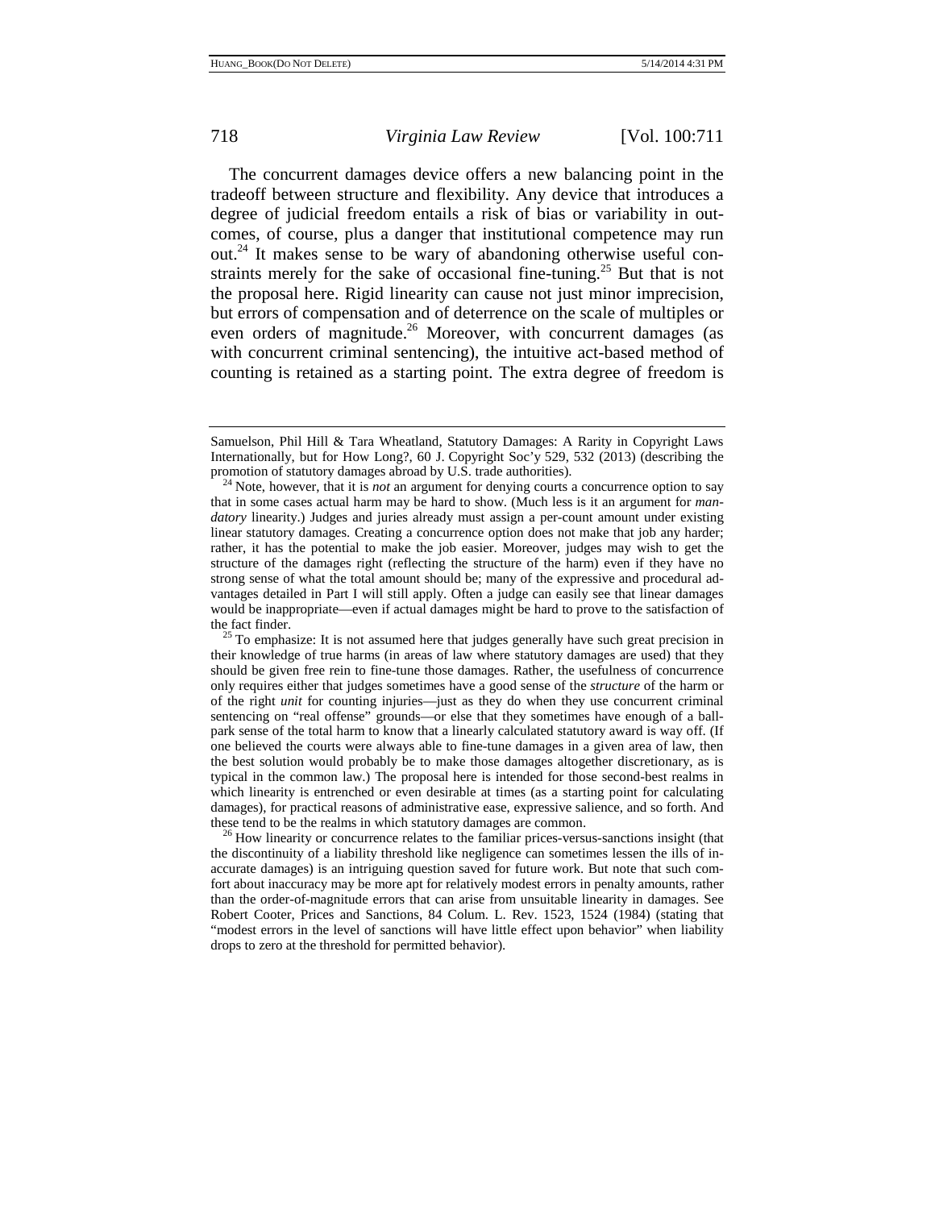The concurrent damages device offers a new balancing point in the tradeoff between structure and flexibility. Any device that introduces a degree of judicial freedom entails a risk of bias or variability in outcomes, of course, plus a danger that institutional competence may run out.[24] It makes sense to be wary of abandoning otherwise useful constraints merely for the sake of occasional fine-tuning.[25] But that is not the proposal here. Rigid linearity can cause not just minor imprecision, but errors of compensation and of deterrence on the scale of multiples or even orders of magnitude.[26] Moreover, with concurrent damages (as with concurrent criminal sentencing), the intuitive act-based method of counting is retained as a starting point. The extra degree of freedom is

---

Samuelson, Phil Hill & Tara Wheatland, Statutory Damages: A Rarity in Copyright Laws Internationally, but for How Long?, 60 J. Copyright Soc'y 529, 532 (2013) (describing the promotion of statutory damages abroad by U.S. trade authorities).

[24] Note, however, that it is *not* an argument for denying courts a concurrence option to say that in some cases actual harm may be hard to show. (Much less is it an argument for *mandatory* linearity.) Judges and juries already must assign a per-count amount under existing linear statutory damages. Creating a concurrence option does not make that job any harder; rather, it has the potential to make the job easier. Moreover, judges may wish to get the structure of the damages right (reflecting the structure of the harm) even if they have no strong sense of what the total amount should be; many of the expressive and procedural advantages detailed in Part I will still apply. Often a judge can easily see that linear damages would be inappropriate—even if actual damages might be hard to prove to the satisfaction of the fact finder.

[25] To emphasize: It is not assumed here that judges generally have such great precision in their knowledge of true harms (in areas of law where statutory damages are used) that they should be given free rein to fine-tune those damages. Rather, the usefulness of concurrence only requires either that judges sometimes have a good sense of the *structure* of the harm or of the right *unit* for counting injuries—just as they do when they use concurrent criminal sentencing on "real offense" grounds—or else that they sometimes have enough of a ballpark sense of the total harm to know that a linearly calculated statutory award is way off. (If one believed the courts were always able to fine-tune damages in a given area of law, then the best solution would probably be to make those damages altogether discretionary, as is typical in the common law.) The proposal here is intended for those second-best realms in which linearity is entrenched or even desirable at times (as a starting point for calculating damages), for practical reasons of administrative ease, expressive salience, and so forth. And these tend to be the realms in which statutory damages are common.

[26] How linearity or concurrence relates to the familiar prices-versus-sanctions insight (that the discontinuity of a liability threshold like negligence can sometimes lessen the ills of inaccurate damages) is an intriguing question saved for future work. But note that such comfort about inaccuracy may be more apt for relatively modest errors in penalty amounts, rather than the order-of-magnitude errors that can arise from unsuitable linearity in damages. See Robert Cooter, Prices and Sanctions, 84 Colum. L. Rev. 1523, 1524 (1984) (stating that "modest errors in the level of sanctions will have little effect upon behavior" when liability drops to zero at the threshold for permitted behavior).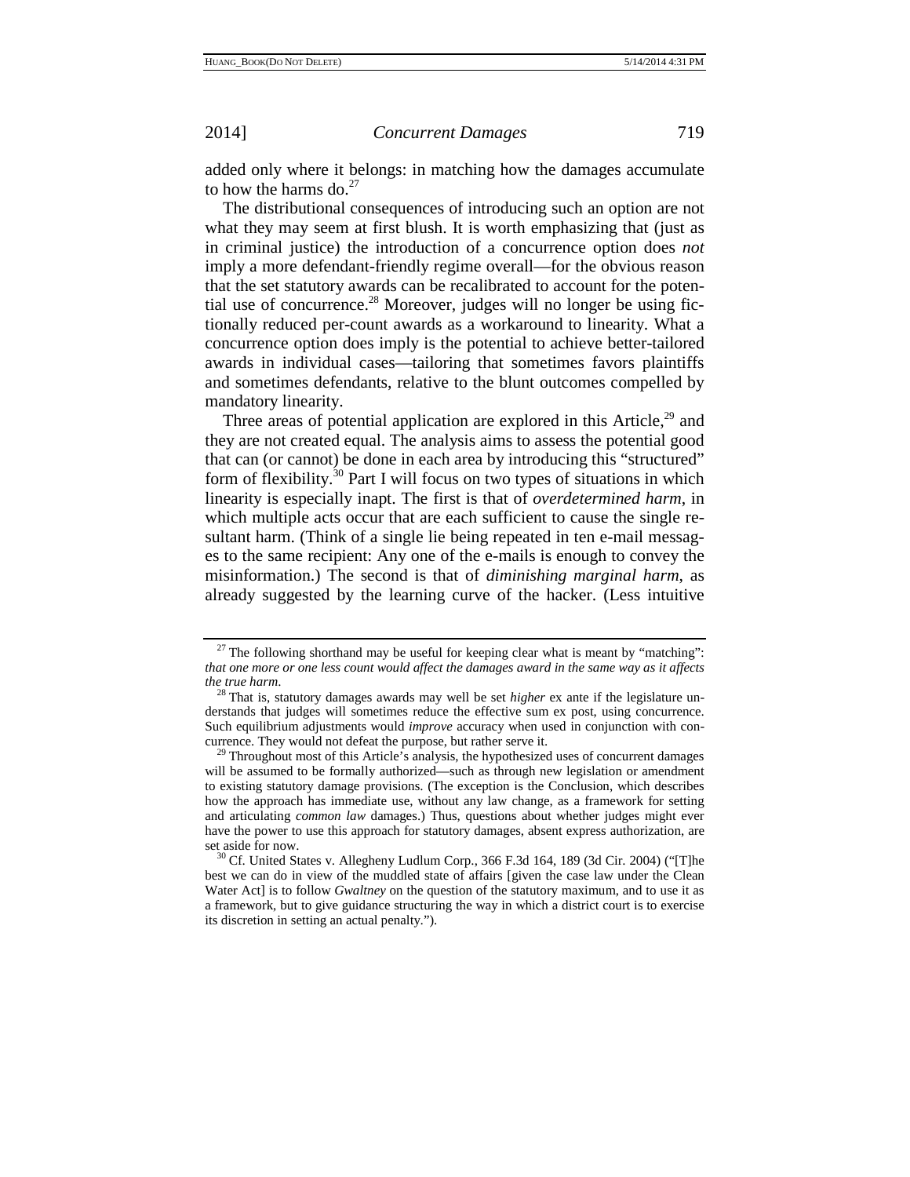added only where it belongs: in matching how the damages accumulate to how the harms do.[27]

The distributional consequences of introducing such an option are not what they may seem at first blush. It is worth emphasizing that (just as in criminal justice) the introduction of a concurrence option does *not* imply a more defendant-friendly regime overall—for the obvious reason that the set statutory awards can be recalibrated to account for the potential use of concurrence.[28] Moreover, judges will no longer be using fictionally reduced per-count awards as a workaround to linearity. What a concurrence option does imply is the potential to achieve better-tailored awards in individual cases—tailoring that sometimes favors plaintiffs and sometimes defendants, relative to the blunt outcomes compelled by mandatory linearity.

Three areas of potential application are explored in this Article,[29] and they are not created equal. The analysis aims to assess the potential good that can (or cannot) be done in each area by introducing this "structured" form of flexibility.[30] Part I will focus on two types of situations in which linearity is especially inapt. The first is that of *overdetermined harm*, in which multiple acts occur that are each sufficient to cause the single resultant harm. (Think of a single lie being repeated in ten e-mail messages to the same recipient: Any one of the e-mails is enough to convey the misinformation.) The second is that of *diminishing marginal harm*, as already suggested by the learning curve of the hacker. (Less intuitive

---

[27] The following shorthand may be useful for keeping clear what is meant by "matching": *that one more or one less count would affect the damages award in the same way as it affects the true harm*.

[28] That is, statutory damages awards may well be set *higher* ex ante if the legislature understands that judges will sometimes reduce the effective sum ex post, using concurrence. Such equilibrium adjustments would *improve* accuracy when used in conjunction with concurrence. They would not defeat the purpose, but rather serve it.

[29] Throughout most of this Article's analysis, the hypothesized uses of concurrent damages will be assumed to be formally authorized—such as through new legislation or amendment to existing statutory damage provisions. (The exception is the Conclusion, which describes how the approach has immediate use, without any law change, as a framework for setting and articulating *common law* damages.) Thus, questions about whether judges might ever have the power to use this approach for statutory damages, absent express authorization, are set aside for now.

[30] Cf. United States v. Allegheny Ludlum Corp., 366 F.3d 164, 189 (3d Cir. 2004) ("[T]he best we can do in view of the muddled state of affairs [given the case law under the Clean Water Act] is to follow *Gwaltney* on the question of the statutory maximum, and to use it as a framework, but to give guidance structuring the way in which a district court is to exercise its discretion in setting an actual penalty.").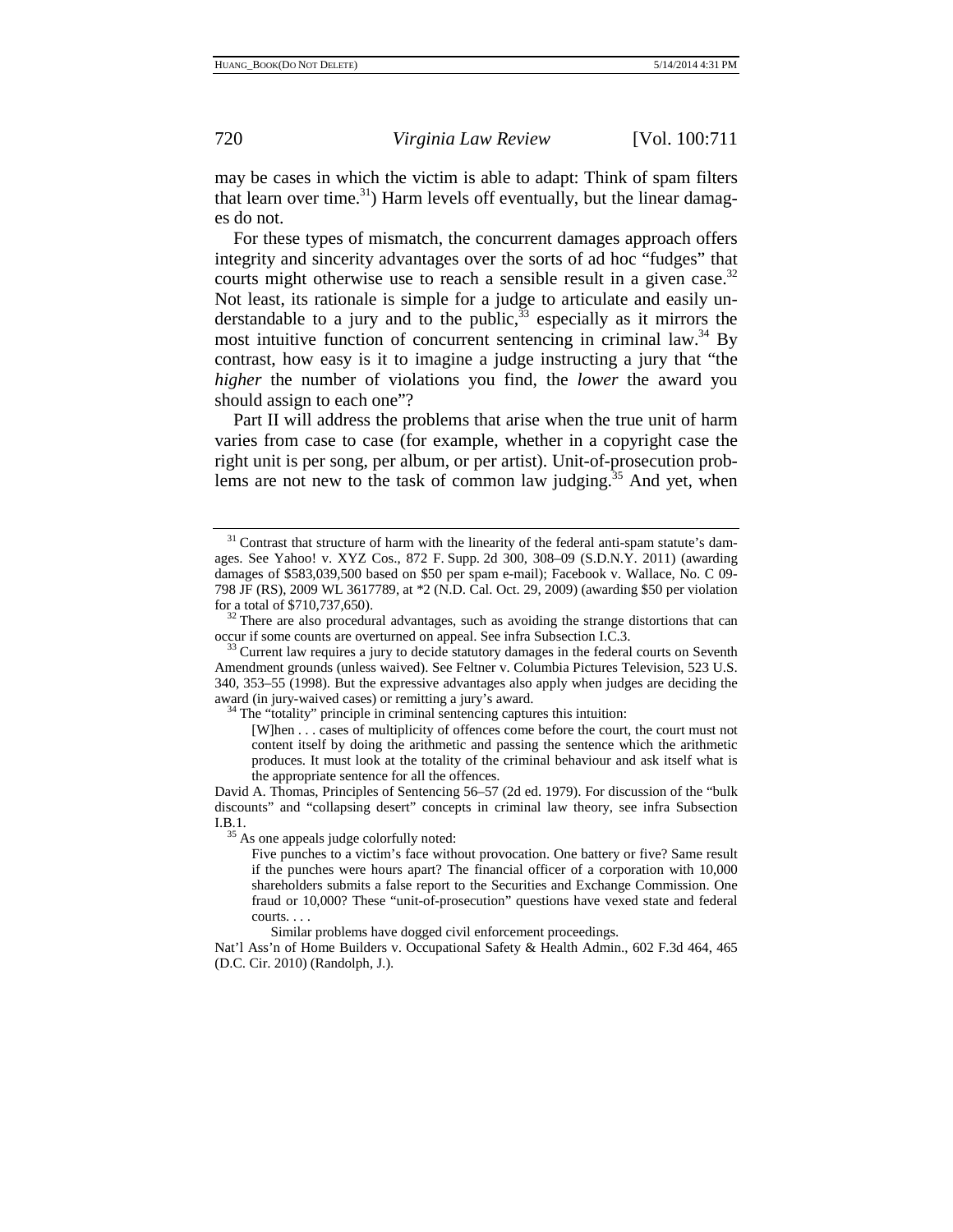may be cases in which the victim is able to adapt: Think of spam filters that learn over time.[31]) Harm levels off eventually, but the linear damages do not.

For these types of mismatch, the concurrent damages approach offers integrity and sincerity advantages over the sorts of ad hoc "fudges" that courts might otherwise use to reach a sensible result in a given case.[32] Not least, its rationale is simple for a judge to articulate and easily understandable to a jury and to the public,[33] especially as it mirrors the most intuitive function of concurrent sentencing in criminal law.[34] By contrast, how easy is it to imagine a judge instructing a jury that "the *higher* the number of violations you find, the *lower* the award you should assign to each one"?

Part II will address the problems that arise when the true unit of harm varies from case to case (for example, whether in a copyright case the right unit is per song, per album, or per artist). Unit-of-prosecution problems are not new to the task of common law judging.[35] And yet, when

---

[31] Contrast that structure of harm with the linearity of the federal anti-spam statute's damages. See Yahoo! v. XYZ Cos., 872 F. Supp. 2d 300, 308–09 (S.D.N.Y. 2011) (awarding damages of $583,039,500 based on $50 per spam e-mail); Facebook v. Wallace, No. C 09-798 JF (RS), 2009 WL 3617789, at *2 (N.D. Cal. Oct. 29, 2009) (awarding $50 per violation for a total of $710,737,650).

[32] There are also procedural advantages, such as avoiding the strange distortions that can occur if some counts are overturned on appeal. See infra Subsection I.C.3.

[33] Current law requires a jury to decide statutory damages in the federal courts on Seventh Amendment grounds (unless waived). See Feltner v. Columbia Pictures Television, 523 U.S. 340, 353–55 (1998). But the expressive advantages also apply when judges are deciding the award (in jury-waived cases) or remitting a jury's award.

[34] The "totality" principle in criminal sentencing captures this intuition:

> [W]hen . . . cases of multiplicity of offences come before the court, the court must not content itself by doing the arithmetic and passing the sentence which the arithmetic produces. It must look at the totality of the criminal behaviour and ask itself what is the appropriate sentence for all the offences.

David A. Thomas, Principles of Sentencing 56–57 (2d ed. 1979). For discussion of the "bulk discounts" and "collapsing desert" concepts in criminal law theory, see infra Subsection I.B.1.

[35] As one appeals judge colorfully noted:

> Five punches to a victim's face without provocation. One battery or five? Same result if the punches were hours apart? The financial officer of a corporation with 10,000 shareholders submits a false report to the Securities and Exchange Commission. One fraud or 10,000? These "unit-of-prosecution" questions have vexed state and federal courts. . . .
>
> Similar problems have dogged civil enforcement proceedings.

Nat'l Ass'n of Home Builders v. Occupational Safety & Health Admin., 602 F.3d 464, 465 (D.C. Cir. 2010) (Randolph, J.).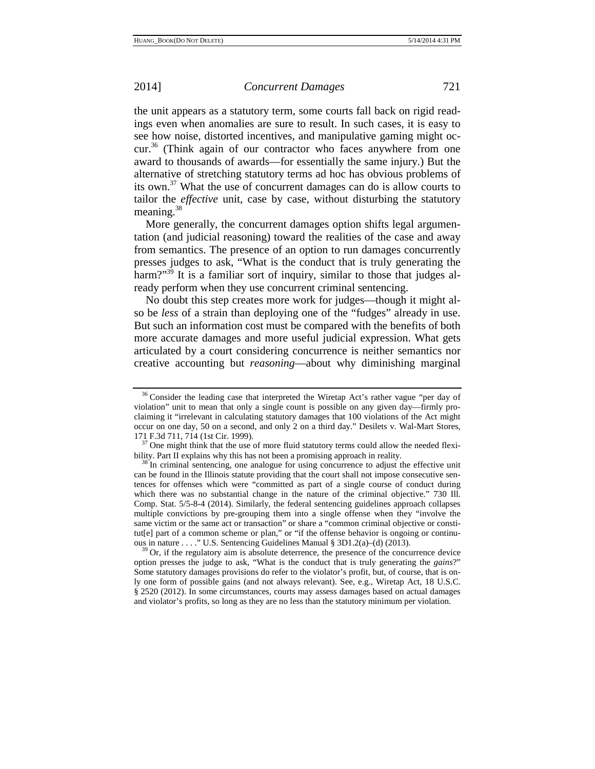the unit appears as a statutory term, some courts fall back on rigid readings even when anomalies are sure to result. In such cases, it is easy to see how noise, distorted incentives, and manipulative gaming might occur.[36] (Think again of our contractor who faces anywhere from one award to thousands of awards—for essentially the same injury.) But the alternative of stretching statutory terms ad hoc has obvious problems of its own.[37] What the use of concurrent damages can do is allow courts to tailor the *effective* unit, case by case, without disturbing the statutory meaning.[38]

More generally, the concurrent damages option shifts legal argumentation (and judicial reasoning) toward the realities of the case and away from semantics. The presence of an option to run damages concurrently presses judges to ask, "What is the conduct that is truly generating the harm?"[39] It is a familiar sort of inquiry, similar to those that judges already perform when they use concurrent criminal sentencing.

No doubt this step creates more work for judges—though it might also be *less* of a strain than deploying one of the "fudges" already in use. But such an information cost must be compared with the benefits of both more accurate damages and more useful judicial expression. What gets articulated by a court considering concurrence is neither semantics nor creative accounting but *reasoning*—about why diminishing marginal

---

[36] Consider the leading case that interpreted the Wiretap Act's rather vague "per day of violation" unit to mean that only a single count is possible on any given day—firmly proclaiming it "irrelevant in calculating statutory damages that 100 violations of the Act might occur on one day, 50 on a second, and only 2 on a third day." Desilets v. Wal-Mart Stores, 171 F.3d 711, 714 (1st Cir. 1999).

[37] One might think that the use of more fluid statutory terms could allow the needed flexibility. Part II explains why this has not been a promising approach in reality.

[38] In criminal sentencing, one analogue for using concurrence to adjust the effective unit can be found in the Illinois statute providing that the court shall not impose consecutive sentences for offenses which were "committed as part of a single course of conduct during which there was no substantial change in the nature of the criminal objective." 730 Ill. Comp. Stat. 5/5-8-4 (2014). Similarly, the federal sentencing guidelines approach collapses multiple convictions by pre-grouping them into a single offense when they "involve the same victim or the same act or transaction" or share a "common criminal objective or constitut[e] part of a common scheme or plan," or "if the offense behavior is ongoing or continuous in nature . . . ." U.S. Sentencing Guidelines Manual § 3D1.2(a)–(d) (2013).

[39] Or, if the regulatory aim is absolute deterrence, the presence of the concurrence device option presses the judge to ask, "What is the conduct that is truly generating the *gains*?" Some statutory damages provisions do refer to the violator's profit, but, of course, that is only one form of possible gains (and not always relevant). See, e.g., Wiretap Act, 18 U.S.C. § 2520 (2012). In some circumstances, courts may assess damages based on actual damages and violator's profits, so long as they are no less than the statutory minimum per violation.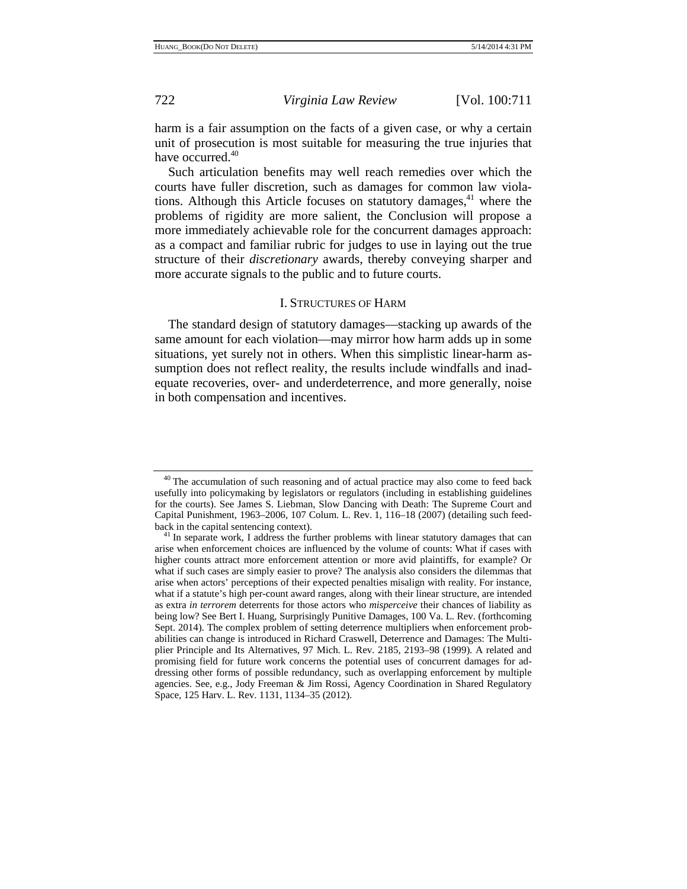harm is a fair assumption on the facts of a given case, or why a certain unit of prosecution is most suitable for measuring the true injuries that have occurred.[40]

Such articulation benefits may well reach remedies over which the courts have fuller discretion, such as damages for common law violations. Although this Article focuses on statutory damages,[41] where the problems of rigidity are more salient, the Conclusion will propose a more immediately achievable role for the concurrent damages approach: as a compact and familiar rubric for judges to use in laying out the true structure of their *discretionary* awards, thereby conveying sharper and more accurate signals to the public and to future courts.

## I. STRUCTURES OF HARM

The standard design of statutory damages—stacking up awards of the same amount for each violation—may mirror how harm adds up in some situations, yet surely not in others. When this simplistic linear-harm assumption does not reflect reality, the results include windfalls and inadequate recoveries, over- and underdeterrence, and more generally, noise in both compensation and incentives.

---

[40] The accumulation of such reasoning and of actual practice may also come to feed back usefully into policymaking by legislators or regulators (including in establishing guidelines for the courts). See James S. Liebman, Slow Dancing with Death: The Supreme Court and Capital Punishment, 1963–2006, 107 Colum. L. Rev. 1, 116–18 (2007) (detailing such feedback in the capital sentencing context).

[41] In separate work, I address the further problems with linear statutory damages that can arise when enforcement choices are influenced by the volume of counts: What if cases with higher counts attract more enforcement attention or more avid plaintiffs, for example? Or what if such cases are simply easier to prove? The analysis also considers the dilemmas that arise when actors' perceptions of their expected penalties misalign with reality. For instance, what if a statute's high per-count award ranges, along with their linear structure, are intended as extra *in terrorem* deterrents for those actors who *misperceive* their chances of liability as being low? See Bert I. Huang, Surprisingly Punitive Damages, 100 Va. L. Rev. (forthcoming Sept. 2014). The complex problem of setting deterrence multipliers when enforcement probabilities can change is introduced in Richard Craswell, Deterrence and Damages: The Multiplier Principle and Its Alternatives, 97 Mich. L. Rev. 2185, 2193–98 (1999). A related and promising field for future work concerns the potential uses of concurrent damages for addressing other forms of possible redundancy, such as overlapping enforcement by multiple agencies. See, e.g., Jody Freeman & Jim Rossi, Agency Coordination in Shared Regulatory Space, 125 Harv. L. Rev. 1131, 1134–35 (2012).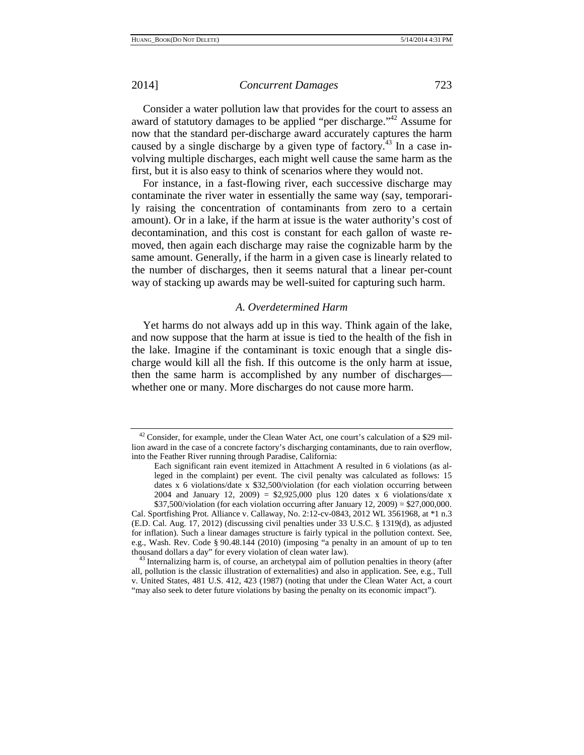Consider a water pollution law that provides for the court to assess an award of statutory damages to be applied "per discharge."[42] Assume for now that the standard per-discharge award accurately captures the harm caused by a single discharge by a given type of factory.[43] In a case involving multiple discharges, each might well cause the same harm as the first, but it is also easy to think of scenarios where they would not.

For instance, in a fast-flowing river, each successive discharge may contaminate the river water in essentially the same way (say, temporarily raising the concentration of contaminants from zero to a certain amount). Or in a lake, if the harm at issue is the water authority's cost of decontamination, and this cost is constant for each gallon of waste removed, then again each discharge may raise the cognizable harm by the same amount. Generally, if the harm in a given case is linearly related to the number of discharges, then it seems natural that a linear per-count way of stacking up awards may be well-suited for capturing such harm.

### *A. Overdetermined Harm*

Yet harms do not always add up in this way. Think again of the lake, and now suppose that the harm at issue is tied to the health of the fish in the lake. Imagine if the contaminant is toxic enough that a single discharge would kill all the fish. If this outcome is the only harm at issue, then the same harm is accomplished by any number of discharges—whether one or many. More discharges do not cause more harm.

---

[42] Consider, for example, under the Clean Water Act, one court's calculation of a $29 million award in the case of a concrete factory's discharging contaminants, due to rain overflow, into the Feather River running through Paradise, California:

> Each significant rain event itemized in Attachment A resulted in 6 violations (as alleged in the complaint) per event. The civil penalty was calculated as follows: 15 dates x 6 violations/date x $32,500/violation (for each violation occurring between 2004 and January 12, 2009) = $2,925,000 plus 120 dates x 6 violations/date x $37,500/violation (for each violation occurring after January 12, 2009) = $27,000,000.

Cal. Sportfishing Prot. Alliance v. Callaway, No. 2:12-cv-0843, 2012 WL 3561968, at *1 n.3 (E.D. Cal. Aug. 17, 2012) (discussing civil penalties under 33 U.S.C. § 1319(d), as adjusted for inflation). Such a linear damages structure is fairly typical in the pollution context. See, e.g., Wash. Rev. Code § 90.48.144 (2010) (imposing "a penalty in an amount of up to ten thousand dollars a day" for every violation of clean water law).

[43] Internalizing harm is, of course, an archetypal aim of pollution penalties in theory (after all, pollution is the classic illustration of externalities) and also in application. See, e.g., Tull v. United States, 481 U.S. 412, 423 (1987) (noting that under the Clean Water Act, a court "may also seek to deter future violations by basing the penalty on its economic impact").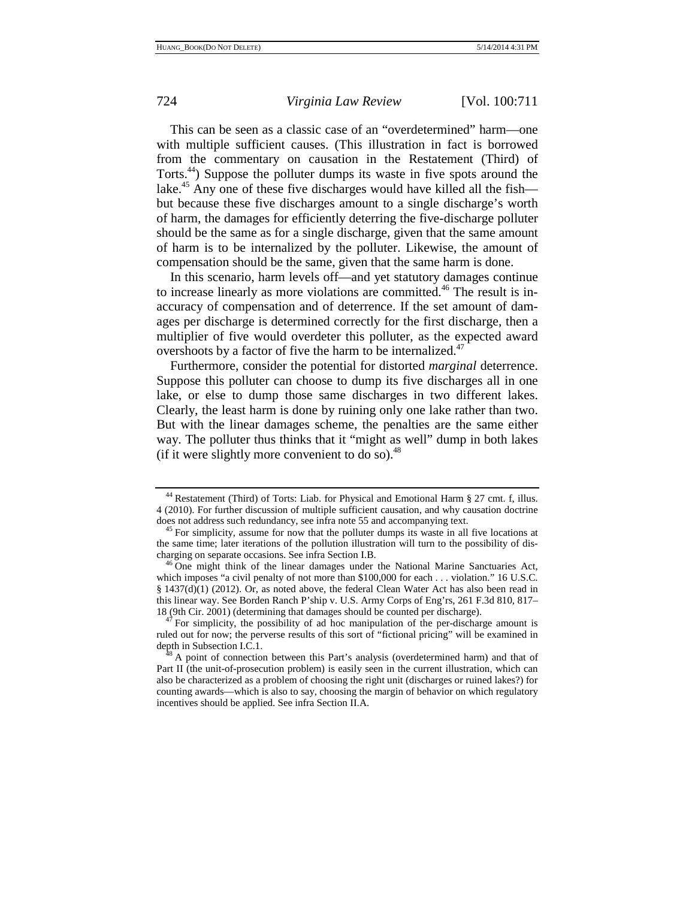This can be seen as a classic case of an "overdetermined" harm—one with multiple sufficient causes. (This illustration in fact is borrowed from the commentary on causation in the Restatement (Third) of Torts.[44]) Suppose the polluter dumps its waste in five spots around the lake.[45] Any one of these five discharges would have killed all the fish—but because these five discharges amount to a single discharge's worth of harm, the damages for efficiently deterring the five-discharge polluter should be the same as for a single discharge, given that the same amount of harm is to be internalized by the polluter. Likewise, the amount of compensation should be the same, given that the same harm is done.

In this scenario, harm levels off—and yet statutory damages continue to increase linearly as more violations are committed.[46] The result is inaccuracy of compensation and of deterrence. If the set amount of damages per discharge is determined correctly for the first discharge, then a multiplier of five would overdeter this polluter, as the expected award overshoots by a factor of five the harm to be internalized.[47]

Furthermore, consider the potential for distorted *marginal* deterrence. Suppose this polluter can choose to dump its five discharges all in one lake, or else to dump those same discharges in two different lakes. Clearly, the least harm is done by ruining only one lake rather than two. But with the linear damages scheme, the penalties are the same either way. The polluter thus thinks that it "might as well" dump in both lakes (if it were slightly more convenient to do so).[48]

---

[44] Restatement (Third) of Torts: Liab. for Physical and Emotional Harm § 27 cmt. f, illus. 4 (2010). For further discussion of multiple sufficient causation, and why causation doctrine does not address such redundancy, see infra note 55 and accompanying text.

[45] For simplicity, assume for now that the polluter dumps its waste in all five locations at the same time; later iterations of the pollution illustration will turn to the possibility of discharging on separate occasions. See infra Section I.B.

[46] One might think of the linear damages under the National Marine Sanctuaries Act, which imposes "a civil penalty of not more than $100,000 for each . . . violation." 16 U.S.C. § 1437(d)(1) (2012). Or, as noted above, the federal Clean Water Act has also been read in this linear way. See Borden Ranch P'ship v. U.S. Army Corps of Eng'rs, 261 F.3d 810, 817–18 (9th Cir. 2001) (determining that damages should be counted per discharge).

[47] For simplicity, the possibility of ad hoc manipulation of the per-discharge amount is ruled out for now; the perverse results of this sort of "fictional pricing" will be examined in depth in Subsection I.C.1.

[48] A point of connection between this Part's analysis (overdetermined harm) and that of Part II (the unit-of-prosecution problem) is easily seen in the current illustration, which can also be characterized as a problem of choosing the right unit (discharges or ruined lakes?) for counting awards—which is also to say, choosing the margin of behavior on which regulatory incentives should be applied. See infra Section II.A.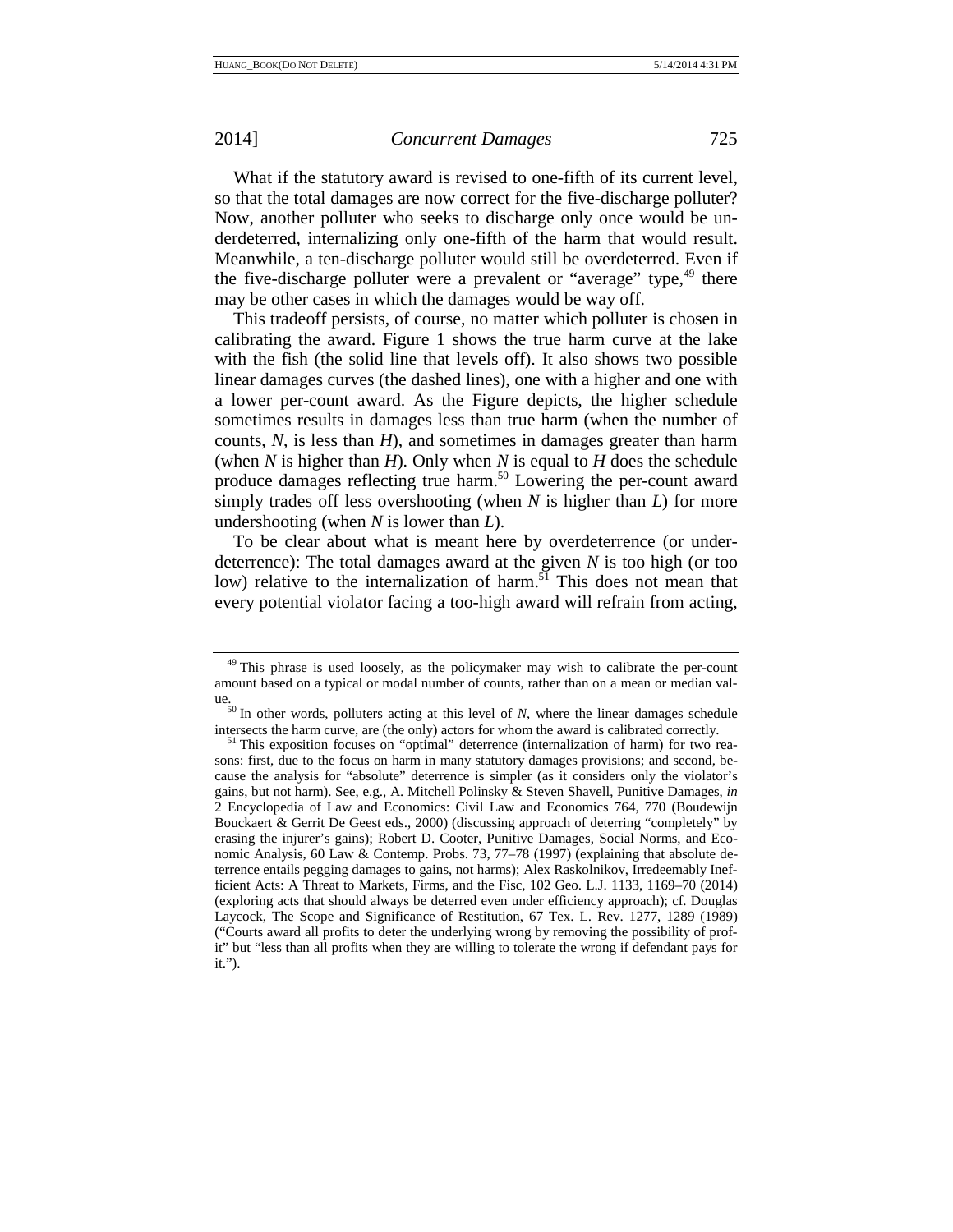What if the statutory award is revised to one-fifth of its current level, so that the total damages are now correct for the five-discharge polluter? Now, another polluter who seeks to discharge only once would be underdeterred, internalizing only one-fifth of the harm that would result. Meanwhile, a ten-discharge polluter would still be overdeterred. Even if the five-discharge polluter were a prevalent or "average" type,[49] there may be other cases in which the damages would be way off.

This tradeoff persists, of course, no matter which polluter is chosen in calibrating the award. Figure 1 shows the true harm curve at the lake with the fish (the solid line that levels off). It also shows two possible linear damages curves (the dashed lines), one with a higher and one with a lower per-count award. As the Figure depicts, the higher schedule sometimes results in damages less than true harm (when the number of counts, $N$, is less than $H$), and sometimes in damages greater than harm (when $N$ is higher than $H$). Only when $N$ is equal to $H$ does the schedule produce damages reflecting true harm.[50] Lowering the per-count award simply trades off less overshooting (when $N$ is higher than $L$) for more undershooting (when $N$ is lower than $L$).

To be clear about what is meant here by overdeterrence (or underdeterrence): The total damages award at the given $N$ is too high (or too low) relative to the internalization of harm.[51] This does not mean that every potential violator facing a too-high award will refrain from acting,

---

[49] This phrase is used loosely, as the policymaker may wish to calibrate the per-count amount based on a typical or modal number of counts, rather than on a mean or median value.

[50] In other words, polluters acting at this level of $N$, where the linear damages schedule intersects the harm curve, are (the only) actors for whom the award is calibrated correctly.

[51] This exposition focuses on "optimal" deterrence (internalization of harm) for two reasons: first, due to the focus on harm in many statutory damages provisions; and second, because the analysis for "absolute" deterrence is simpler (as it considers only the violator's gains, but not harm). See, e.g., A. Mitchell Polinsky & Steven Shavell, Punitive Damages, *in* 2 Encyclopedia of Law and Economics: Civil Law and Economics 764, 770 (Boudewijn Bouckaert & Gerrit De Geest eds., 2000) (discussing approach of deterring "completely" by erasing the injurer's gains); Robert D. Cooter, Punitive Damages, Social Norms, and Economic Analysis, 60 Law & Contemp. Probs. 73, 77–78 (1997) (explaining that absolute deterrence entails pegging damages to gains, not harms); Alex Raskolnikov, Irredeemably Inefficient Acts: A Threat to Markets, Firms, and the Fisc, 102 Geo. L.J. 1133, 1169–70 (2014) (exploring acts that should always be deterred even under efficiency approach); cf. Douglas Laycock, The Scope and Significance of Restitution, 67 Tex. L. Rev. 1277, 1289 (1989) ("Courts award all profits to deter the underlying wrong by removing the possibility of profit" but "less than all profits when they are willing to tolerate the wrong if defendant pays for it.").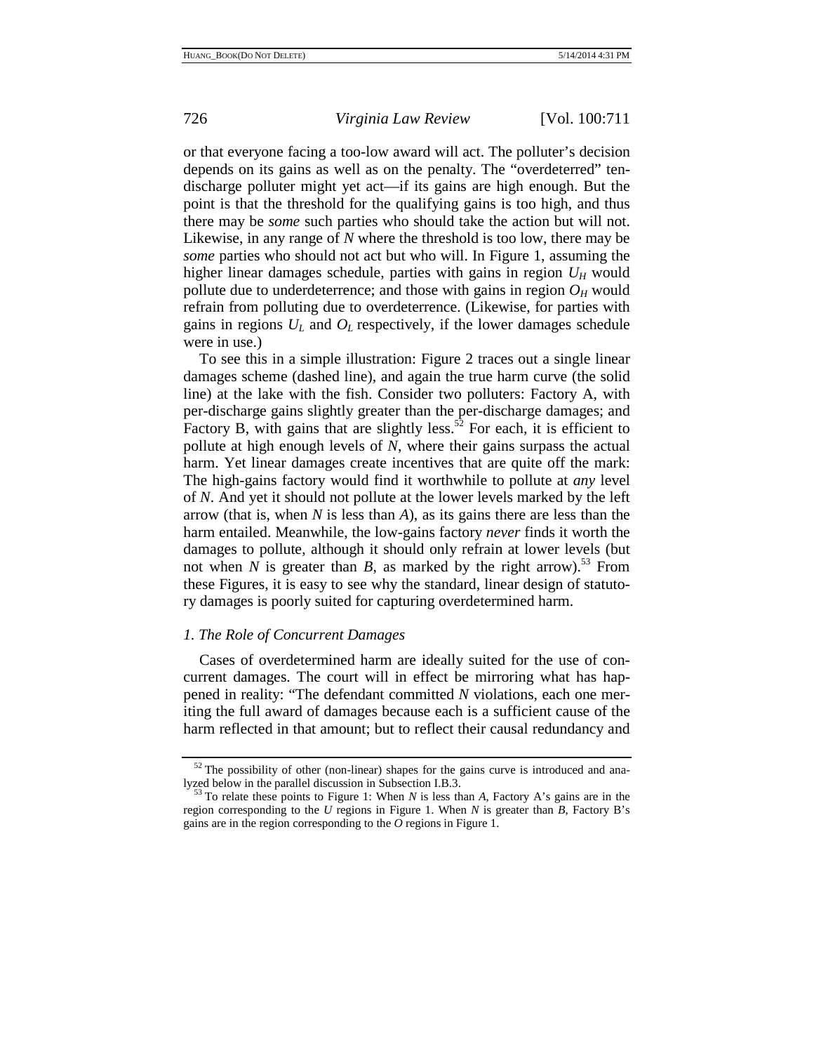or that everyone facing a too-low award will act. The polluter's decision depends on its gains as well as on the penalty. The "overdeterred" ten-discharge polluter might yet act—if its gains are high enough. But the point is that the threshold for the qualifying gains is too high, and thus there may be *some* such parties who should take the action but will not. Likewise, in any range of *N* where the threshold is too low, there may be *some* parties who should not act but who will. In Figure 1, assuming the higher linear damages schedule, parties with gains in region $U_H$ would pollute due to underdeterrence; and those with gains in region $O_H$ would refrain from polluting due to overdeterrence. (Likewise, for parties with gains in regions $U_L$ and $O_L$ respectively, if the lower damages schedule were in use.)

To see this in a simple illustration: Figure 2 traces out a single linear damages scheme (dashed line), and again the true harm curve (the solid line) at the lake with the fish. Consider two polluters: Factory A, with per-discharge gains slightly greater than the per-discharge damages; and Factory B, with gains that are slightly less.[52] For each, it is efficient to pollute at high enough levels of *N*, where their gains surpass the actual harm. Yet linear damages create incentives that are quite off the mark: The high-gains factory would find it worthwhile to pollute at *any* level of *N*. And yet it should not pollute at the lower levels marked by the left arrow (that is, when *N* is less than *A*), as its gains there are less than the harm entailed. Meanwhile, the low-gains factory *never* finds it worth the damages to pollute, although it should only refrain at lower levels (but not when *N* is greater than *B*, as marked by the right arrow).[53] From these Figures, it is easy to see why the standard, linear design of statutory damages is poorly suited for capturing overdetermined harm.

### *1. The Role of Concurrent Damages*

Cases of overdetermined harm are ideally suited for the use of concurrent damages. The court will in effect be mirroring what has happened in reality: "The defendant committed *N* violations, each one meriting the full award of damages because each is a sufficient cause of the harm reflected in that amount; but to reflect their causal redundancy and

---

[52] The possibility of other (non-linear) shapes for the gains curve is introduced and analyzed below in the parallel discussion in Subsection I.B.3.

[53] To relate these points to Figure 1: When *N* is less than *A*, Factory A's gains are in the region corresponding to the *U* regions in Figure 1. When *N* is greater than *B*, Factory B's gains are in the region corresponding to the *O* regions in Figure 1.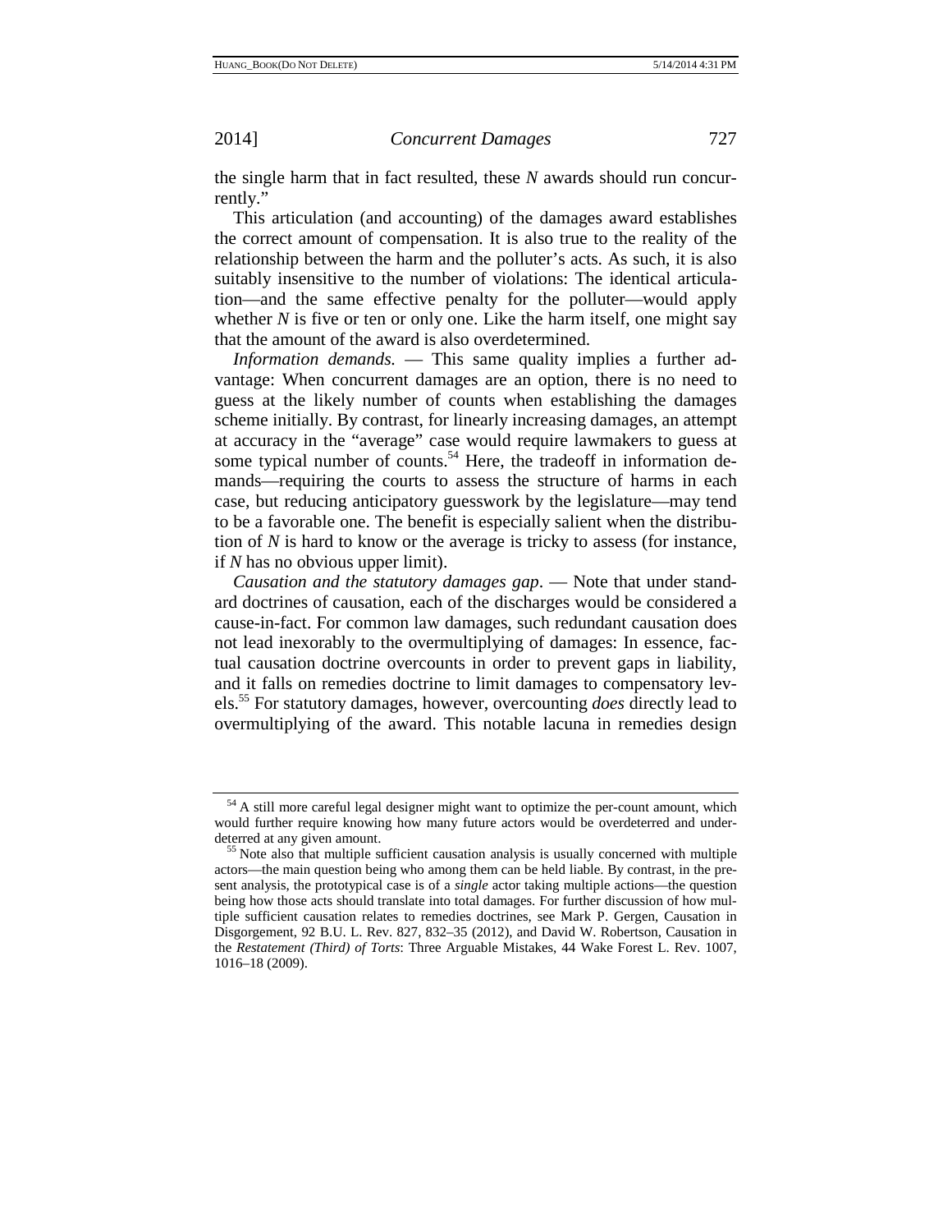the single harm that in fact resulted, these *N* awards should run concurrently."

This articulation (and accounting) of the damages award establishes the correct amount of compensation. It is also true to the reality of the relationship between the harm and the polluter's acts. As such, it is also suitably insensitive to the number of violations: The identical articulation—and the same effective penalty for the polluter—would apply whether *N* is five or ten or only one. Like the harm itself, one might say that the amount of the award is also overdetermined.

*Information demands.* — This same quality implies a further advantage: When concurrent damages are an option, there is no need to guess at the likely number of counts when establishing the damages scheme initially. By contrast, for linearly increasing damages, an attempt at accuracy in the "average" case would require lawmakers to guess at some typical number of counts.[54] Here, the tradeoff in information demands—requiring the courts to assess the structure of harms in each case, but reducing anticipatory guesswork by the legislature—may tend to be a favorable one. The benefit is especially salient when the distribution of *N* is hard to know or the average is tricky to assess (for instance, if *N* has no obvious upper limit).

*Causation and the statutory damages gap*. — Note that under standard doctrines of causation, each of the discharges would be considered a cause-in-fact. For common law damages, such redundant causation does not lead inexorably to the overmultiplying of damages: In essence, factual causation doctrine overcounts in order to prevent gaps in liability, and it falls on remedies doctrine to limit damages to compensatory levels.[55] For statutory damages, however, overcounting *does* directly lead to overmultiplying of the award. This notable lacuna in remedies design

[54] A still more careful legal designer might want to optimize the per-count amount, which would further require knowing how many future actors would be overdeterred and underdeterred at any given amount.

[55] Note also that multiple sufficient causation analysis is usually concerned with multiple actors—the main question being who among them can be held liable. By contrast, in the present analysis, the prototypical case is of a *single* actor taking multiple actions—the question being how those acts should translate into total damages. For further discussion of how multiple sufficient causation relates to remedies doctrines, see Mark P. Gergen, Causation in Disgorgement, 92 B.U. L. Rev. 827, 832–35 (2012), and David W. Robertson, Causation in the *Restatement (Third) of Torts*: Three Arguable Mistakes, 44 Wake Forest L. Rev. 1007, 1016–18 (2009).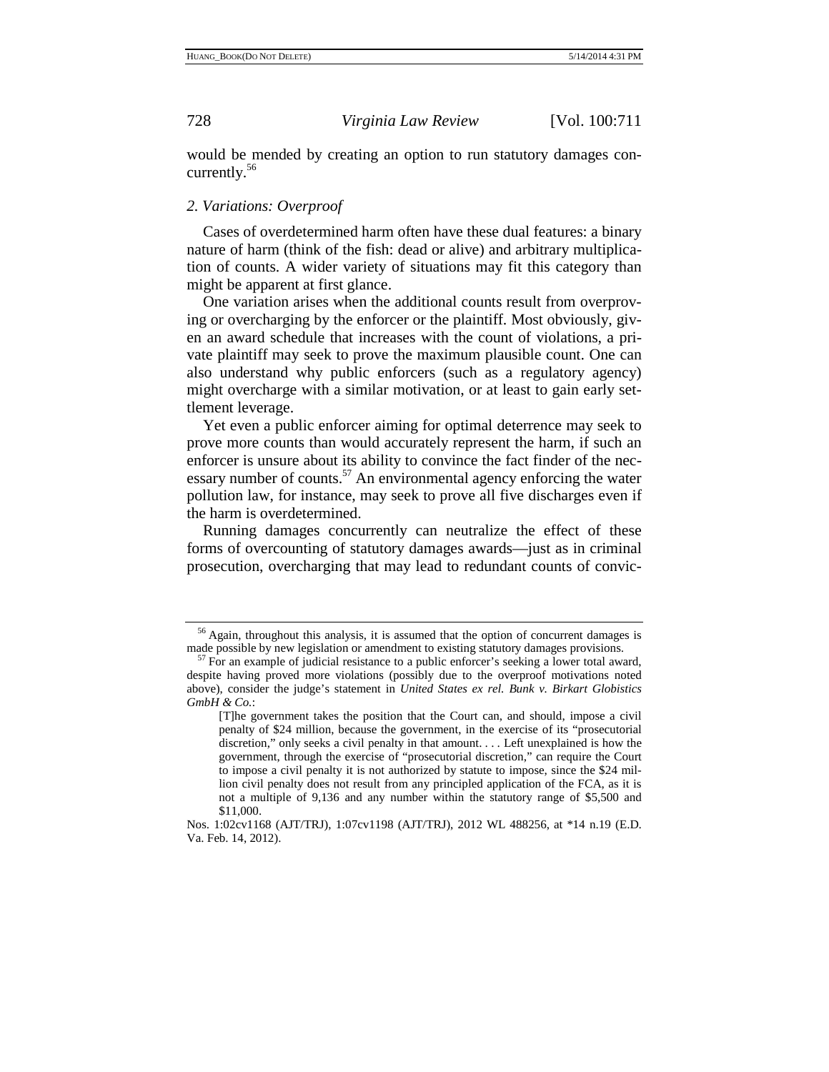would be mended by creating an option to run statutory damages concurrently.[56]

### 2. Variations: Overproof

Cases of overdetermined harm often have these dual features: a binary nature of harm (think of the fish: dead or alive) and arbitrary multiplication of counts. A wider variety of situations may fit this category than might be apparent at first glance.

One variation arises when the additional counts result from overproving or overcharging by the enforcer or the plaintiff. Most obviously, given an award schedule that increases with the count of violations, a private plaintiff may seek to prove the maximum plausible count. One can also understand why public enforcers (such as a regulatory agency) might overcharge with a similar motivation, or at least to gain early settlement leverage.

Yet even a public enforcer aiming for optimal deterrence may seek to prove more counts than would accurately represent the harm, if such an enforcer is unsure about its ability to convince the fact finder of the necessary number of counts.[57] An environmental agency enforcing the water pollution law, for instance, may seek to prove all five discharges even if the harm is overdetermined.

Running damages concurrently can neutralize the effect of these forms of overcounting of statutory damages awards—just as in criminal prosecution, overcharging that may lead to redundant counts of convic-

---

[56] Again, throughout this analysis, it is assumed that the option of concurrent damages is made possible by new legislation or amendment to existing statutory damages provisions.

[57] For an example of judicial resistance to a public enforcer's seeking a lower total award, despite having proved more violations (possibly due to the overproof motivations noted above), consider the judge's statement in *United States ex rel. Bunk v. Birkart Globistics GmbH & Co.*:

> [T]he government takes the position that the Court can, and should, impose a civil penalty of $24 million, because the government, in the exercise of its "prosecutorial discretion," only seeks a civil penalty in that amount. . . . Left unexplained is how the government, through the exercise of "prosecutorial discretion," can require the Court to impose a civil penalty it is not authorized by statute to impose, since the $24 million civil penalty does not result from any principled application of the FCA, as it is not a multiple of 9,136 and any number within the statutory range of $5,500 and $11,000.

Nos. 1:02cv1168 (AJT/TRJ), 1:07cv1198 (AJT/TRJ), 2012 WL 488256, at *14 n.19 (E.D. Va. Feb. 14, 2012).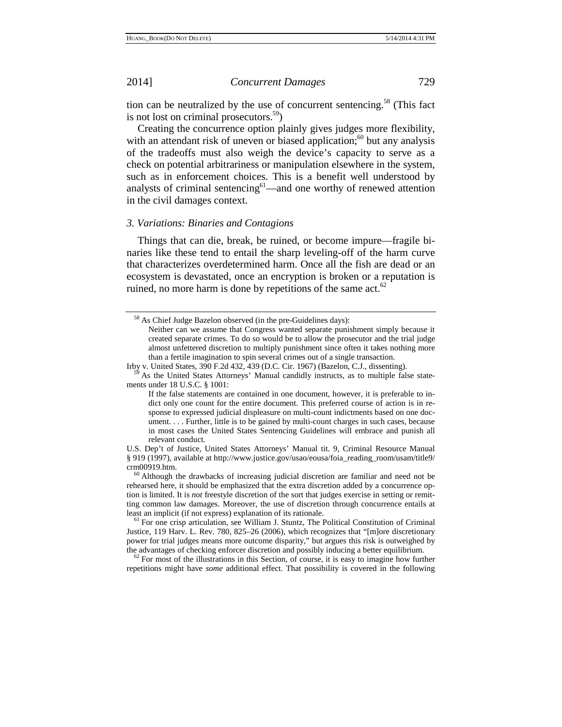tion can be neutralized by the use of concurrent sentencing.[58] (This fact is not lost on criminal prosecutors.[59])

Creating the concurrence option plainly gives judges more flexibility, with an attendant risk of uneven or biased application;[60] but any analysis of the tradeoffs must also weigh the device's capacity to serve as a check on potential arbitrariness or manipulation elsewhere in the system, such as in enforcement choices. This is a benefit well understood by analysts of criminal sentencing[61]—and one worthy of renewed attention in the civil damages context.

### *3. Variations: Binaries and Contagions*

Things that can die, break, be ruined, or become impure—fragile binaries like these tend to entail the sharp leveling-off of the harm curve that characterizes overdetermined harm. Once all the fish are dead or an ecosystem is devastated, once an encryption is broken or a reputation is ruined, no more harm is done by repetitions of the same act.[62]

---

[58] As Chief Judge Bazelon observed (in the pre-Guidelines days):

> Neither can we assume that Congress wanted separate punishment simply because it created separate crimes. To do so would be to allow the prosecutor and the trial judge almost unfettered discretion to multiply punishment since often it takes nothing more than a fertile imagination to spin several crimes out of a single transaction.

Irby v. United States, 390 F.2d 432, 439 (D.C. Cir. 1967) (Bazelon, C.J., dissenting).

[59] As the United States Attorneys' Manual candidly instructs, as to multiple false statements under 18 U.S.C. § 1001:

> If the false statements are contained in one document, however, it is preferable to indict only one count for the entire document. This preferred course of action is in response to expressed judicial displeasure on multi-count indictments based on one document. . . . Further, little is to be gained by multi-count charges in such cases, because in most cases the United States Sentencing Guidelines will embrace and punish all relevant conduct.

U.S. Dep't of Justice, United States Attorneys' Manual tit. 9, Criminal Resource Manual § 919 (1997), available at http://www.justice.gov/usao/eousa/foia_reading_room/usam/title9/crm00919.htm.

[60] Although the drawbacks of increasing judicial discretion are familiar and need not be rehearsed here, it should be emphasized that the extra discretion added by a concurrence option is limited. It is *not* freestyle discretion of the sort that judges exercise in setting or remitting common law damages. Moreover, the use of discretion through concurrence entails at least an implicit (if not express) explanation of its rationale.

[61] For one crisp articulation, see William J. Stuntz, The Political Constitution of Criminal Justice, 119 Harv. L. Rev. 780, 825–26 (2006), which recognizes that "[m]ore discretionary power for trial judges means more outcome disparity," but argues this risk is outweighed by the advantages of checking enforcer discretion and possibly inducing a better equilibrium.

[62] For most of the illustrations in this Section, of course, it is easy to imagine how further repetitions might have *some* additional effect. That possibility is covered in the following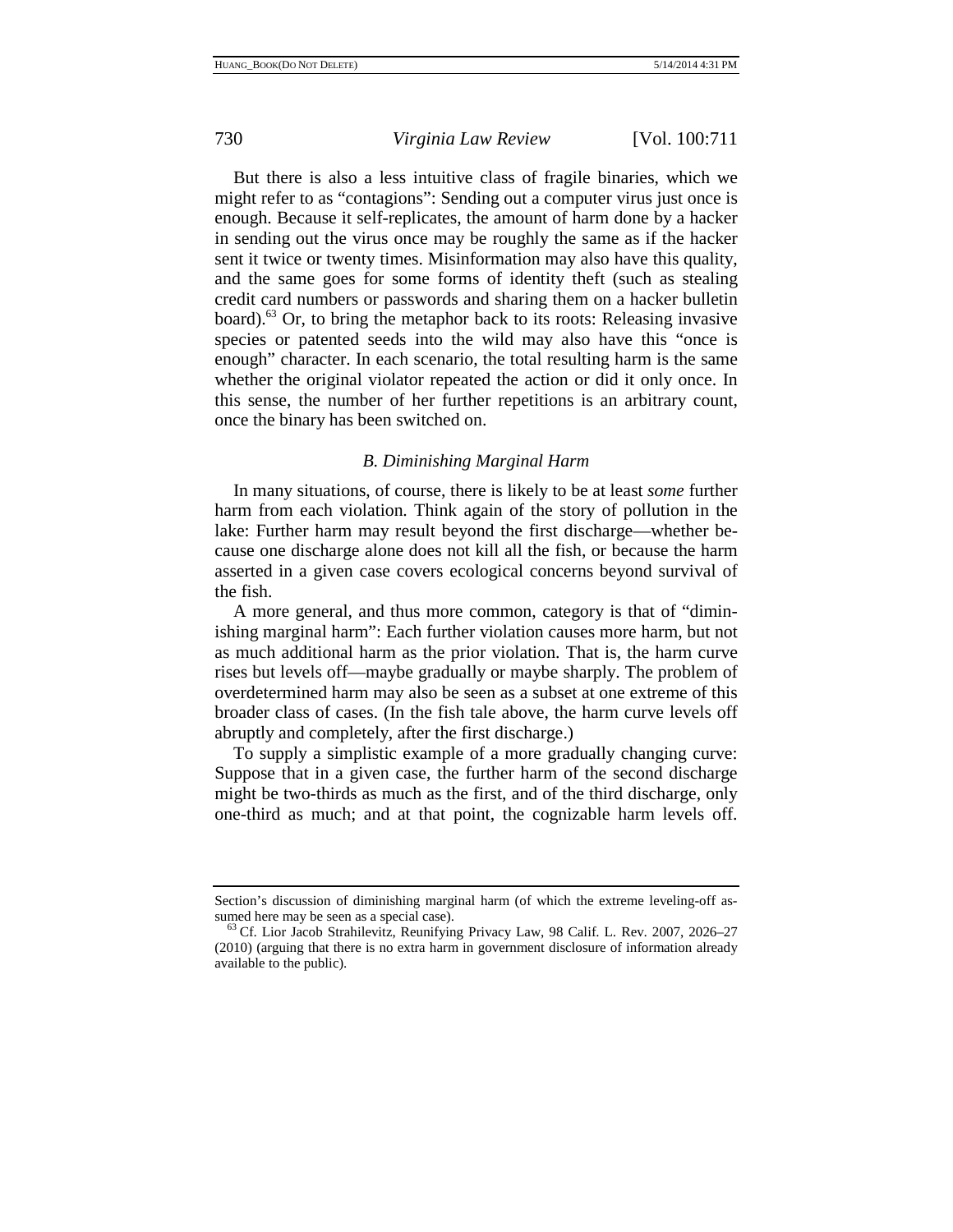But there is also a less intuitive class of fragile binaries, which we might refer to as "contagions": Sending out a computer virus just once is enough. Because it self-replicates, the amount of harm done by a hacker in sending out the virus once may be roughly the same as if the hacker sent it twice or twenty times. Misinformation may also have this quality, and the same goes for some forms of identity theft (such as stealing credit card numbers or passwords and sharing them on a hacker bulletin board).[63] Or, to bring the metaphor back to its roots: Releasing invasive species or patented seeds into the wild may also have this "once is enough" character. In each scenario, the total resulting harm is the same whether the original violator repeated the action or did it only once. In this sense, the number of her further repetitions is an arbitrary count, once the binary has been switched on.

### *B. Diminishing Marginal Harm*

In many situations, of course, there is likely to be at least *some* further harm from each violation. Think again of the story of pollution in the lake: Further harm may result beyond the first discharge—whether because one discharge alone does not kill all the fish, or because the harm asserted in a given case covers ecological concerns beyond survival of the fish.

A more general, and thus more common, category is that of "diminishing marginal harm": Each further violation causes more harm, but not as much additional harm as the prior violation. That is, the harm curve rises but levels off—maybe gradually or maybe sharply. The problem of overdetermined harm may also be seen as a subset at one extreme of this broader class of cases. (In the fish tale above, the harm curve levels off abruptly and completely, after the first discharge.)

To supply a simplistic example of a more gradually changing curve: Suppose that in a given case, the further harm of the second discharge might be two-thirds as much as the first, and of the third discharge, only one-third as much; and at that point, the cognizable harm levels off.

---

Section's discussion of diminishing marginal harm (of which the extreme leveling-off assumed here may be seen as a special case).

[63] Cf. Lior Jacob Strahilevitz, Reunifying Privacy Law, 98 Calif. L. Rev. 2007, 2026–27 (2010) (arguing that there is no extra harm in government disclosure of information already available to the public).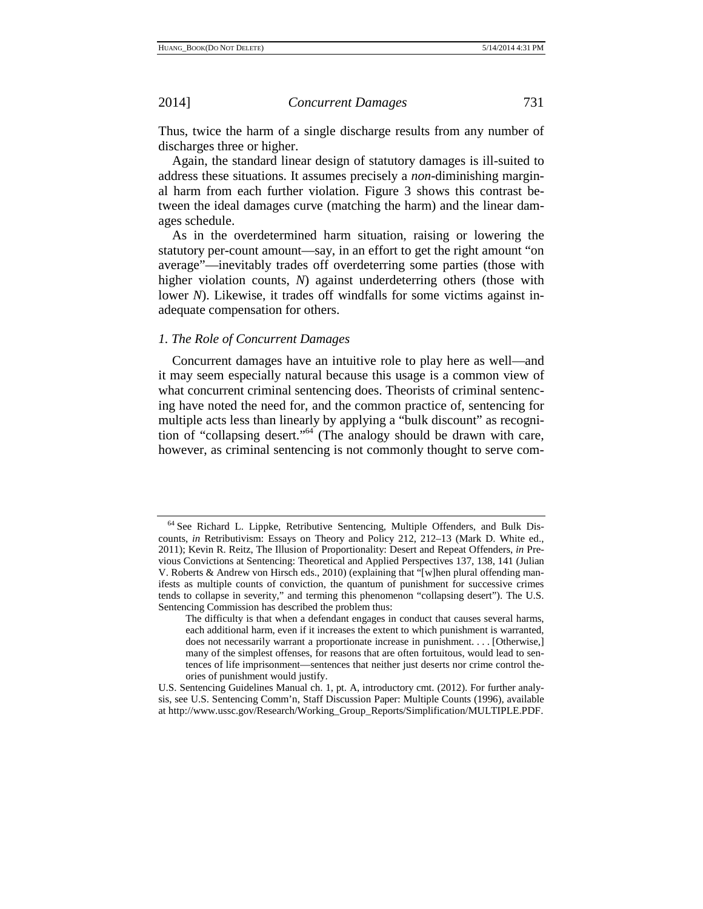Thus, twice the harm of a single discharge results from any number of discharges three or higher.

Again, the standard linear design of statutory damages is ill-suited to address these situations. It assumes precisely a *non*-diminishing marginal harm from each further violation. Figure 3 shows this contrast between the ideal damages curve (matching the harm) and the linear damages schedule.

As in the overdetermined harm situation, raising or lowering the statutory per-count amount—say, in an effort to get the right amount "on average"—inevitably trades off overdeterring some parties (those with higher violation counts, *N*) against underdeterring others (those with lower *N*). Likewise, it trades off windfalls for some victims against inadequate compensation for others.

### *1. The Role of Concurrent Damages*

Concurrent damages have an intuitive role to play here as well—and it may seem especially natural because this usage is a common view of what concurrent criminal sentencing does. Theorists of criminal sentencing have noted the need for, and the common practice of, sentencing for multiple acts less than linearly by applying a "bulk discount" as recognition of "collapsing desert."[64] (The analogy should be drawn with care, however, as criminal sentencing is not commonly thought to serve com-

---

[64] See Richard L. Lippke, Retributive Sentencing, Multiple Offenders, and Bulk Discounts, *in* Retributivism: Essays on Theory and Policy 212, 212–13 (Mark D. White ed., 2011); Kevin R. Reitz, The Illusion of Proportionality: Desert and Repeat Offenders, *in* Previous Convictions at Sentencing: Theoretical and Applied Perspectives 137, 138, 141 (Julian V. Roberts & Andrew von Hirsch eds., 2010) (explaining that "[w]hen plural offending manifests as multiple counts of conviction, the quantum of punishment for successive crimes tends to collapse in severity," and terming this phenomenon "collapsing desert"). The U.S. Sentencing Commission has described the problem thus:

> The difficulty is that when a defendant engages in conduct that causes several harms, each additional harm, even if it increases the extent to which punishment is warranted, does not necessarily warrant a proportionate increase in punishment. . . . [Otherwise,] many of the simplest offenses, for reasons that are often fortuitous, would lead to sentences of life imprisonment—sentences that neither just deserts nor crime control theories of punishment would justify.

U.S. Sentencing Guidelines Manual ch. 1, pt. A, introductory cmt. (2012). For further analysis, see U.S. Sentencing Comm'n, Staff Discussion Paper: Multiple Counts (1996), available at http://www.ussc.gov/Research/Working_Group_Reports/Simplification/MULTIPLE.PDF.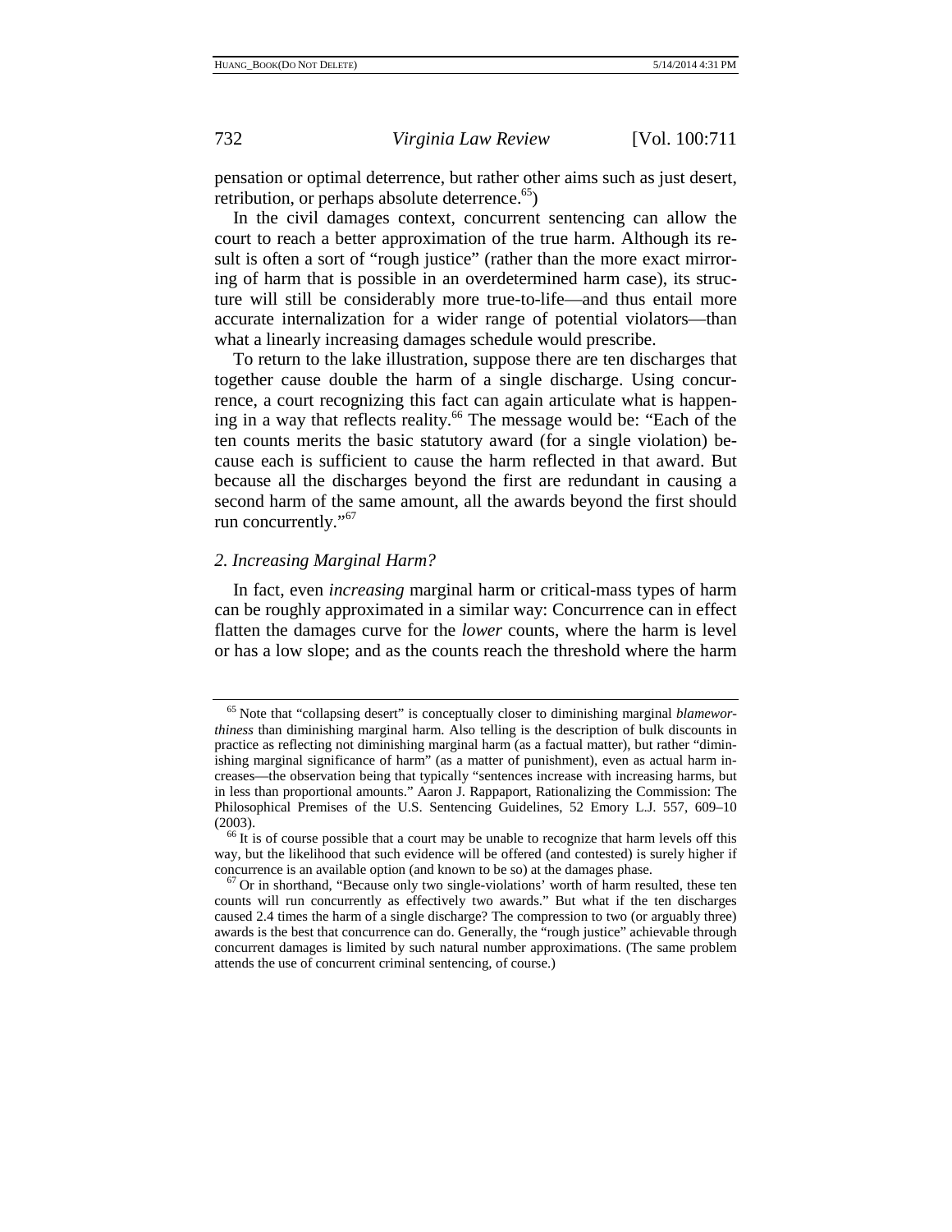pensation or optimal deterrence, but rather other aims such as just desert, retribution, or perhaps absolute deterrence.[65])

In the civil damages context, concurrent sentencing can allow the court to reach a better approximation of the true harm. Although its result is often a sort of "rough justice" (rather than the more exact mirroring of harm that is possible in an overdetermined harm case), its structure will still be considerably more true-to-life—and thus entail more accurate internalization for a wider range of potential violators—than what a linearly increasing damages schedule would prescribe.

To return to the lake illustration, suppose there are ten discharges that together cause double the harm of a single discharge. Using concurrence, a court recognizing this fact can again articulate what is happening in a way that reflects reality.[66] The message would be: "Each of the ten counts merits the basic statutory award (for a single violation) because each is sufficient to cause the harm reflected in that award. But because all the discharges beyond the first are redundant in causing a second harm of the same amount, all the awards beyond the first should run concurrently."[67]

### *2. Increasing Marginal Harm?*

In fact, even *increasing* marginal harm or critical-mass types of harm can be roughly approximated in a similar way: Concurrence can in effect flatten the damages curve for the *lower* counts, where the harm is level or has a low slope; and as the counts reach the threshold where the harm

---

[65] Note that "collapsing desert" is conceptually closer to diminishing marginal *blameworthiness* than diminishing marginal harm. Also telling is the description of bulk discounts in practice as reflecting not diminishing marginal harm (as a factual matter), but rather "diminishing marginal significance of harm" (as a matter of punishment), even as actual harm increases—the observation being that typically "sentences increase with increasing harms, but in less than proportional amounts." Aaron J. Rappaport, Rationalizing the Commission: The Philosophical Premises of the U.S. Sentencing Guidelines, 52 Emory L.J. 557, 609–10 (2003).

[66] It is of course possible that a court may be unable to recognize that harm levels off this way, but the likelihood that such evidence will be offered (and contested) is surely higher if concurrence is an available option (and known to be so) at the damages phase.

[67] Or in shorthand, "Because only two single-violations' worth of harm resulted, these ten counts will run concurrently as effectively two awards." But what if the ten discharges caused 2.4 times the harm of a single discharge? The compression to two (or arguably three) awards is the best that concurrence can do. Generally, the "rough justice" achievable through concurrent damages is limited by such natural number approximations. (The same problem attends the use of concurrent criminal sentencing, of course.)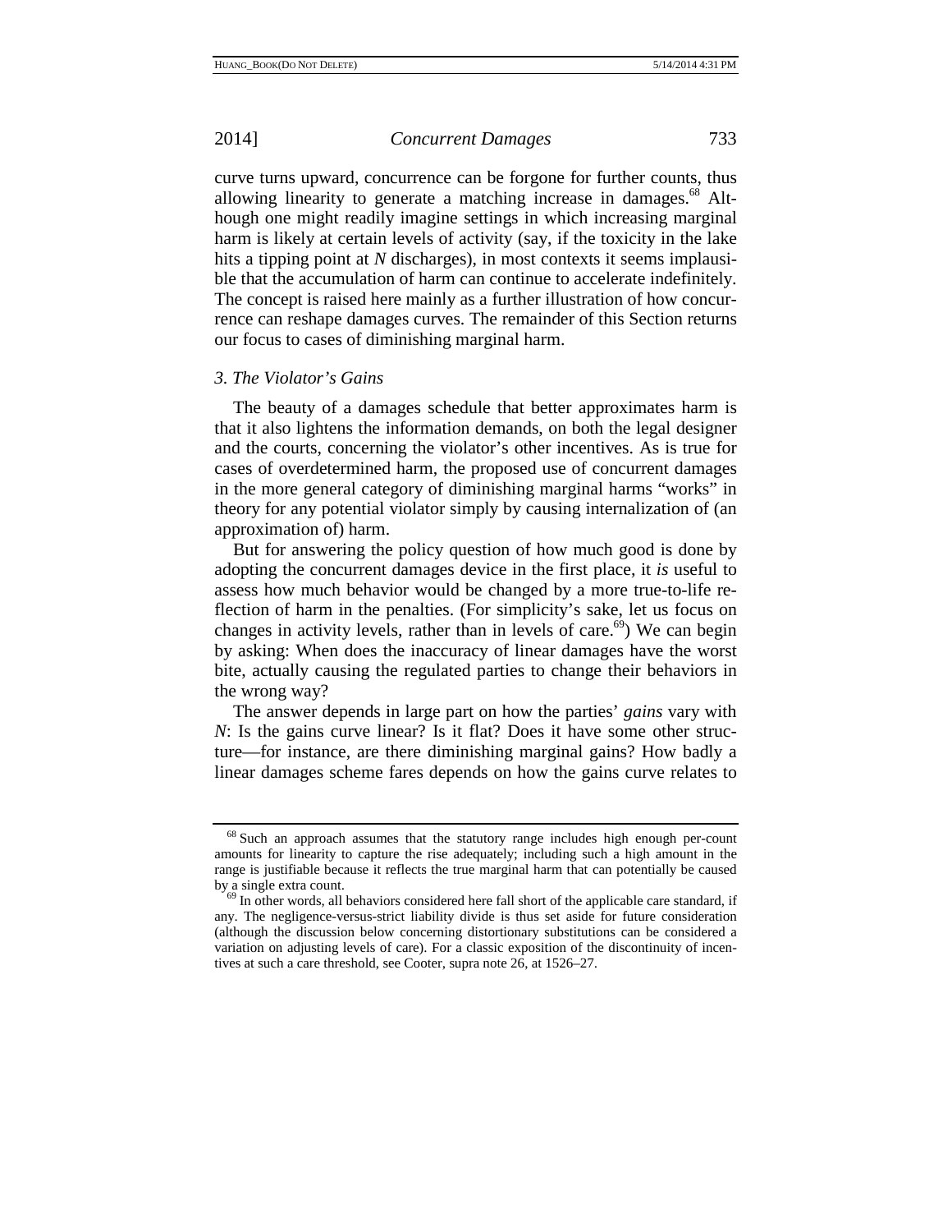curve turns upward, concurrence can be forgone for further counts, thus allowing linearity to generate a matching increase in damages.[68] Although one might readily imagine settings in which increasing marginal harm is likely at certain levels of activity (say, if the toxicity in the lake hits a tipping point at *N* discharges), in most contexts it seems implausible that the accumulation of harm can continue to accelerate indefinitely. The concept is raised here mainly as a further illustration of how concurrence can reshape damages curves. The remainder of this Section returns our focus to cases of diminishing marginal harm.

### *3. The Violator's Gains*

The beauty of a damages schedule that better approximates harm is that it also lightens the information demands, on both the legal designer and the courts, concerning the violator's other incentives. As is true for cases of overdetermined harm, the proposed use of concurrent damages in the more general category of diminishing marginal harms "works" in theory for any potential violator simply by causing internalization of (an approximation of) harm.

But for answering the policy question of how much good is done by adopting the concurrent damages device in the first place, it *is* useful to assess how much behavior would be changed by a more true-to-life reflection of harm in the penalties. (For simplicity's sake, let us focus on changes in activity levels, rather than in levels of care.[69]) We can begin by asking: When does the inaccuracy of linear damages have the worst bite, actually causing the regulated parties to change their behaviors in the wrong way?

The answer depends in large part on how the parties' *gains* vary with *N*: Is the gains curve linear? Is it flat? Does it have some other structure—for instance, are there diminishing marginal gains? How badly a linear damages scheme fares depends on how the gains curve relates to

---

[68] Such an approach assumes that the statutory range includes high enough per-count amounts for linearity to capture the rise adequately; including such a high amount in the range is justifiable because it reflects the true marginal harm that can potentially be caused by a single extra count.

[69] In other words, all behaviors considered here fall short of the applicable care standard, if any. The negligence-versus-strict liability divide is thus set aside for future consideration (although the discussion below concerning distortionary substitutions can be considered a variation on adjusting levels of care). For a classic exposition of the discontinuity of incentives at such a care threshold, see Cooter, supra note 26, at 1526–27.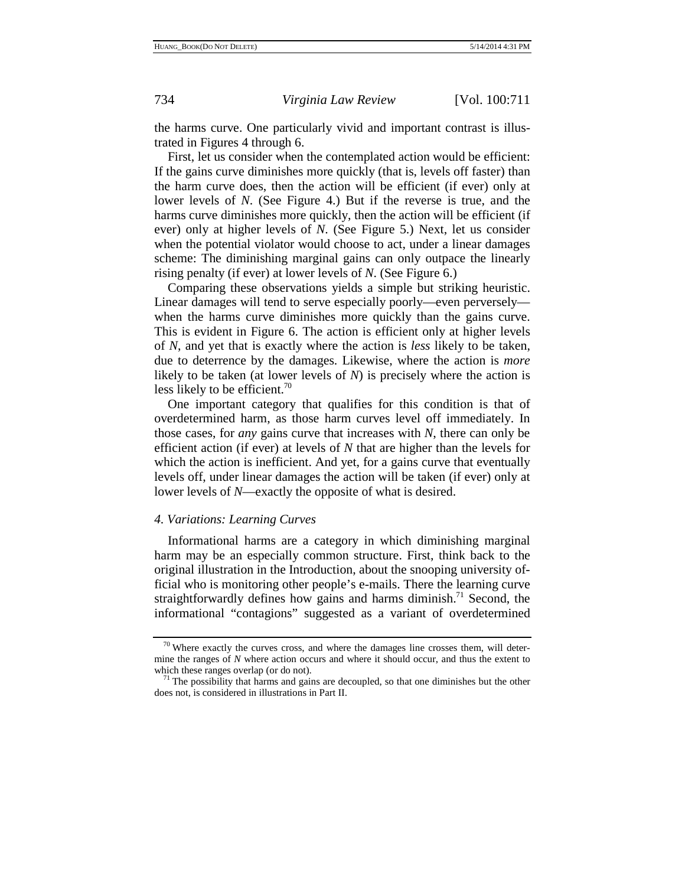the harms curve. One particularly vivid and important contrast is illustrated in Figures 4 through 6.

First, let us consider when the contemplated action would be efficient: If the gains curve diminishes more quickly (that is, levels off faster) than the harm curve does, then the action will be efficient (if ever) only at lower levels of *N*. (See Figure 4.) But if the reverse is true, and the harms curve diminishes more quickly, then the action will be efficient (if ever) only at higher levels of *N*. (See Figure 5.) Next, let us consider when the potential violator would choose to act, under a linear damages scheme: The diminishing marginal gains can only outpace the linearly rising penalty (if ever) at lower levels of *N*. (See Figure 6.)

Comparing these observations yields a simple but striking heuristic. Linear damages will tend to serve especially poorly—even perversely—when the harms curve diminishes more quickly than the gains curve. This is evident in Figure 6. The action is efficient only at higher levels of *N*, and yet that is exactly where the action is *less* likely to be taken, due to deterrence by the damages. Likewise, where the action is *more* likely to be taken (at lower levels of *N*) is precisely where the action is less likely to be efficient.[70]

One important category that qualifies for this condition is that of overdetermined harm, as those harm curves level off immediately. In those cases, for *any* gains curve that increases with *N*, there can only be efficient action (if ever) at levels of *N* that are higher than the levels for which the action is inefficient. And yet, for a gains curve that eventually levels off, under linear damages the action will be taken (if ever) only at lower levels of *N*—exactly the opposite of what is desired.

#### *4. Variations: Learning Curves*

Informational harms are a category in which diminishing marginal harm may be an especially common structure. First, think back to the original illustration in the Introduction, about the snooping university official who is monitoring other people's e-mails. There the learning curve straightforwardly defines how gains and harms diminish.[71] Second, the informational "contagions" suggested as a variant of overdetermined

---

[70] Where exactly the curves cross, and where the damages line crosses them, will determine the ranges of *N* where action occurs and where it should occur, and thus the extent to which these ranges overlap (or do not).

[71] The possibility that harms and gains are decoupled, so that one diminishes but the other does not, is considered in illustrations in Part II.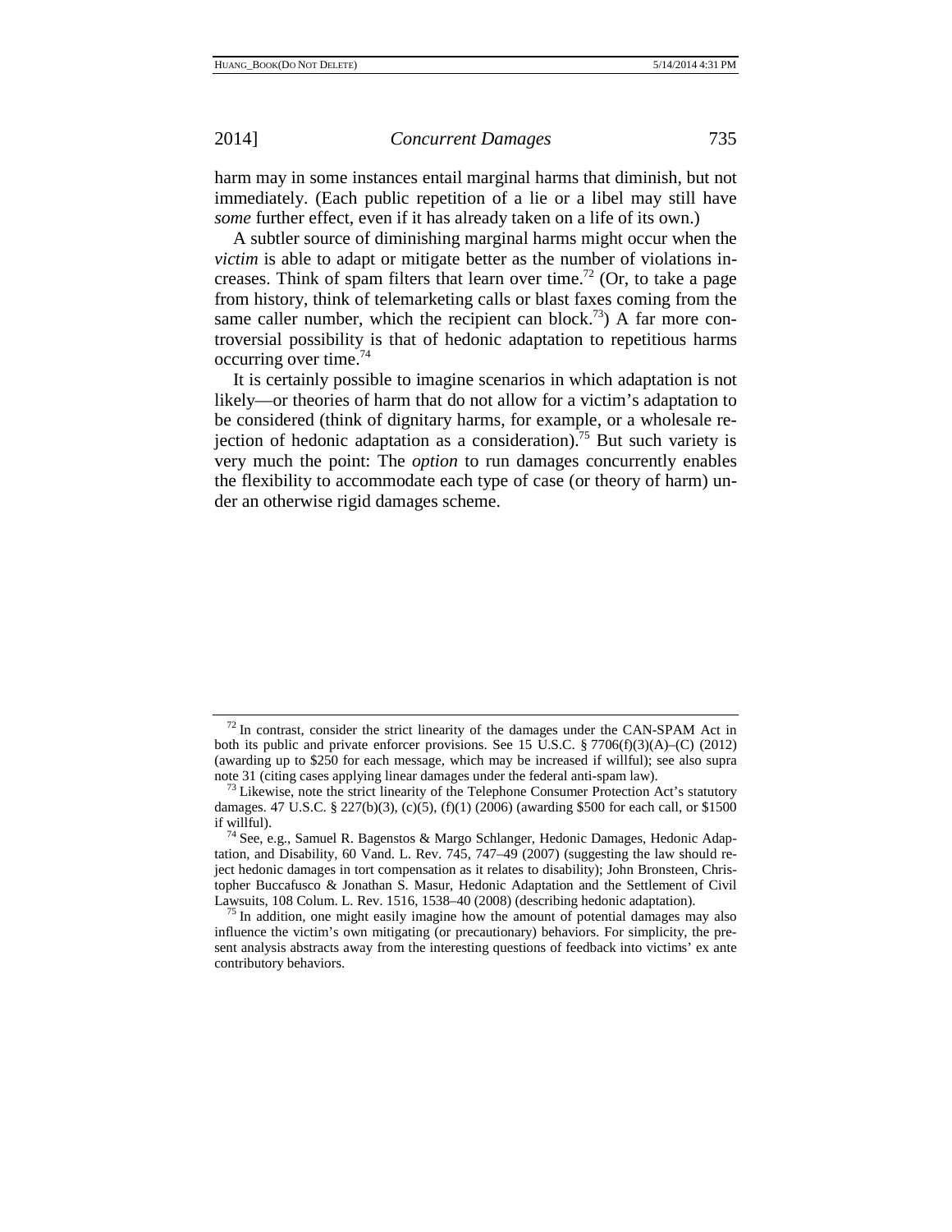harm may in some instances entail marginal harms that diminish, but not immediately. (Each public repetition of a lie or a libel may still have *some* further effect, even if it has already taken on a life of its own.)

A subtler source of diminishing marginal harms might occur when the *victim* is able to adapt or mitigate better as the number of violations increases. Think of spam filters that learn over time.[72] (Or, to take a page from history, think of telemarketing calls or blast faxes coming from the same caller number, which the recipient can block.[73]) A far more controversial possibility is that of hedonic adaptation to repetitious harms occurring over time.[74]

It is certainly possible to imagine scenarios in which adaptation is not likely—or theories of harm that do not allow for a victim's adaptation to be considered (think of dignitary harms, for example, or a wholesale rejection of hedonic adaptation as a consideration).[75] But such variety is very much the point: The *option* to run damages concurrently enables the flexibility to accommodate each type of case (or theory of harm) under an otherwise rigid damages scheme.

---

[72] In contrast, consider the strict linearity of the damages under the CAN-SPAM Act in both its public and private enforcer provisions. See 15 U.S.C. § 7706(f)(3)(A)–(C) (2012) (awarding up to $250 for each message, which may be increased if willful); see also supra note 31 (citing cases applying linear damages under the federal anti-spam law).

[73] Likewise, note the strict linearity of the Telephone Consumer Protection Act's statutory damages. 47 U.S.C. § 227(b)(3), (c)(5), (f)(1) (2006) (awarding $500 for each call, or $1500 if willful).

[74] See, e.g., Samuel R. Bagenstos & Margo Schlanger, Hedonic Damages, Hedonic Adaptation, and Disability, 60 Vand. L. Rev. 745, 747–49 (2007) (suggesting the law should reject hedonic damages in tort compensation as it relates to disability); John Bronsteen, Christopher Buccafusco & Jonathan S. Masur, Hedonic Adaptation and the Settlement of Civil Lawsuits, 108 Colum. L. Rev. 1516, 1538–40 (2008) (describing hedonic adaptation).

[75] In addition, one might easily imagine how the amount of potential damages may also influence the victim's own mitigating (or precautionary) behaviors. For simplicity, the present analysis abstracts away from the interesting questions of feedback into victims' ex ante contributory behaviors.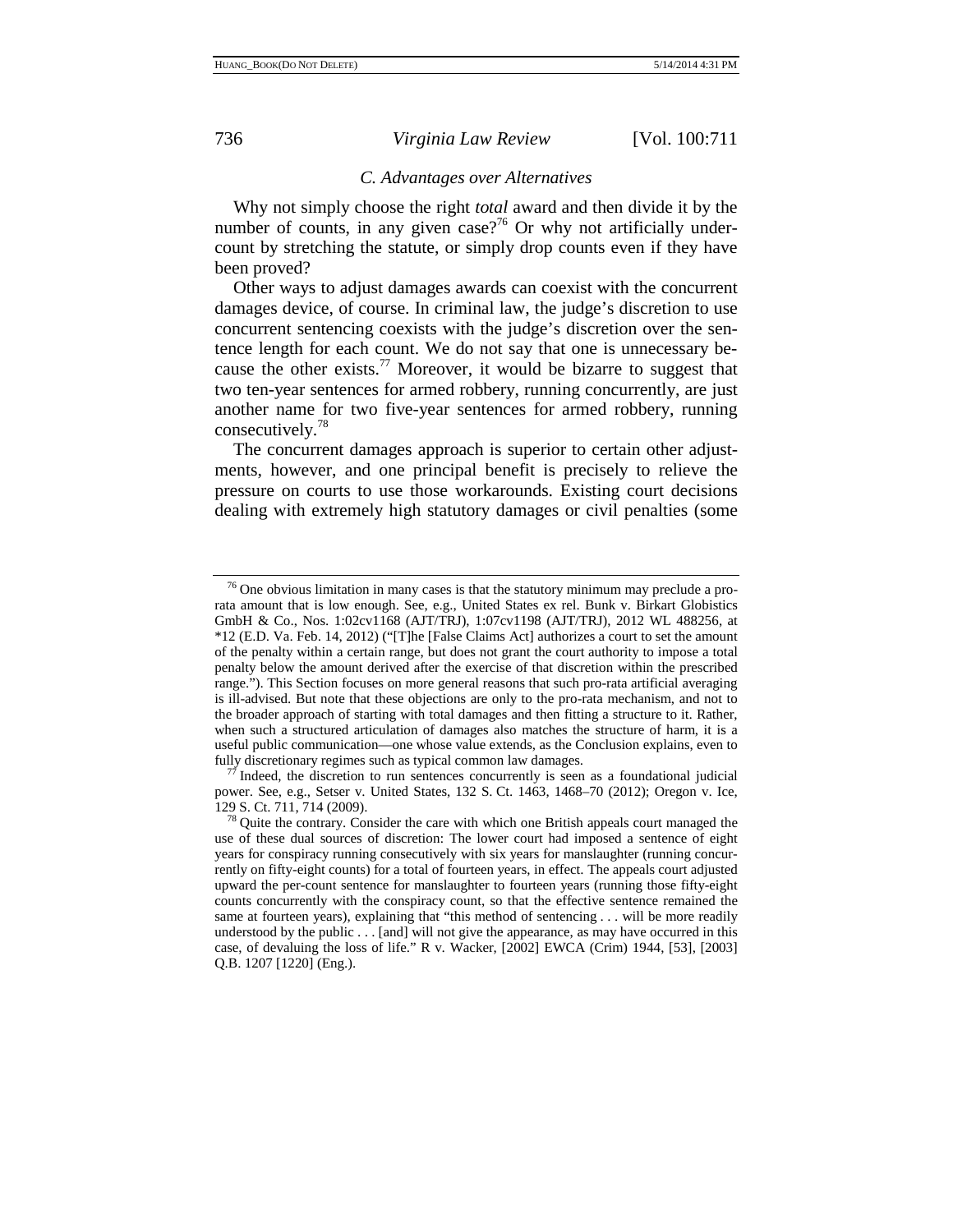### C. Advantages over Alternatives

Why not simply choose the right *total* award and then divide it by the number of counts, in any given case?[76] Or why not artificially undercount by stretching the statute, or simply drop counts even if they have been proved?

Other ways to adjust damages awards can coexist with the concurrent damages device, of course. In criminal law, the judge's discretion to use concurrent sentencing coexists with the judge's discretion over the sentence length for each count. We do not say that one is unnecessary because the other exists.[77] Moreover, it would be bizarre to suggest that two ten-year sentences for armed robbery, running concurrently, are just another name for two five-year sentences for armed robbery, running consecutively.[78]

The concurrent damages approach is superior to certain other adjustments, however, and one principal benefit is precisely to relieve the pressure on courts to use those workarounds. Existing court decisions dealing with extremely high statutory damages or civil penalties (some

---

[76] One obvious limitation in many cases is that the statutory minimum may preclude a pro-rata amount that is low enough. See, e.g., United States ex rel. Bunk v. Birkart Globistics GmbH & Co., Nos. 1:02cv1168 (AJT/TRJ), 1:07cv1198 (AJT/TRJ), 2012 WL 488256, at *12 (E.D. Va. Feb. 14, 2012) ("[T]he [False Claims Act] authorizes a court to set the amount of the penalty within a certain range, but does not grant the court authority to impose a total penalty below the amount derived after the exercise of that discretion within the prescribed range."). This Section focuses on more general reasons that such pro-rata artificial averaging is ill-advised. But note that these objections are only to the pro-rata mechanism, and not to the broader approach of starting with total damages and then fitting a structure to it. Rather, when such a structured articulation of damages also matches the structure of harm, it is a useful public communication—one whose value extends, as the Conclusion explains, even to fully discretionary regimes such as typical common law damages.

[77] Indeed, the discretion to run sentences concurrently is seen as a foundational judicial power. See, e.g., Setser v. United States, 132 S. Ct. 1463, 1468–70 (2012); Oregon v. Ice, 129 S. Ct. 711, 714 (2009).

[78] Quite the contrary. Consider the care with which one British appeals court managed the use of these dual sources of discretion: The lower court had imposed a sentence of eight years for conspiracy running consecutively with six years for manslaughter (running concurrently on fifty-eight counts) for a total of fourteen years, in effect. The appeals court adjusted upward the per-count sentence for manslaughter to fourteen years (running those fifty-eight counts concurrently with the conspiracy count, so that the effective sentence remained the same at fourteen years), explaining that "this method of sentencing . . . will be more readily understood by the public . . . [and] will not give the appearance, as may have occurred in this case, of devaluing the loss of life." R v. Wacker, [2002] EWCA (Crim) 1944, [53], [2003] Q.B. 1207 [1220] (Eng.).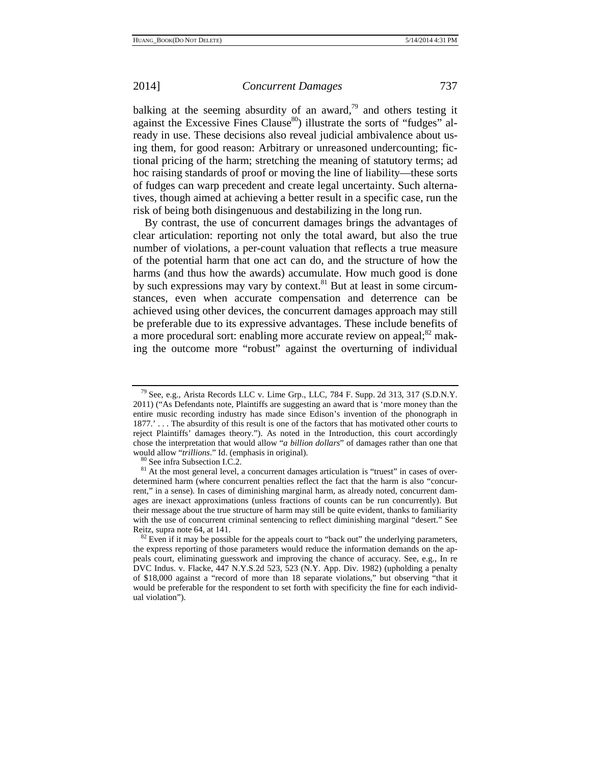balking at the seeming absurdity of an award,[79] and others testing it against the Excessive Fines Clause[80]) illustrate the sorts of "fudges" already in use. These decisions also reveal judicial ambivalence about using them, for good reason: Arbitrary or unreasoned undercounting; fictional pricing of the harm; stretching the meaning of statutory terms; ad hoc raising standards of proof or moving the line of liability—these sorts of fudges can warp precedent and create legal uncertainty. Such alternatives, though aimed at achieving a better result in a specific case, run the risk of being both disingenuous and destabilizing in the long run.

By contrast, the use of concurrent damages brings the advantages of clear articulation: reporting not only the total award, but also the true number of violations, a per-count valuation that reflects a true measure of the potential harm that one act can do, and the structure of how the harms (and thus how the awards) accumulate. How much good is done by such expressions may vary by context.[81] But at least in some circumstances, even when accurate compensation and deterrence can be achieved using other devices, the concurrent damages approach may still be preferable due to its expressive advantages. These include benefits of a more procedural sort: enabling more accurate review on appeal;[82] making the outcome more "robust" against the overturning of individual

---

[79] See, e.g., Arista Records LLC v. Lime Grp., LLC, 784 F. Supp. 2d 313, 317 (S.D.N.Y. 2011) ("As Defendants note, Plaintiffs are suggesting an award that is 'more money than the entire music recording industry has made since Edison's invention of the phonograph in 1877.' . . . The absurdity of this result is one of the factors that has motivated other courts to reject Plaintiffs' damages theory."). As noted in the Introduction, this court accordingly chose the interpretation that would allow "*a billion dollars*" of damages rather than one that would allow "*trillions*." Id. (emphasis in original).

[80] See infra Subsection I.C.2.

[81] At the most general level, a concurrent damages articulation is "truest" in cases of overdetermined harm (where concurrent penalties reflect the fact that the harm is also "concurrent," in a sense). In cases of diminishing marginal harm, as already noted, concurrent damages are inexact approximations (unless fractions of counts can be run concurrently). But their message about the true structure of harm may still be quite evident, thanks to familiarity with the use of concurrent criminal sentencing to reflect diminishing marginal "desert." See Reitz, supra note 64, at 141.

[82] Even if it may be possible for the appeals court to "back out" the underlying parameters, the express reporting of those parameters would reduce the information demands on the appeals court, eliminating guesswork and improving the chance of accuracy. See, e.g., In re DVC Indus. v. Flacke, 447 N.Y.S.2d 523, 523 (N.Y. App. Div. 1982) (upholding a penalty of $18,000 against a "record of more than 18 separate violations," but observing "that it would be preferable for the respondent to set forth with specificity the fine for each individual violation").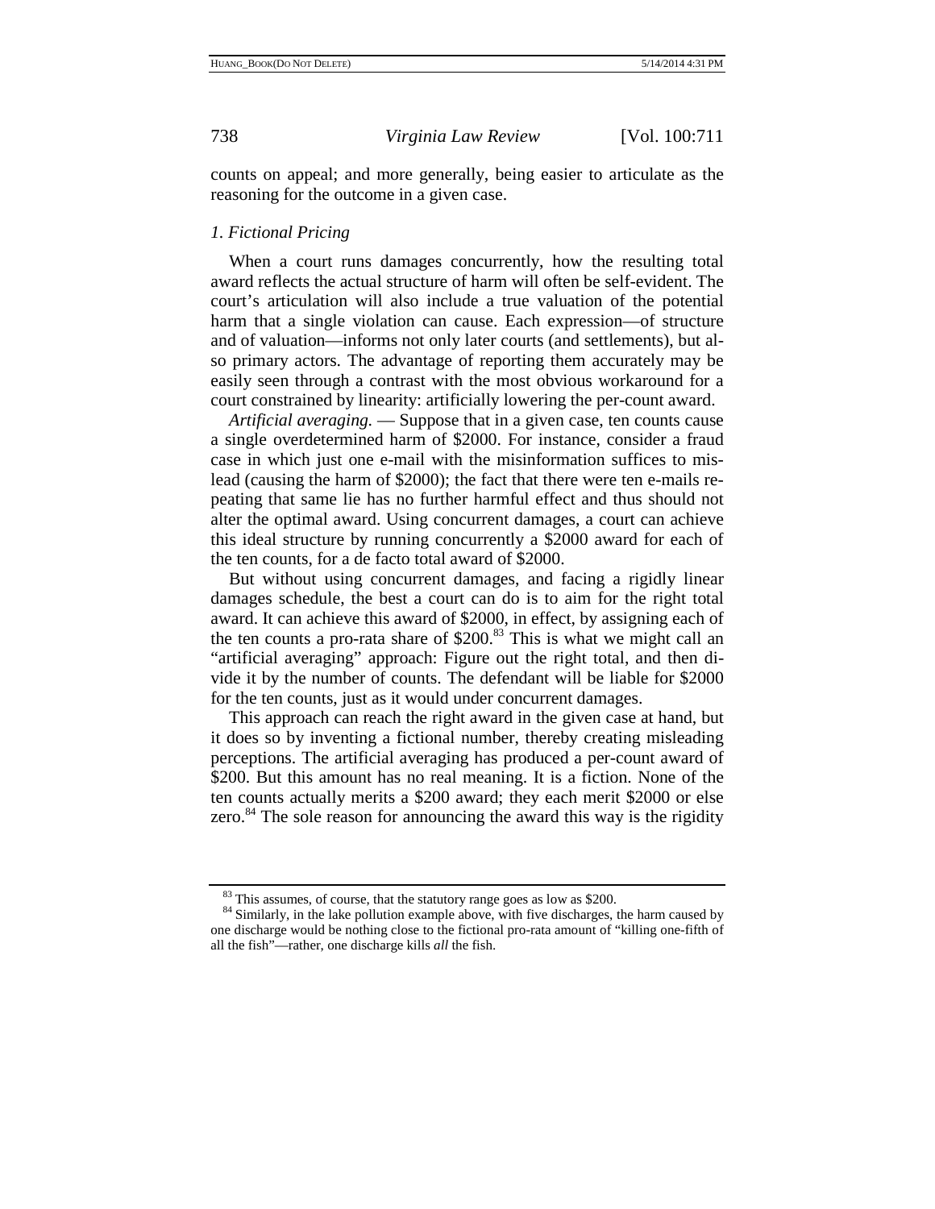counts on appeal; and more generally, being easier to articulate as the reasoning for the outcome in a given case.

### *1. Fictional Pricing*

When a court runs damages concurrently, how the resulting total award reflects the actual structure of harm will often be self-evident. The court's articulation will also include a true valuation of the potential harm that a single violation can cause. Each expression—of structure and of valuation—informs not only later courts (and settlements), but also primary actors. The advantage of reporting them accurately may be easily seen through a contrast with the most obvious workaround for a court constrained by linearity: artificially lowering the per-count award.

*Artificial averaging.* — Suppose that in a given case, ten counts cause a single overdetermined harm of $2000. For instance, consider a fraud case in which just one e-mail with the misinformation suffices to mislead (causing the harm of $2000); the fact that there were ten e-mails repeating that same lie has no further harmful effect and thus should not alter the optimal award. Using concurrent damages, a court can achieve this ideal structure by running concurrently a $2000 award for each of the ten counts, for a de facto total award of $2000.

But without using concurrent damages, and facing a rigidly linear damages schedule, the best a court can do is to aim for the right total award. It can achieve this award of $2000, in effect, by assigning each of the ten counts a pro-rata share of $200.[83] This is what we might call an "artificial averaging" approach: Figure out the right total, and then divide it by the number of counts. The defendant will be liable for $2000 for the ten counts, just as it would under concurrent damages.

This approach can reach the right award in the given case at hand, but it does so by inventing a fictional number, thereby creating misleading perceptions. The artificial averaging has produced a per-count award of $200. But this amount has no real meaning. It is a fiction. None of the ten counts actually merits a $200 award; they each merit $2000 or else zero.[84] The sole reason for announcing the award this way is the rigidity

---

[83] This assumes, of course, that the statutory range goes as low as $200.

[84] Similarly, in the lake pollution example above, with five discharges, the harm caused by one discharge would be nothing close to the fictional pro-rata amount of "killing one-fifth of all the fish"—rather, one discharge kills *all* the fish.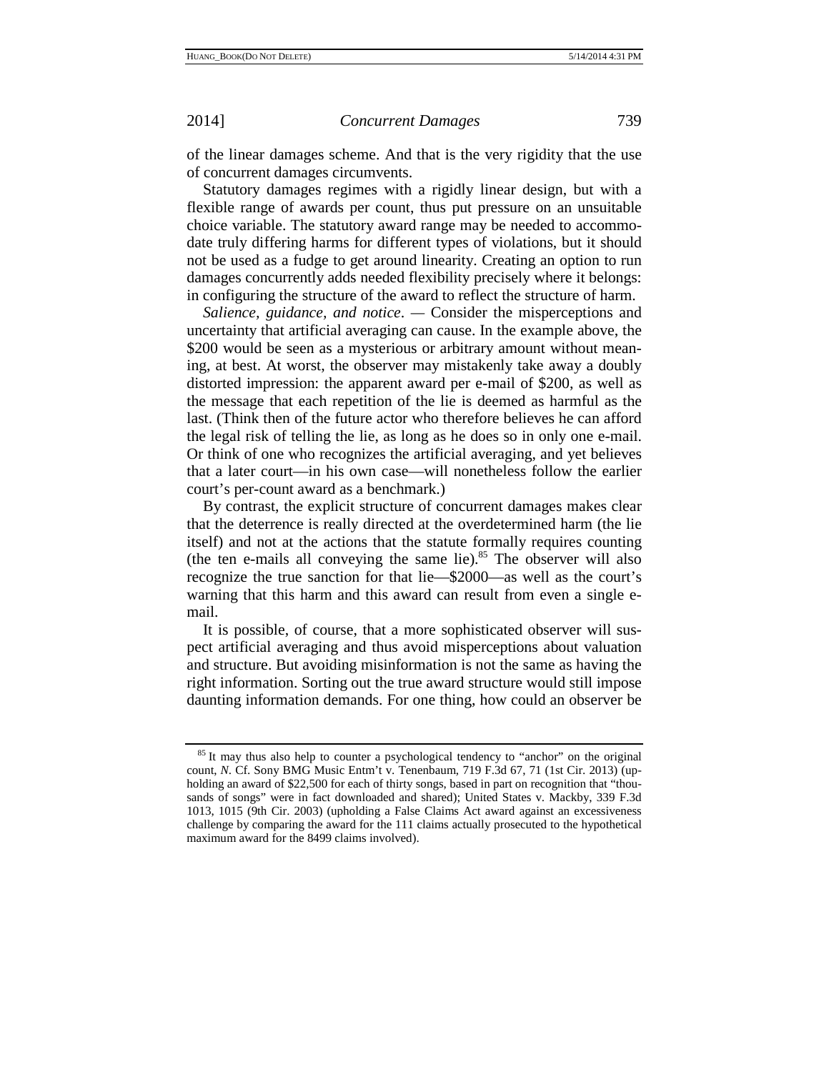of the linear damages scheme. And that is the very rigidity that the use of concurrent damages circumvents.

Statutory damages regimes with a rigidly linear design, but with a flexible range of awards per count, thus put pressure on an unsuitable choice variable. The statutory award range may be needed to accommodate truly differing harms for different types of violations, but it should not be used as a fudge to get around linearity. Creating an option to run damages concurrently adds needed flexibility precisely where it belongs: in configuring the structure of the award to reflect the structure of harm.

*Salience, guidance, and notice*. — Consider the misperceptions and uncertainty that artificial averaging can cause. In the example above, the $200 would be seen as a mysterious or arbitrary amount without meaning, at best. At worst, the observer may mistakenly take away a doubly distorted impression: the apparent award per e-mail of $200, as well as the message that each repetition of the lie is deemed as harmful as the last. (Think then of the future actor who therefore believes he can afford the legal risk of telling the lie, as long as he does so in only one e-mail. Or think of one who recognizes the artificial averaging, and yet believes that a later court—in his own case—will nonetheless follow the earlier court's per-count award as a benchmark.)

By contrast, the explicit structure of concurrent damages makes clear that the deterrence is really directed at the overdetermined harm (the lie itself) and not at the actions that the statute formally requires counting (the ten e-mails all conveying the same lie).[85] The observer will also recognize the true sanction for that lie—$2000—as well as the court's warning that this harm and this award can result from even a single e-mail.

It is possible, of course, that a more sophisticated observer will suspect artificial averaging and thus avoid misperceptions about valuation and structure. But avoiding misinformation is not the same as having the right information. Sorting out the true award structure would still impose daunting information demands. For one thing, how could an observer be

---

[85] It may thus also help to counter a psychological tendency to "anchor" on the original count, *N*. Cf. Sony BMG Music Entm't v. Tenenbaum, 719 F.3d 67, 71 (1st Cir. 2013) (upholding an award of $22,500 for each of thirty songs, based in part on recognition that "thousands of songs" were in fact downloaded and shared); United States v. Mackby, 339 F.3d 1013, 1015 (9th Cir. 2003) (upholding a False Claims Act award against an excessiveness challenge by comparing the award for the 111 claims actually prosecuted to the hypothetical maximum award for the 8499 claims involved).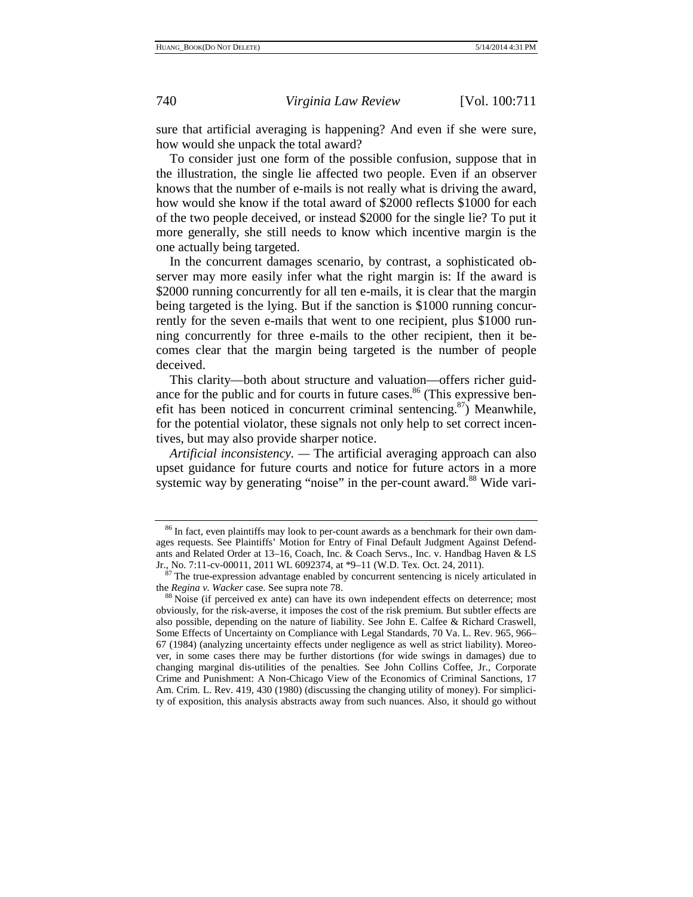sure that artificial averaging is happening? And even if she were sure, how would she unpack the total award?

To consider just one form of the possible confusion, suppose that in the illustration, the single lie affected two people. Even if an observer knows that the number of e-mails is not really what is driving the award, how would she know if the total award of $2000 reflects $1000 for each of the two people deceived, or instead $2000 for the single lie? To put it more generally, she still needs to know which incentive margin is the one actually being targeted.

In the concurrent damages scenario, by contrast, a sophisticated observer may more easily infer what the right margin is: If the award is $2000 running concurrently for all ten e-mails, it is clear that the margin being targeted is the lying. But if the sanction is $1000 running concurrently for the seven e-mails that went to one recipient, plus $1000 running concurrently for three e-mails to the other recipient, then it becomes clear that the margin being targeted is the number of people deceived.

This clarity—both about structure and valuation—offers richer guidance for the public and for courts in future cases.[86] (This expressive benefit has been noticed in concurrent criminal sentencing.[87]) Meanwhile, for the potential violator, these signals not only help to set correct incentives, but may also provide sharper notice.

*Artificial inconsistency.* — The artificial averaging approach can also upset guidance for future courts and notice for future actors in a more systemic way by generating "noise" in the per-count award.[88] Wide vari-

---

[86] In fact, even plaintiffs may look to per-count awards as a benchmark for their own damages requests. See Plaintiffs' Motion for Entry of Final Default Judgment Against Defendants and Related Order at 13–16, Coach, Inc. & Coach Servs., Inc. v. Handbag Haven & LS Jr., No. 7:11-cv-00011, 2011 WL 6092374, at *9–11 (W.D. Tex. Oct. 24, 2011).

[87] The true-expression advantage enabled by concurrent sentencing is nicely articulated in the *Regina v. Wacker* case. See supra note 78.

[88] Noise (if perceived ex ante) can have its own independent effects on deterrence; most obviously, for the risk-averse, it imposes the cost of the risk premium. But subtler effects are also possible, depending on the nature of liability. See John E. Calfee & Richard Craswell, Some Effects of Uncertainty on Compliance with Legal Standards, 70 Va. L. Rev. 965, 966–67 (1984) (analyzing uncertainty effects under negligence as well as strict liability). Moreover, in some cases there may be further distortions (for wide swings in damages) due to changing marginal dis-utilities of the penalties. See John Collins Coffee, Jr., Corporate Crime and Punishment: A Non-Chicago View of the Economics of Criminal Sanctions, 17 Am. Crim. L. Rev. 419, 430 (1980) (discussing the changing utility of money). For simplicity of exposition, this analysis abstracts away from such nuances. Also, it should go without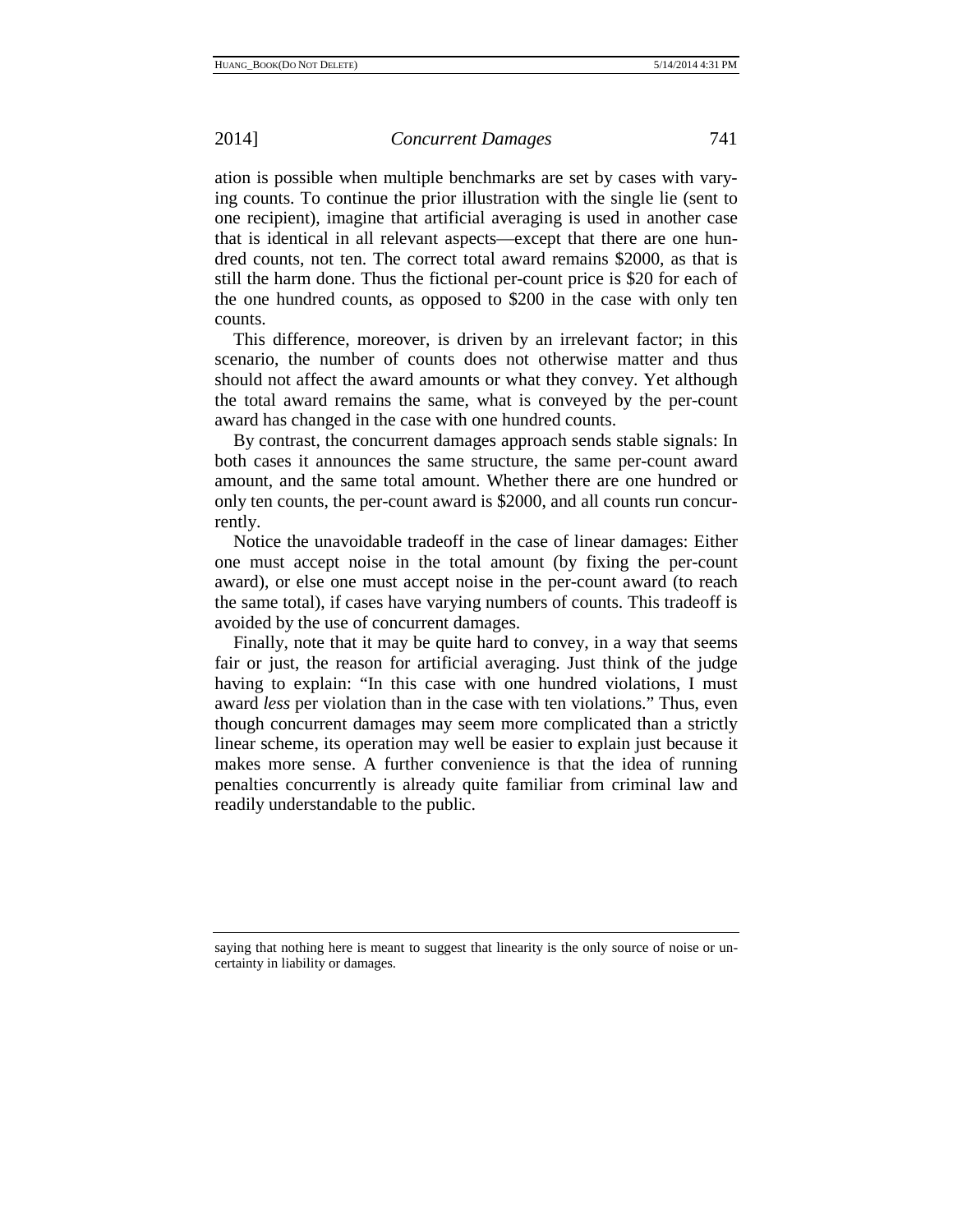ation is possible when multiple benchmarks are set by cases with varying counts. To continue the prior illustration with the single lie (sent to one recipient), imagine that artificial averaging is used in another case that is identical in all relevant aspects—except that there are one hundred counts, not ten. The correct total award remains $2000, as that is still the harm done. Thus the fictional per-count price is $20 for each of the one hundred counts, as opposed to $200 in the case with only ten counts.

This difference, moreover, is driven by an irrelevant factor; in this scenario, the number of counts does not otherwise matter and thus should not affect the award amounts or what they convey. Yet although the total award remains the same, what is conveyed by the per-count award has changed in the case with one hundred counts.

By contrast, the concurrent damages approach sends stable signals: In both cases it announces the same structure, the same per-count award amount, and the same total amount. Whether there are one hundred or only ten counts, the per-count award is $2000, and all counts run concurrently.

Notice the unavoidable tradeoff in the case of linear damages: Either one must accept noise in the total amount (by fixing the per-count award), or else one must accept noise in the per-count award (to reach the same total), if cases have varying numbers of counts. This tradeoff is avoided by the use of concurrent damages.

Finally, note that it may be quite hard to convey, in a way that seems fair or just, the reason for artificial averaging. Just think of the judge having to explain: "In this case with one hundred violations, I must award *less* per violation than in the case with ten violations." Thus, even though concurrent damages may seem more complicated than a strictly linear scheme, its operation may well be easier to explain just because it makes more sense. A further convenience is that the idea of running penalties concurrently is already quite familiar from criminal law and readily understandable to the public.

---

saying that nothing here is meant to suggest that linearity is the only source of noise or uncertainty in liability or damages.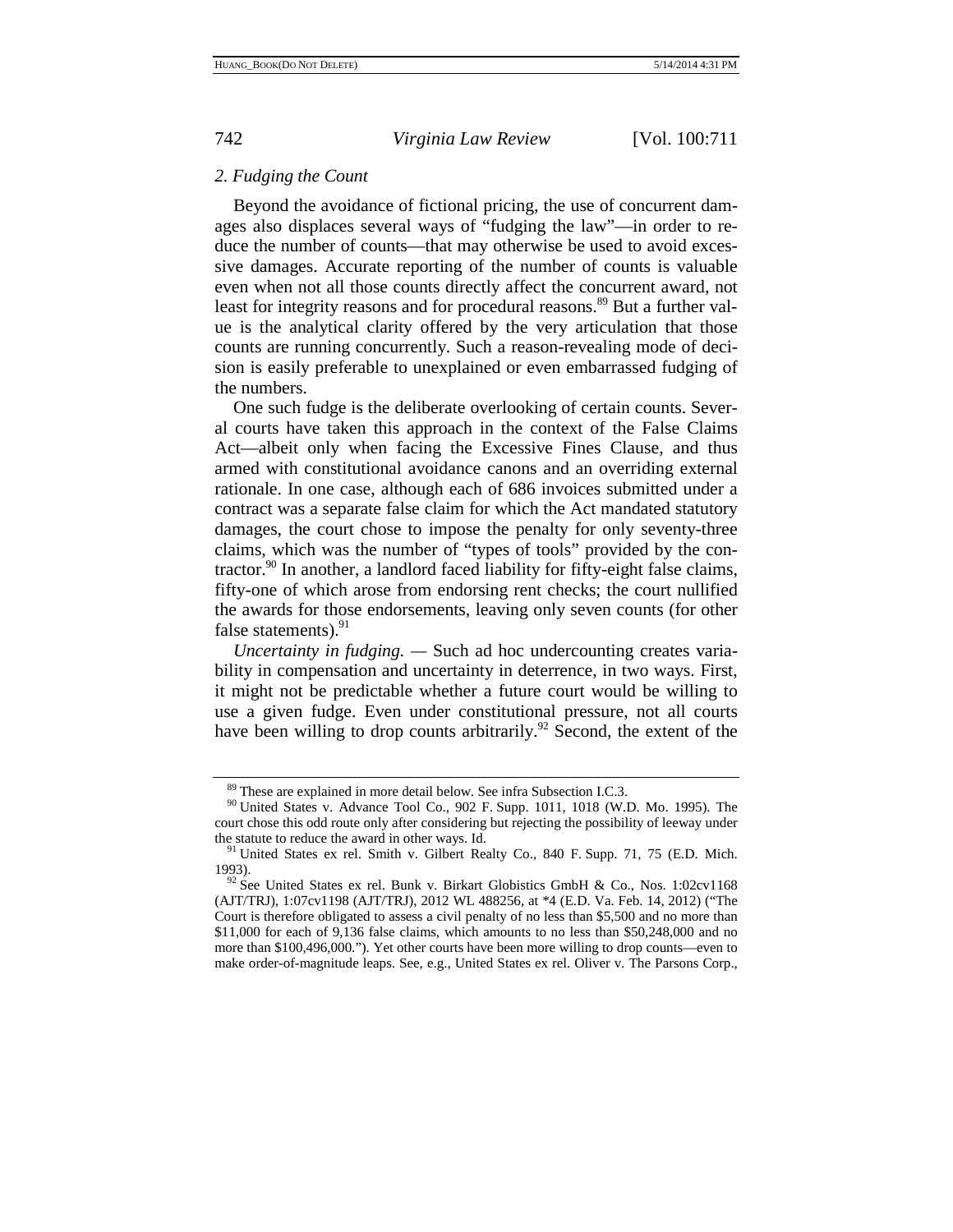### 2. Fudging the Count

Beyond the avoidance of fictional pricing, the use of concurrent damages also displaces several ways of "fudging the law"—in order to reduce the number of counts—that may otherwise be used to avoid excessive damages. Accurate reporting of the number of counts is valuable even when not all those counts directly affect the concurrent award, not least for integrity reasons and for procedural reasons.[89] But a further value is the analytical clarity offered by the very articulation that those counts are running concurrently. Such a reason-revealing mode of decision is easily preferable to unexplained or even embarrassed fudging of the numbers.

One such fudge is the deliberate overlooking of certain counts. Several courts have taken this approach in the context of the False Claims Act—albeit only when facing the Excessive Fines Clause, and thus armed with constitutional avoidance canons and an overriding external rationale. In one case, although each of 686 invoices submitted under a contract was a separate false claim for which the Act mandated statutory damages, the court chose to impose the penalty for only seventy-three claims, which was the number of "types of tools" provided by the contractor.[90] In another, a landlord faced liability for fifty-eight false claims, fifty-one of which arose from endorsing rent checks; the court nullified the awards for those endorsements, leaving only seven counts (for other false statements).[91]

*Uncertainty in fudging.* — Such ad hoc undercounting creates variability in compensation and uncertainty in deterrence, in two ways. First, it might not be predictable whether a future court would be willing to use a given fudge. Even under constitutional pressure, not all courts have been willing to drop counts arbitrarily.[92] Second, the extent of the

---

[89] These are explained in more detail below. See infra Subsection I.C.3.

[90] United States v. Advance Tool Co., 902 F. Supp. 1011, 1018 (W.D. Mo. 1995). The court chose this odd route only after considering but rejecting the possibility of leeway under the statute to reduce the award in other ways. Id.

[91] United States ex rel. Smith v. Gilbert Realty Co., 840 F. Supp. 71, 75 (E.D. Mich. 1993).

[92] See United States ex rel. Bunk v. Birkart Globistics GmbH & Co., Nos. 1:02cv1168 (AJT/TRJ), 1:07cv1198 (AJT/TRJ), 2012 WL 488256, at *4 (E.D. Va. Feb. 14, 2012) ("The Court is therefore obligated to assess a civil penalty of no less than $5,500 and no more than $11,000 for each of 9,136 false claims, which amounts to no less than $50,248,000 and no more than $100,496,000."). Yet other courts have been more willing to drop counts—even to make order-of-magnitude leaps. See, e.g., United States ex rel. Oliver v. The Parsons Corp.,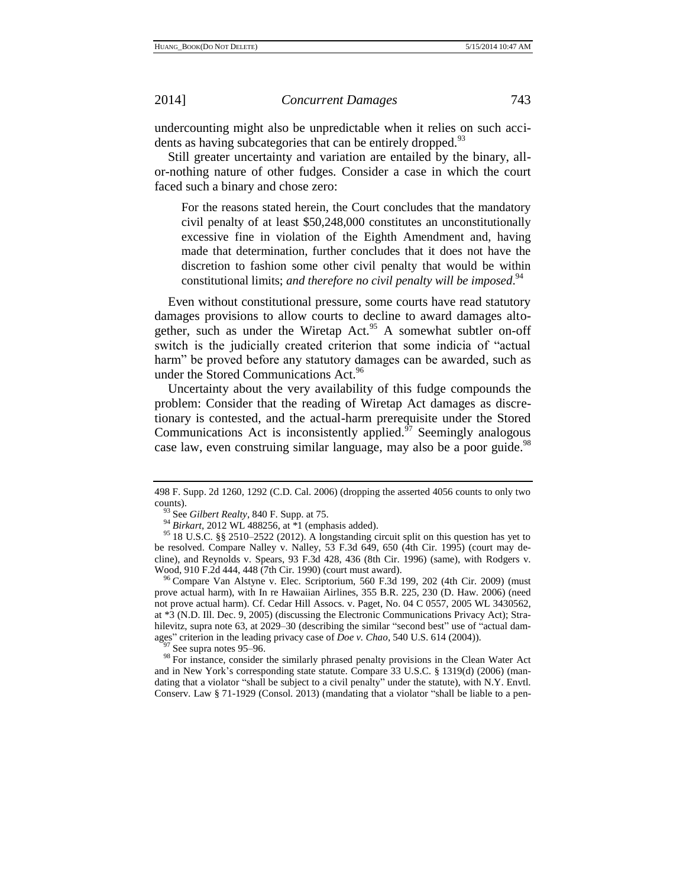undercounting might also be unpredictable when it relies on such accidents as having subcategories that can be entirely dropped.[93]

Still greater uncertainty and variation are entailed by the binary, all-or-nothing nature of other fudges. Consider a case in which the court faced such a binary and chose zero:

> For the reasons stated herein, the Court concludes that the mandatory civil penalty of at least $50,248,000 constitutes an unconstitutionally excessive fine in violation of the Eighth Amendment and, having made that determination, further concludes that it does not have the discretion to fashion some other civil penalty that would be within constitutional limits; *and therefore no civil penalty will be imposed*.[94]

Even without constitutional pressure, some courts have read statutory damages provisions to allow courts to decline to award damages altogether, such as under the Wiretap Act.[95] A somewhat subtler on-off switch is the judicially created criterion that some indicia of "actual harm" be proved before any statutory damages can be awarded, such as under the Stored Communications Act.[96]

Uncertainty about the very availability of this fudge compounds the problem: Consider that the reading of Wiretap Act damages as discretionary is contested, and the actual-harm prerequisite under the Stored Communications Act is inconsistently applied.[97] Seemingly analogous case law, even construing similar language, may also be a poor guide.[98]

---

498 F. Supp. 2d 1260, 1292 (C.D. Cal. 2006) (dropping the asserted 4056 counts to only two counts).

[93] See *Gilbert Realty*, 840 F. Supp. at 75.

[94] *Birkart*, 2012 WL 488256, at *1 (emphasis added).

[95] 18 U.S.C. §§ 2510–2522 (2012). A longstanding circuit split on this question has yet to be resolved. Compare Nalley v. Nalley, 53 F.3d 649, 650 (4th Cir. 1995) (court may decline), and Reynolds v. Spears, 93 F.3d 428, 436 (8th Cir. 1996) (same), with Rodgers v. Wood, 910 F.2d 444, 448 (7th Cir. 1990) (court must award).

[96] Compare Van Alstyne v. Elec. Scriptorium, 560 F.3d 199, 202 (4th Cir. 2009) (must prove actual harm), with In re Hawaiian Airlines, 355 B.R. 225, 230 (D. Haw. 2006) (need not prove actual harm). Cf. Cedar Hill Assocs. v. Paget, No. 04 C 0557, 2005 WL 3430562, at *3 (N.D. Ill. Dec. 9, 2005) (discussing the Electronic Communications Privacy Act); Strahilevitz, supra note 63, at 2029–30 (describing the similar "second best" use of "actual damages" criterion in the leading privacy case of *Doe v. Chao*, 540 U.S. 614 (2004)).

[97] See supra notes 95–96.

[98] For instance, consider the similarly phrased penalty provisions in the Clean Water Act and in New York's corresponding state statute. Compare 33 U.S.C. § 1319(d) (2006) (mandating that a violator "shall be subject to a civil penalty" under the statute), with N.Y. Envtl. Conserv. Law § 71-1929 (Consol. 2013) (mandating that a violator "shall be liable to a pen-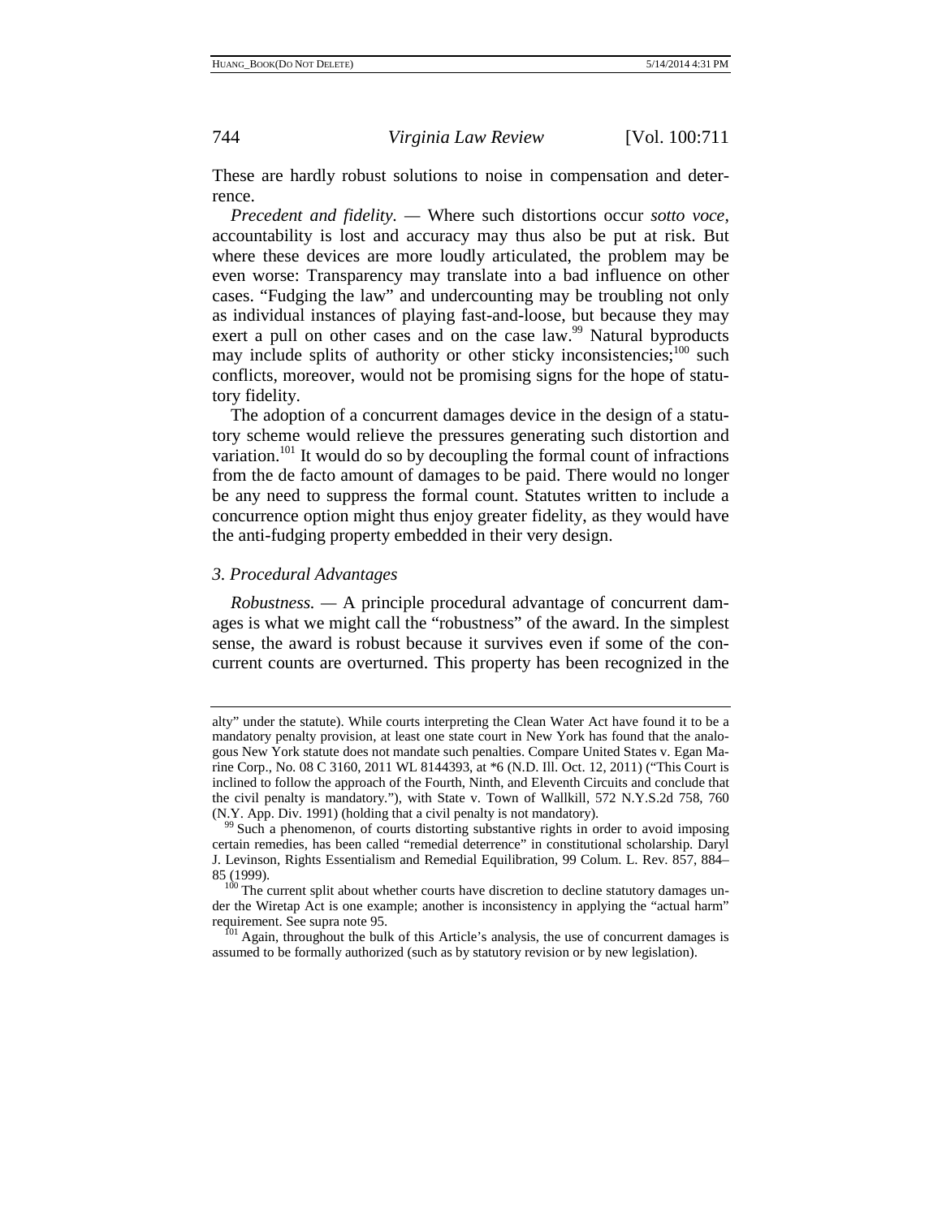These are hardly robust solutions to noise in compensation and deterrence.

*Precedent and fidelity.* — Where such distortions occur *sotto voce*, accountability is lost and accuracy may thus also be put at risk. But where these devices are more loudly articulated, the problem may be even worse: Transparency may translate into a bad influence on other cases. "Fudging the law" and undercounting may be troubling not only as individual instances of playing fast-and-loose, but because they may exert a pull on other cases and on the case law.[99] Natural byproducts may include splits of authority or other sticky inconsistencies;[100] such conflicts, moreover, would not be promising signs for the hope of statutory fidelity.

The adoption of a concurrent damages device in the design of a statutory scheme would relieve the pressures generating such distortion and variation.[101] It would do so by decoupling the formal count of infractions from the de facto amount of damages to be paid. There would no longer be any need to suppress the formal count. Statutes written to include a concurrence option might thus enjoy greater fidelity, as they would have the anti-fudging property embedded in their very design.

### *3. Procedural Advantages*

*Robustness.* — A principle procedural advantage of concurrent damages is what we might call the "robustness" of the award. In the simplest sense, the award is robust because it survives even if some of the concurrent counts are overturned. This property has been recognized in the

---

alty" under the statute). While courts interpreting the Clean Water Act have found it to be a mandatory penalty provision, at least one state court in New York has found that the analogous New York statute does not mandate such penalties. Compare United States v. Egan Marine Corp., No. 08 C 3160, 2011 WL 8144393, at *6 (N.D. Ill. Oct. 12, 2011) ("This Court is inclined to follow the approach of the Fourth, Ninth, and Eleventh Circuits and conclude that the civil penalty is mandatory."), with State v. Town of Wallkill, 572 N.Y.S.2d 758, 760 (N.Y. App. Div. 1991) (holding that a civil penalty is not mandatory).

[99] Such a phenomenon, of courts distorting substantive rights in order to avoid imposing certain remedies, has been called "remedial deterrence" in constitutional scholarship. Daryl J. Levinson, Rights Essentialism and Remedial Equilibration, 99 Colum. L. Rev. 857, 884–85 (1999).

[100] The current split about whether courts have discretion to decline statutory damages under the Wiretap Act is one example; another is inconsistency in applying the "actual harm" requirement. See supra note 95.

[101] Again, throughout the bulk of this Article's analysis, the use of concurrent damages is assumed to be formally authorized (such as by statutory revision or by new legislation).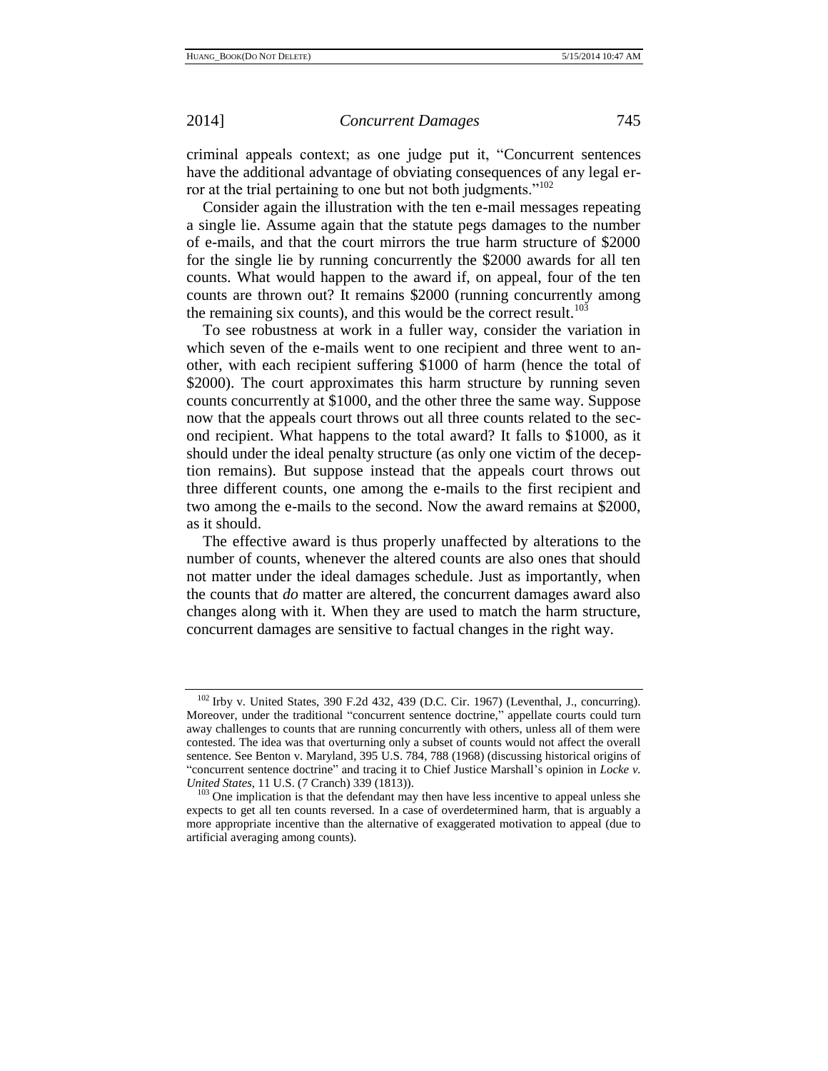criminal appeals context; as one judge put it, "Concurrent sentences have the additional advantage of obviating consequences of any legal error at the trial pertaining to one but not both judgments."[102]

Consider again the illustration with the ten e-mail messages repeating a single lie. Assume again that the statute pegs damages to the number of e-mails, and that the court mirrors the true harm structure of $2000 for the single lie by running concurrently the $2000 awards for all ten counts. What would happen to the award if, on appeal, four of the ten counts are thrown out? It remains $2000 (running concurrently among the remaining six counts), and this would be the correct result.[103]

To see robustness at work in a fuller way, consider the variation in which seven of the e-mails went to one recipient and three went to another, with each recipient suffering $1000 of harm (hence the total of $2000). The court approximates this harm structure by running seven counts concurrently at $1000, and the other three the same way. Suppose now that the appeals court throws out all three counts related to the second recipient. What happens to the total award? It falls to $1000, as it should under the ideal penalty structure (as only one victim of the deception remains). But suppose instead that the appeals court throws out three different counts, one among the e-mails to the first recipient and two among the e-mails to the second. Now the award remains at $2000, as it should.

The effective award is thus properly unaffected by alterations to the number of counts, whenever the altered counts are also ones that should not matter under the ideal damages schedule. Just as importantly, when the counts that *do* matter are altered, the concurrent damages award also changes along with it. When they are used to match the harm structure, concurrent damages are sensitive to factual changes in the right way.

---

[102] Irby v. United States, 390 F.2d 432, 439 (D.C. Cir. 1967) (Leventhal, J., concurring). Moreover, under the traditional "concurrent sentence doctrine," appellate courts could turn away challenges to counts that are running concurrently with others, unless all of them were contested. The idea was that overturning only a subset of counts would not affect the overall sentence. See Benton v. Maryland, 395 U.S. 784, 788 (1968) (discussing historical origins of "concurrent sentence doctrine" and tracing it to Chief Justice Marshall's opinion in *Locke v. United States*, 11 U.S. (7 Cranch) 339 (1813)).

[103] One implication is that the defendant may then have less incentive to appeal unless she expects to get all ten counts reversed. In a case of overdetermined harm, that is arguably a more appropriate incentive than the alternative of exaggerated motivation to appeal (due to artificial averaging among counts).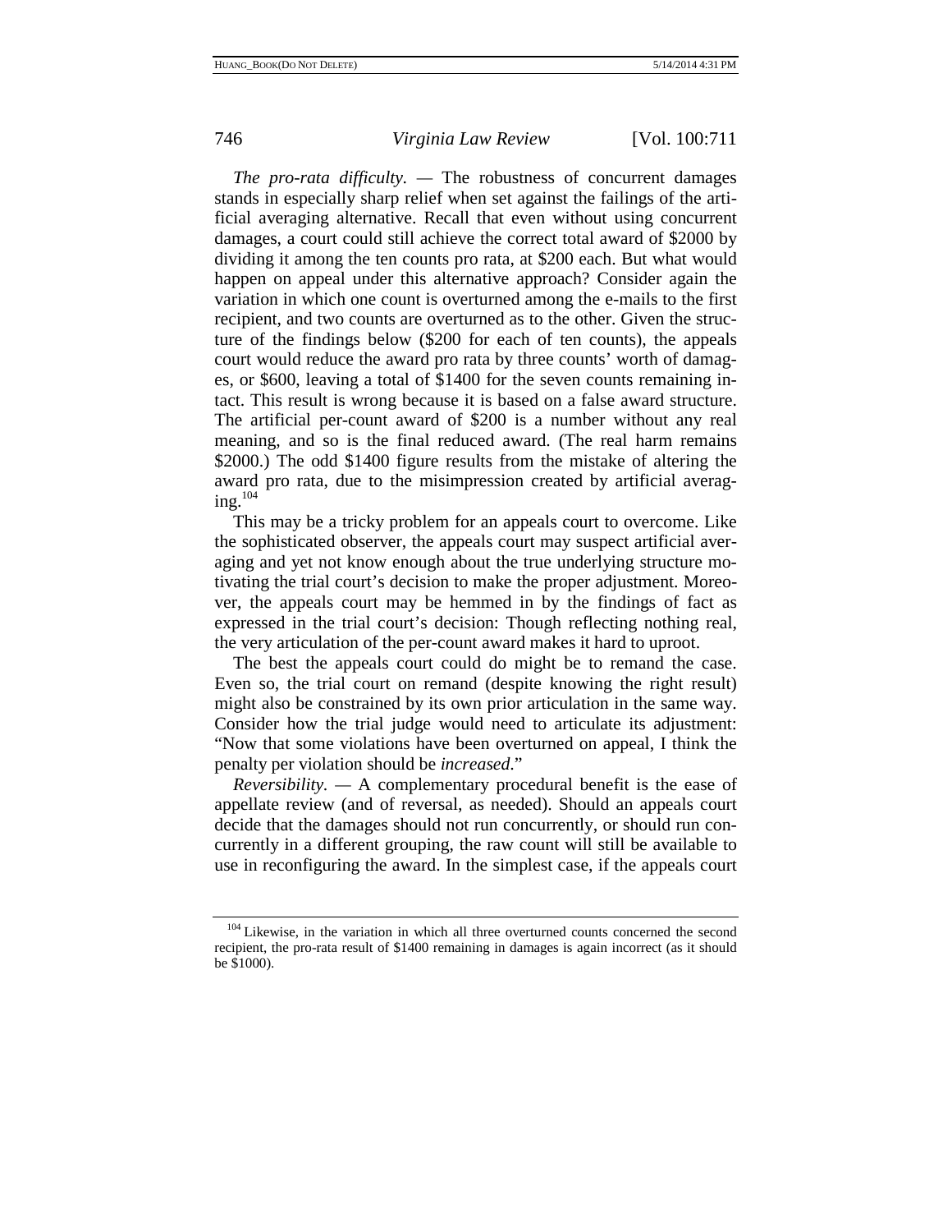*The pro-rata difficulty*. — The robustness of concurrent damages stands in especially sharp relief when set against the failings of the artificial averaging alternative. Recall that even without using concurrent damages, a court could still achieve the correct total award of $2000 by dividing it among the ten counts pro rata, at $200 each. But what would happen on appeal under this alternative approach? Consider again the variation in which one count is overturned among the e-mails to the first recipient, and two counts are overturned as to the other. Given the structure of the findings below ($200 for each of ten counts), the appeals court would reduce the award pro rata by three counts' worth of damages, or $600, leaving a total of $1400 for the seven counts remaining intact. This result is wrong because it is based on a false award structure. The artificial per-count award of $200 is a number without any real meaning, and so is the final reduced award. (The real harm remains $2000.) The odd $1400 figure results from the mistake of altering the award pro rata, due to the misimpression created by artificial averaging.[104]

This may be a tricky problem for an appeals court to overcome. Like the sophisticated observer, the appeals court may suspect artificial averaging and yet not know enough about the true underlying structure motivating the trial court's decision to make the proper adjustment. Moreover, the appeals court may be hemmed in by the findings of fact as expressed in the trial court's decision: Though reflecting nothing real, the very articulation of the per-count award makes it hard to uproot.

The best the appeals court could do might be to remand the case. Even so, the trial court on remand (despite knowing the right result) might also be constrained by its own prior articulation in the same way. Consider how the trial judge would need to articulate its adjustment: "Now that some violations have been overturned on appeal, I think the penalty per violation should be *increased*."

*Reversibility*. — A complementary procedural benefit is the ease of appellate review (and of reversal, as needed). Should an appeals court decide that the damages should not run concurrently, or should run concurrently in a different grouping, the raw count will still be available to use in reconfiguring the award. In the simplest case, if the appeals court

[104] Likewise, in the variation in which all three overturned counts concerned the second recipient, the pro-rata result of $1400 remaining in damages is again incorrect (as it should be $1000).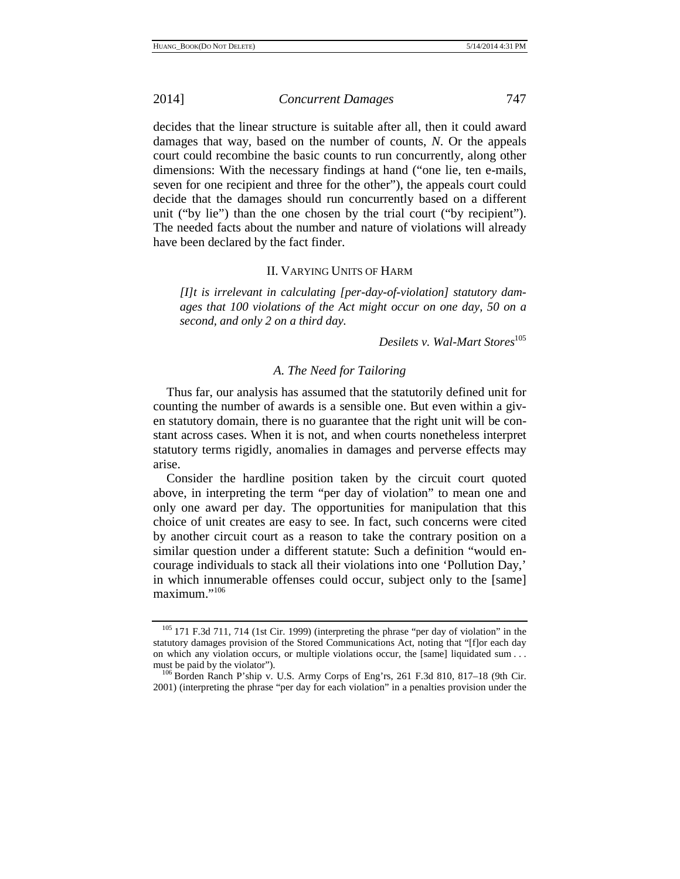decides that the linear structure is suitable after all, then it could award damages that way, based on the number of counts, *N*. Or the appeals court could recombine the basic counts to run concurrently, along other dimensions: With the necessary findings at hand ("one lie, ten e-mails, seven for one recipient and three for the other"), the appeals court could decide that the damages should run concurrently based on a different unit ("by lie") than the one chosen by the trial court ("by recipient"). The needed facts about the number and nature of violations will already have been declared by the fact finder.

## II. Varying Units of Harm

> *[I]t is irrelevant in calculating [per-day-of-violation] statutory damages that 100 violations of the Act might occur on one day, 50 on a second, and only 2 on a third day.*
>
> *Desilets v. Wal-Mart Stores*[105]

### A. The Need for Tailoring

Thus far, our analysis has assumed that the statutorily defined unit for counting the number of awards is a sensible one. But even within a given statutory domain, there is no guarantee that the right unit will be constant across cases. When it is not, and when courts nonetheless interpret statutory terms rigidly, anomalies in damages and perverse effects may arise.

Consider the hardline position taken by the circuit court quoted above, in interpreting the term "per day of violation" to mean one and only one award per day. The opportunities for manipulation that this choice of unit creates are easy to see. In fact, such concerns were cited by another circuit court as a reason to take the contrary position on a similar question under a different statute: Such a definition "would encourage individuals to stack all their violations into one 'Pollution Day,' in which innumerable offenses could occur, subject only to the [same] maximum."[106]

---

[105] 171 F.3d 711, 714 (1st Cir. 1999) (interpreting the phrase "per day of violation" in the statutory damages provision of the Stored Communications Act, noting that "[f]or each day on which any violation occurs, or multiple violations occur, the [same] liquidated sum . . . must be paid by the violator").

[106] Borden Ranch P'ship v. U.S. Army Corps of Eng'rs, 261 F.3d 810, 817–18 (9th Cir. 2001) (interpreting the phrase "per day for each violation" in a penalties provision under the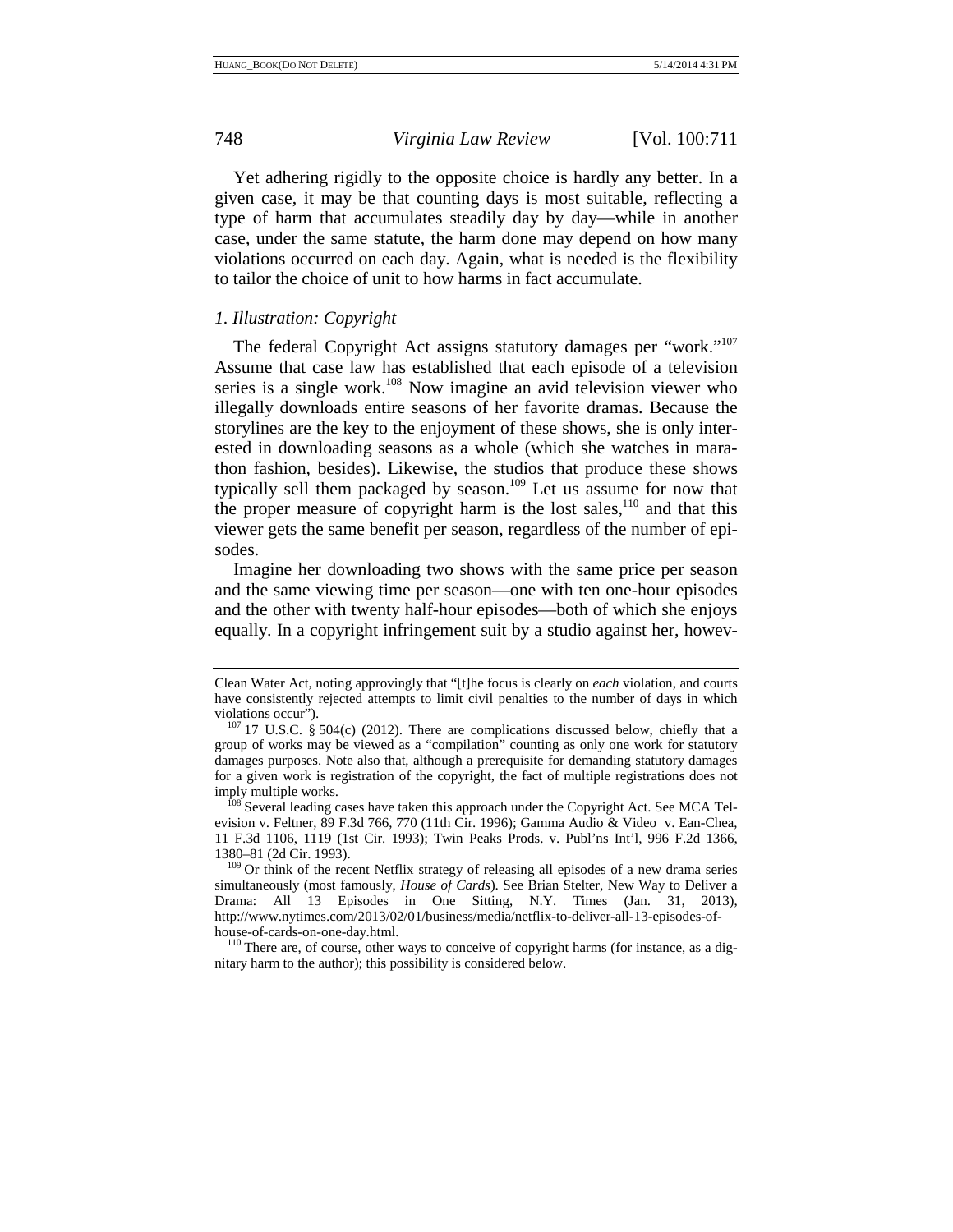Yet adhering rigidly to the opposite choice is hardly any better. In a given case, it may be that counting days is most suitable, reflecting a type of harm that accumulates steadily day by day—while in another case, under the same statute, the harm done may depend on how many violations occurred on each day. Again, what is needed is the flexibility to tailor the choice of unit to how harms in fact accumulate.

### *1. Illustration: Copyright*

The federal Copyright Act assigns statutory damages per "work."[107] Assume that case law has established that each episode of a television series is a single work.[108] Now imagine an avid television viewer who illegally downloads entire seasons of her favorite dramas. Because the storylines are the key to the enjoyment of these shows, she is only interested in downloading seasons as a whole (which she watches in marathon fashion, besides). Likewise, the studios that produce these shows typically sell them packaged by season.[109] Let us assume for now that the proper measure of copyright harm is the lost sales,[110] and that this viewer gets the same benefit per season, regardless of the number of episodes.

Imagine her downloading two shows with the same price per season and the same viewing time per season—one with ten one-hour episodes and the other with twenty half-hour episodes—both of which she enjoys equally. In a copyright infringement suit by a studio against her, howev-

---

Clean Water Act, noting approvingly that "[t]he focus is clearly on *each* violation, and courts have consistently rejected attempts to limit civil penalties to the number of days in which violations occur").

[107] 17 U.S.C. § 504(c) (2012). There are complications discussed below, chiefly that a group of works may be viewed as a "compilation" counting as only one work for statutory damages purposes. Note also that, although a prerequisite for demanding statutory damages for a given work is registration of the copyright, the fact of multiple registrations does not imply multiple works.

[108] Several leading cases have taken this approach under the Copyright Act. See MCA Television v. Feltner, 89 F.3d 766, 770 (11th Cir. 1996); Gamma Audio & Video v. Ean-Chea, 11 F.3d 1106, 1119 (1st Cir. 1993); Twin Peaks Prods. v. Publ'ns Int'l, 996 F.2d 1366, 1380–81 (2d Cir. 1993).

[109] Or think of the recent Netflix strategy of releasing all episodes of a new drama series simultaneously (most famously, *House of Cards*). See Brian Stelter, New Way to Deliver a Drama: All 13 Episodes in One Sitting, N.Y. Times (Jan. 31, 2013), http://www.nytimes.com/2013/02/01/business/media/netflix-to-deliver-all-13-episodes-of-house-of-cards-on-one-day.html.

[110] There are, of course, other ways to conceive of copyright harms (for instance, as a dignitary harm to the author); this possibility is considered below.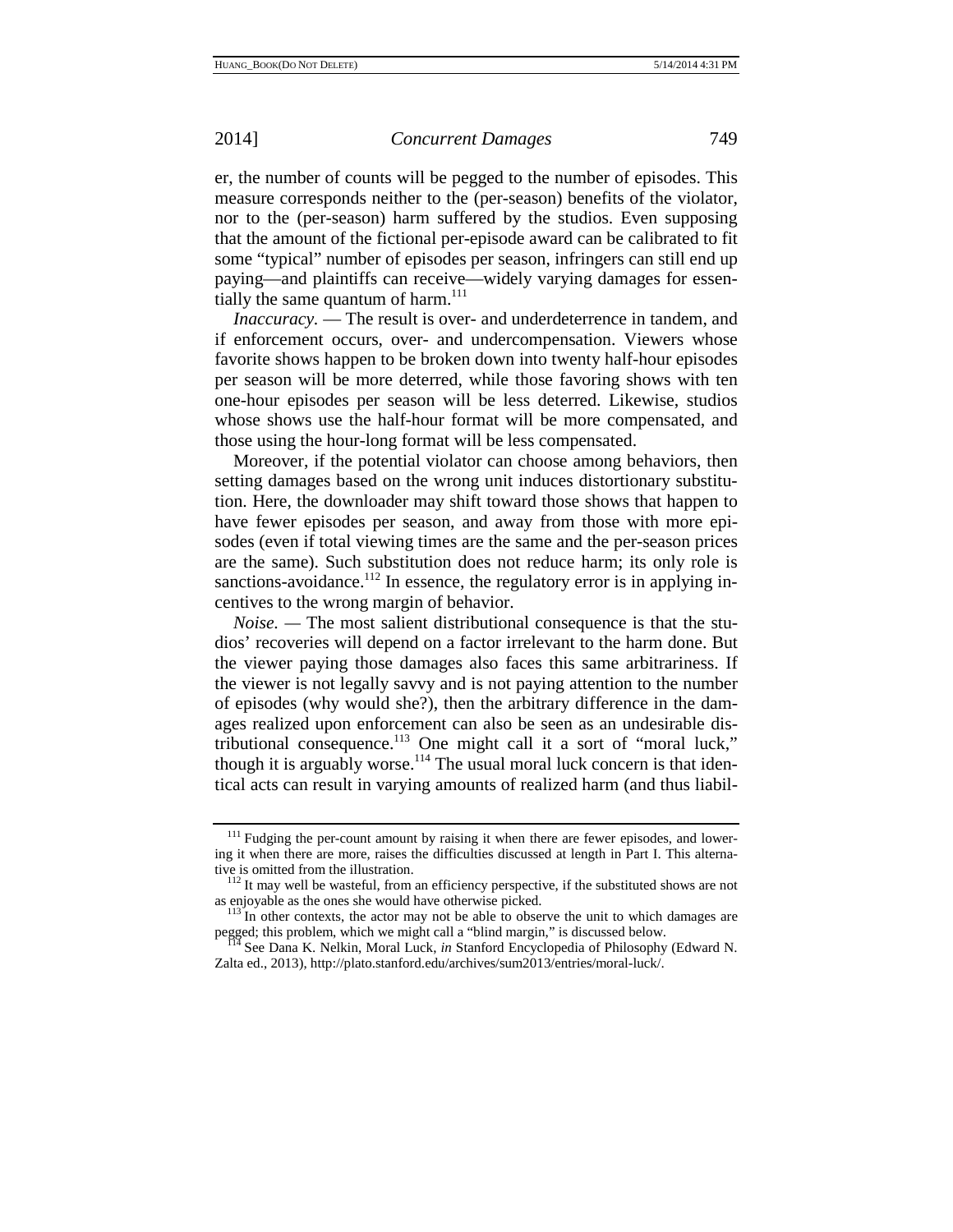er, the number of counts will be pegged to the number of episodes. This measure corresponds neither to the (per-season) benefits of the violator, nor to the (per-season) harm suffered by the studios. Even supposing that the amount of the fictional per-episode award can be calibrated to fit some "typical" number of episodes per season, infringers can still end up paying—and plaintiffs can receive—widely varying damages for essentially the same quantum of harm.[111]

*Inaccuracy*. — The result is over- and underdeterrence in tandem, and if enforcement occurs, over- and undercompensation. Viewers whose favorite shows happen to be broken down into twenty half-hour episodes per season will be more deterred, while those favoring shows with ten one-hour episodes per season will be less deterred. Likewise, studios whose shows use the half-hour format will be more compensated, and those using the hour-long format will be less compensated.

Moreover, if the potential violator can choose among behaviors, then setting damages based on the wrong unit induces distortionary substitution. Here, the downloader may shift toward those shows that happen to have fewer episodes per season, and away from those with more episodes (even if total viewing times are the same and the per-season prices are the same). Such substitution does not reduce harm; its only role is sanctions-avoidance.[112] In essence, the regulatory error is in applying incentives to the wrong margin of behavior.

*Noise*. — The most salient distributional consequence is that the studios' recoveries will depend on a factor irrelevant to the harm done. But the viewer paying those damages also faces this same arbitrariness. If the viewer is not legally savvy and is not paying attention to the number of episodes (why would she?), then the arbitrary difference in the damages realized upon enforcement can also be seen as an undesirable distributional consequence.[113] One might call it a sort of "moral luck," though it is arguably worse.[114] The usual moral luck concern is that identical acts can result in varying amounts of realized harm (and thus liabil-

---

[111] Fudging the per-count amount by raising it when there are fewer episodes, and lowering it when there are more, raises the difficulties discussed at length in Part I. This alternative is omitted from the illustration.

[112] It may well be wasteful, from an efficiency perspective, if the substituted shows are not as enjoyable as the ones she would have otherwise picked.

[113] In other contexts, the actor may not be able to observe the unit to which damages are pegged; this problem, which we might call a "blind margin," is discussed below.

[114] See Dana K. Nelkin, Moral Luck, *in* Stanford Encyclopedia of Philosophy (Edward N. Zalta ed., 2013), http://plato.stanford.edu/archives/sum2013/entries/moral-luck/.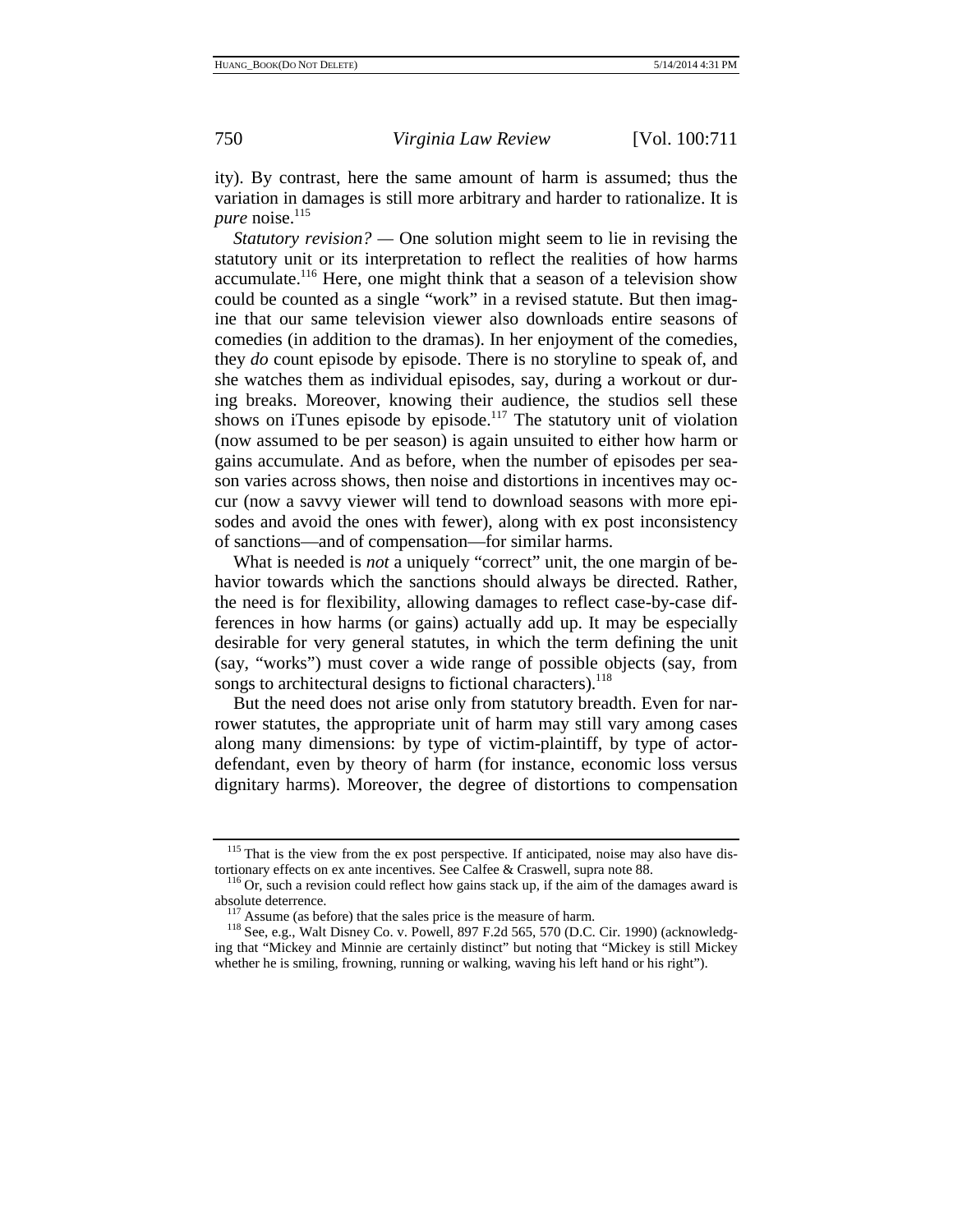ity). By contrast, here the same amount of harm is assumed; thus the variation in damages is still more arbitrary and harder to rationalize. It is *pure* noise.[115]

*Statutory revision?* — One solution might seem to lie in revising the statutory unit or its interpretation to reflect the realities of how harms accumulate.[116] Here, one might think that a season of a television show could be counted as a single "work" in a revised statute. But then imagine that our same television viewer also downloads entire seasons of comedies (in addition to the dramas). In her enjoyment of the comedies, they *do* count episode by episode. There is no storyline to speak of, and she watches them as individual episodes, say, during a workout or during breaks. Moreover, knowing their audience, the studios sell these shows on iTunes episode by episode.[117] The statutory unit of violation (now assumed to be per season) is again unsuited to either how harm or gains accumulate. And as before, when the number of episodes per season varies across shows, then noise and distortions in incentives may occur (now a savvy viewer will tend to download seasons with more episodes and avoid the ones with fewer), along with ex post inconsistency of sanctions—and of compensation—for similar harms.

What is needed is *not* a uniquely "correct" unit, the one margin of behavior towards which the sanctions should always be directed. Rather, the need is for flexibility, allowing damages to reflect case-by-case differences in how harms (or gains) actually add up. It may be especially desirable for very general statutes, in which the term defining the unit (say, "works") must cover a wide range of possible objects (say, from songs to architectural designs to fictional characters).[118]

But the need does not arise only from statutory breadth. Even for narrower statutes, the appropriate unit of harm may still vary among cases along many dimensions: by type of victim-plaintiff, by type of actor-defendant, even by theory of harm (for instance, economic loss versus dignitary harms). Moreover, the degree of distortions to compensation

---

[115] That is the view from the ex post perspective. If anticipated, noise may also have distortionary effects on ex ante incentives. See Calfee & Craswell, supra note 88.

[116] Or, such a revision could reflect how gains stack up, if the aim of the damages award is absolute deterrence.

[117] Assume (as before) that the sales price is the measure of harm.

[118] See, e.g., Walt Disney Co. v. Powell, 897 F.2d 565, 570 (D.C. Cir. 1990) (acknowledging that "Mickey and Minnie are certainly distinct" but noting that "Mickey is still Mickey whether he is smiling, frowning, running or walking, waving his left hand or his right").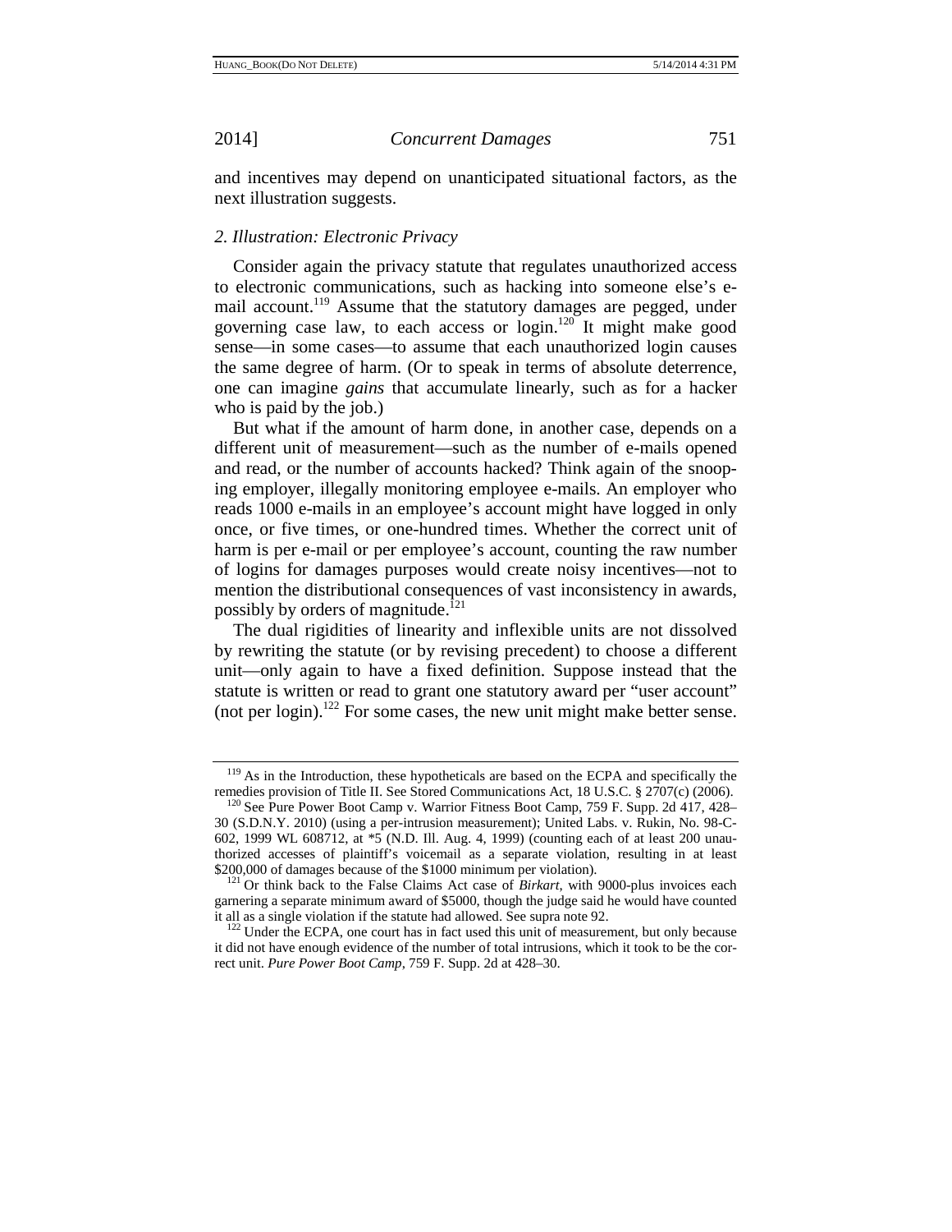and incentives may depend on unanticipated situational factors, as the next illustration suggests.

### *2. Illustration: Electronic Privacy*

Consider again the privacy statute that regulates unauthorized access to electronic communications, such as hacking into someone else's e-mail account.[119] Assume that the statutory damages are pegged, under governing case law, to each access or login.[120] It might make good sense—in some cases—to assume that each unauthorized login causes the same degree of harm. (Or to speak in terms of absolute deterrence, one can imagine *gains* that accumulate linearly, such as for a hacker who is paid by the job.)

But what if the amount of harm done, in another case, depends on a different unit of measurement—such as the number of e-mails opened and read, or the number of accounts hacked? Think again of the snooping employer, illegally monitoring employee e-mails. An employer who reads 1000 e-mails in an employee's account might have logged in only once, or five times, or one-hundred times. Whether the correct unit of harm is per e-mail or per employee's account, counting the raw number of logins for damages purposes would create noisy incentives—not to mention the distributional consequences of vast inconsistency in awards, possibly by orders of magnitude.[121]

The dual rigidities of linearity and inflexible units are not dissolved by rewriting the statute (or by revising precedent) to choose a different unit—only again to have a fixed definition. Suppose instead that the statute is written or read to grant one statutory award per "user account" (not per login).[122] For some cases, the new unit might make better sense.

---

[119] As in the Introduction, these hypotheticals are based on the ECPA and specifically the remedies provision of Title II. See Stored Communications Act, 18 U.S.C. § 2707(c) (2006).

[120] See Pure Power Boot Camp v. Warrior Fitness Boot Camp, 759 F. Supp. 2d 417, 428–30 (S.D.N.Y. 2010) (using a per-intrusion measurement); United Labs. v. Rukin, No. 98-C-602, 1999 WL 608712, at *5 (N.D. Ill. Aug. 4, 1999) (counting each of at least 200 unauthorized accesses of plaintiff's voicemail as a separate violation, resulting in at least $200,000 of damages because of the $1000 minimum per violation).

[121] Or think back to the False Claims Act case of *Birkart*, with 9000-plus invoices each garnering a separate minimum award of $5000, though the judge said he would have counted it all as a single violation if the statute had allowed. See supra note 92.

[122] Under the ECPA, one court has in fact used this unit of measurement, but only because it did not have enough evidence of the number of total intrusions, which it took to be the correct unit. *Pure Power Boot Camp*, 759 F. Supp. 2d at 428–30.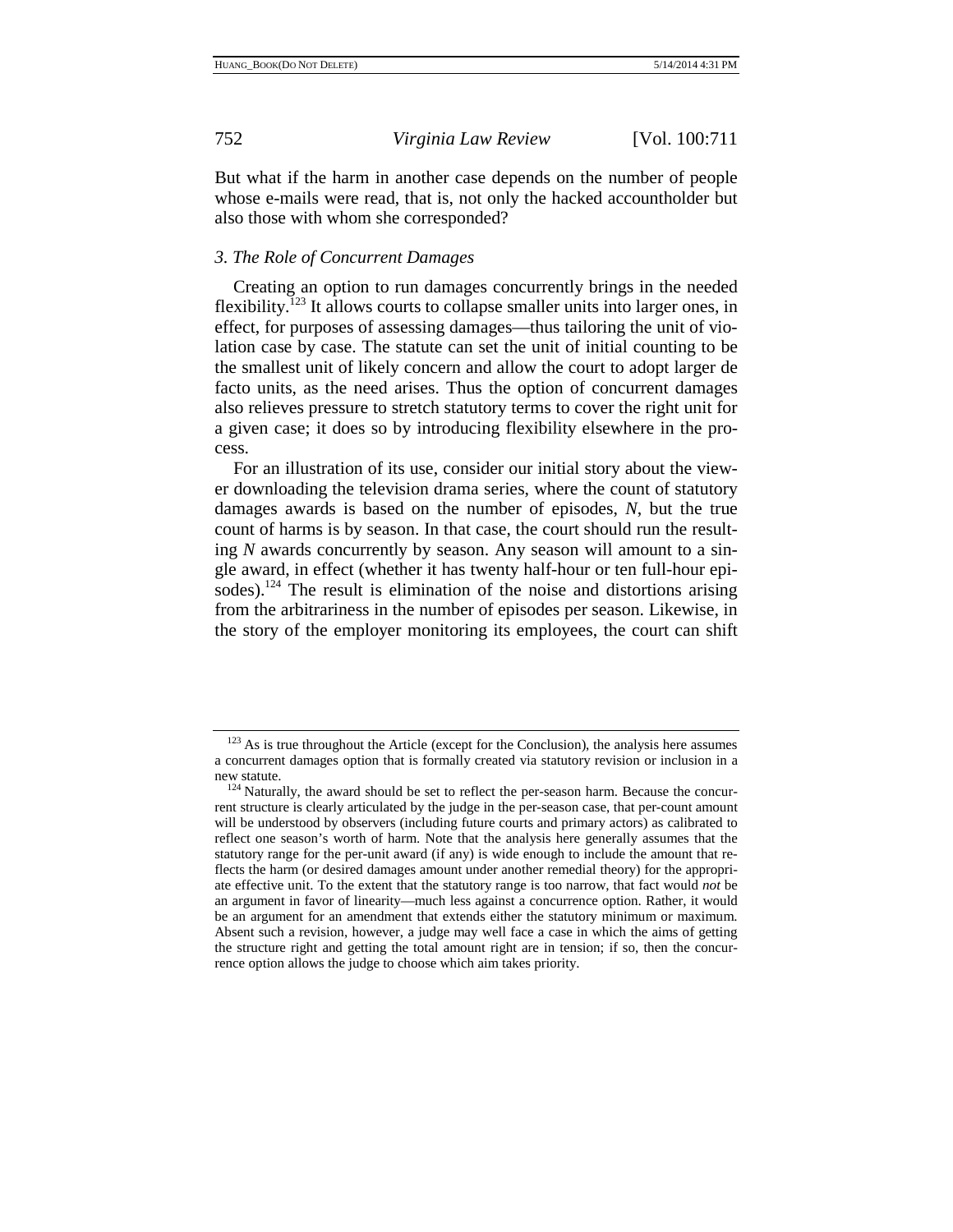But what if the harm in another case depends on the number of people whose e-mails were read, that is, not only the hacked accountholder but also those with whom she corresponded?

### *3. The Role of Concurrent Damages*

Creating an option to run damages concurrently brings in the needed flexibility.[123] It allows courts to collapse smaller units into larger ones, in effect, for purposes of assessing damages—thus tailoring the unit of violation case by case. The statute can set the unit of initial counting to be the smallest unit of likely concern and allow the court to adopt larger de facto units, as the need arises. Thus the option of concurrent damages also relieves pressure to stretch statutory terms to cover the right unit for a given case; it does so by introducing flexibility elsewhere in the process.

For an illustration of its use, consider our initial story about the viewer downloading the television drama series, where the count of statutory damages awards is based on the number of episodes, $N$, but the true count of harms is by season. In that case, the court should run the resulting $N$ awards concurrently by season. Any season will amount to a single award, in effect (whether it has twenty half-hour or ten full-hour episodes).[124] The result is elimination of the noise and distortions arising from the arbitrariness in the number of episodes per season. Likewise, in the story of the employer monitoring its employees, the court can shift

---

[123] As is true throughout the Article (except for the Conclusion), the analysis here assumes a concurrent damages option that is formally created via statutory revision or inclusion in a new statute.

[124] Naturally, the award should be set to reflect the per-season harm. Because the concurrent structure is clearly articulated by the judge in the per-season case, that per-count amount will be understood by observers (including future courts and primary actors) as calibrated to reflect one season's worth of harm. Note that the analysis here generally assumes that the statutory range for the per-unit award (if any) is wide enough to include the amount that reflects the harm (or desired damages amount under another remedial theory) for the appropriate effective unit. To the extent that the statutory range is too narrow, that fact would *not* be an argument in favor of linearity—much less against a concurrence option. Rather, it would be an argument for an amendment that extends either the statutory minimum or maximum. Absent such a revision, however, a judge may well face a case in which the aims of getting the structure right and getting the total amount right are in tension; if so, then the concurrence option allows the judge to choose which aim takes priority.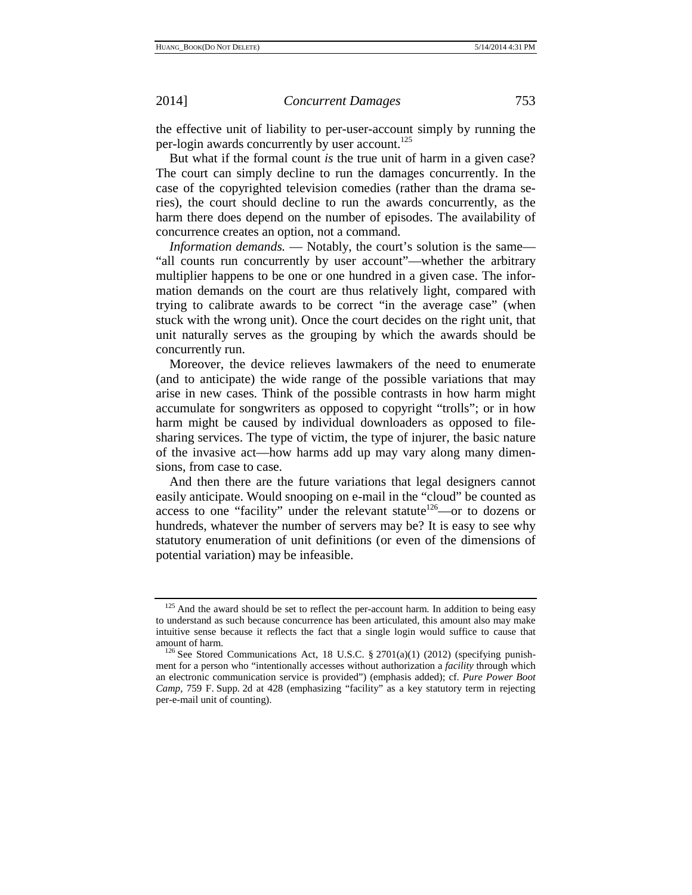the effective unit of liability to per-user-account simply by running the per-login awards concurrently by user account.[125]

But what if the formal count *is* the true unit of harm in a given case? The court can simply decline to run the damages concurrently. In the case of the copyrighted television comedies (rather than the drama series), the court should decline to run the awards concurrently, as the harm there does depend on the number of episodes. The availability of concurrence creates an option, not a command.

*Information demands.* — Notably, the court's solution is the same—"all counts run concurrently by user account"—whether the arbitrary multiplier happens to be one or one hundred in a given case. The information demands on the court are thus relatively light, compared with trying to calibrate awards to be correct "in the average case" (when stuck with the wrong unit). Once the court decides on the right unit, that unit naturally serves as the grouping by which the awards should be concurrently run.

Moreover, the device relieves lawmakers of the need to enumerate (and to anticipate) the wide range of the possible variations that may arise in new cases. Think of the possible contrasts in how harm might accumulate for songwriters as opposed to copyright "trolls"; or in how harm might be caused by individual downloaders as opposed to file-sharing services. The type of victim, the type of injurer, the basic nature of the invasive act—how harms add up may vary along many dimensions, from case to case.

And then there are the future variations that legal designers cannot easily anticipate. Would snooping on e-mail in the "cloud" be counted as access to one "facility" under the relevant statute[126]—or to dozens or hundreds, whatever the number of servers may be? It is easy to see why statutory enumeration of unit definitions (or even of the dimensions of potential variation) may be infeasible.

---

[125] And the award should be set to reflect the per-account harm. In addition to being easy to understand as such because concurrence has been articulated, this amount also may make intuitive sense because it reflects the fact that a single login would suffice to cause that amount of harm.

[126] See Stored Communications Act, 18 U.S.C. § 2701(a)(1) (2012) (specifying punishment for a person who "intentionally accesses without authorization a *facility* through which an electronic communication service is provided") (emphasis added); cf. *Pure Power Boot Camp*, 759 F. Supp. 2d at 428 (emphasizing "facility" as a key statutory term in rejecting per-e-mail unit of counting).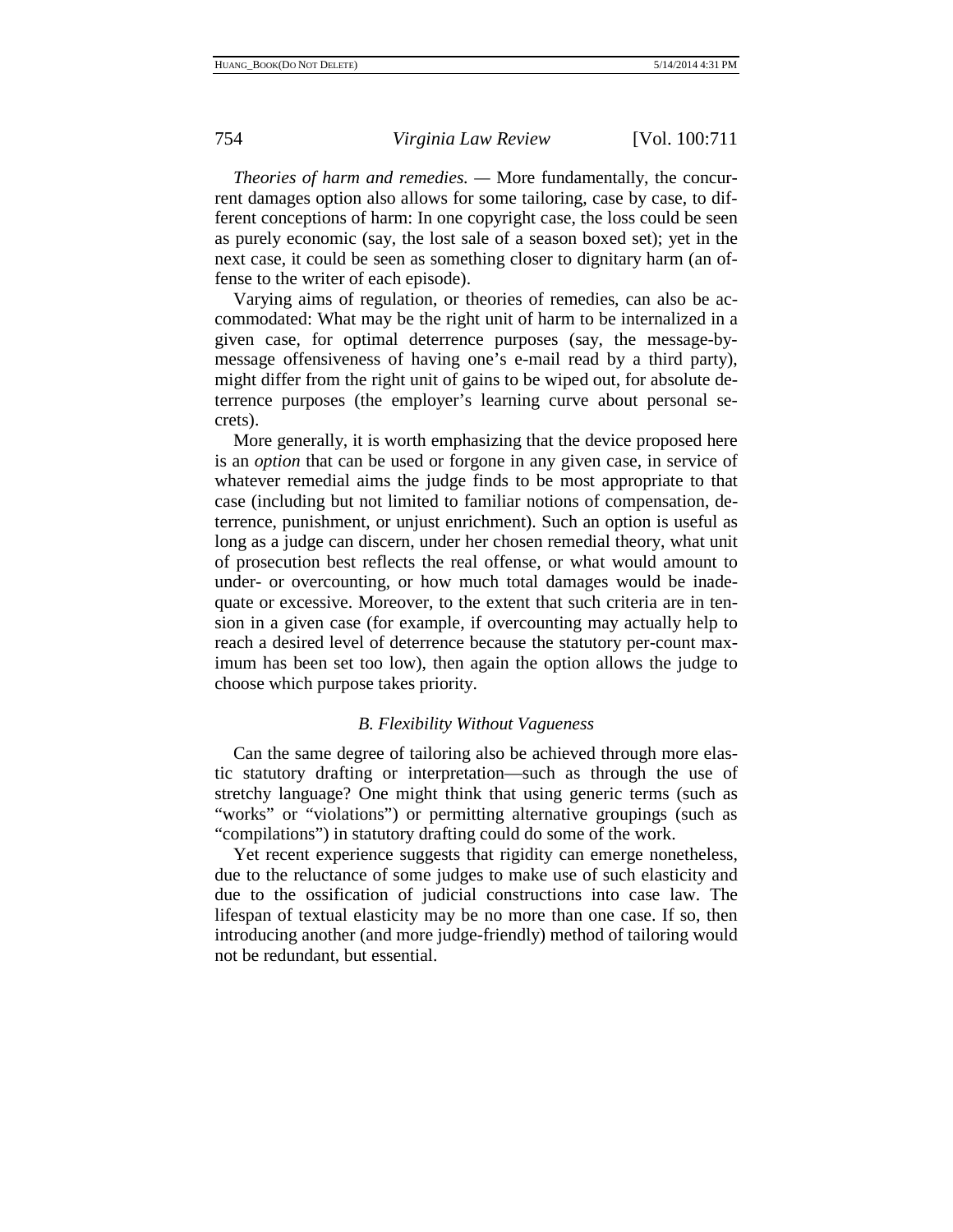*Theories of harm and remedies.* — More fundamentally, the concurrent damages option also allows for some tailoring, case by case, to different conceptions of harm: In one copyright case, the loss could be seen as purely economic (say, the lost sale of a season boxed set); yet in the next case, it could be seen as something closer to dignitary harm (an offense to the writer of each episode).

Varying aims of regulation, or theories of remedies, can also be accommodated: What may be the right unit of harm to be internalized in a given case, for optimal deterrence purposes (say, the message-by-message offensiveness of having one's e-mail read by a third party), might differ from the right unit of gains to be wiped out, for absolute deterrence purposes (the employer's learning curve about personal secrets).

More generally, it is worth emphasizing that the device proposed here is an *option* that can be used or forgone in any given case, in service of whatever remedial aims the judge finds to be most appropriate to that case (including but not limited to familiar notions of compensation, deterrence, punishment, or unjust enrichment). Such an option is useful as long as a judge can discern, under her chosen remedial theory, what unit of prosecution best reflects the real offense, or what would amount to under- or overcounting, or how much total damages would be inadequate or excessive. Moreover, to the extent that such criteria are in tension in a given case (for example, if overcounting may actually help to reach a desired level of deterrence because the statutory per-count maximum has been set too low), then again the option allows the judge to choose which purpose takes priority.

### *B. Flexibility Without Vagueness*

Can the same degree of tailoring also be achieved through more elastic statutory drafting or interpretation—such as through the use of stretchy language? One might think that using generic terms (such as "works" or "violations") or permitting alternative groupings (such as "compilations") in statutory drafting could do some of the work.

Yet recent experience suggests that rigidity can emerge nonetheless, due to the reluctance of some judges to make use of such elasticity and due to the ossification of judicial constructions into case law. The lifespan of textual elasticity may be no more than one case. If so, then introducing another (and more judge-friendly) method of tailoring would not be redundant, but essential.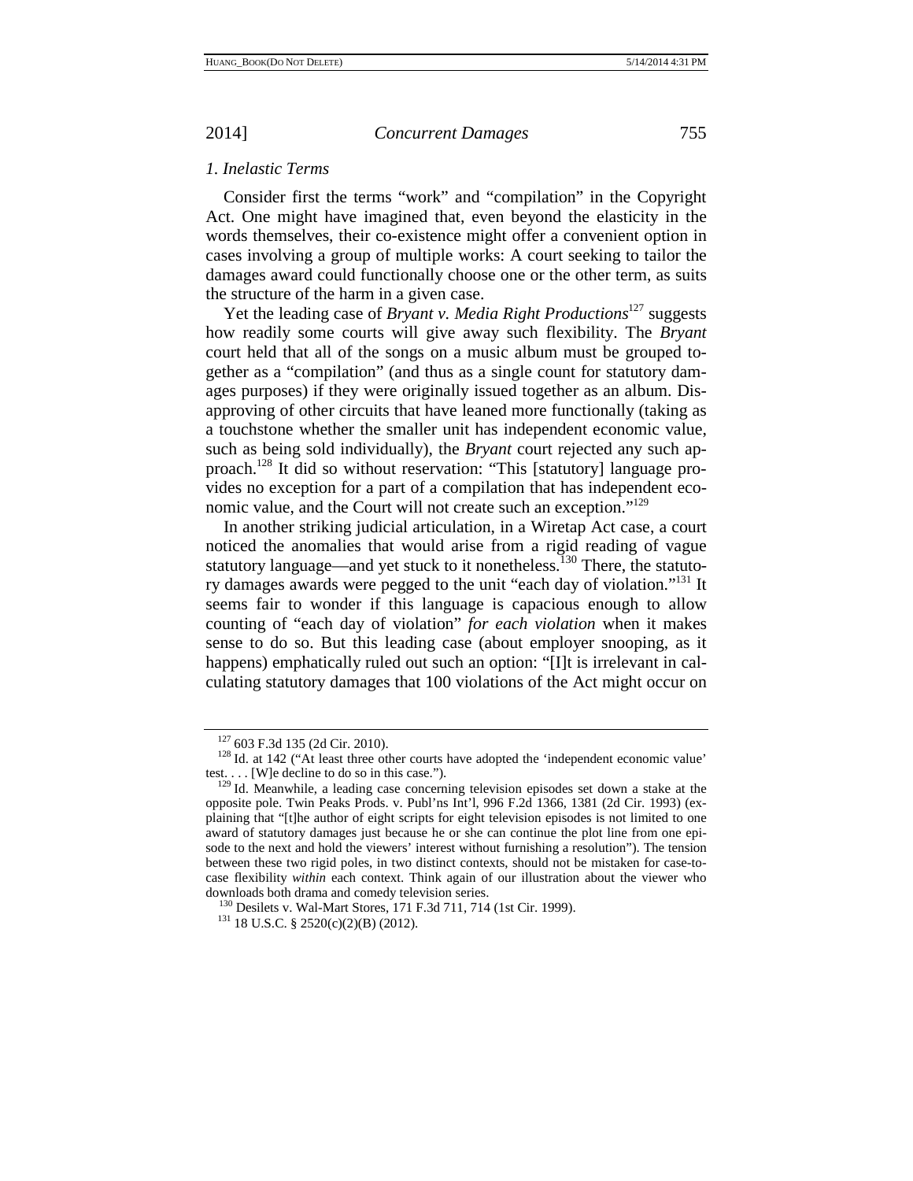### 1. Inelastic Terms

Consider first the terms "work" and "compilation" in the Copyright Act. One might have imagined that, even beyond the elasticity in the words themselves, their co-existence might offer a convenient option in cases involving a group of multiple works: A court seeking to tailor the damages award could functionally choose one or the other term, as suits the structure of the harm in a given case.

Yet the leading case of *Bryant v. Media Right Productions*[127] suggests how readily some courts will give away such flexibility. The *Bryant* court held that all of the songs on a music album must be grouped together as a "compilation" (and thus as a single count for statutory damages purposes) if they were originally issued together as an album. Disapproving of other circuits that have leaned more functionally (taking as a touchstone whether the smaller unit has independent economic value, such as being sold individually), the *Bryant* court rejected any such approach.[128] It did so without reservation: "This [statutory] language provides no exception for a part of a compilation that has independent economic value, and the Court will not create such an exception."[129]

In another striking judicial articulation, in a Wiretap Act case, a court noticed the anomalies that would arise from a rigid reading of vague statutory language—and yet stuck to it nonetheless.[130] There, the statutory damages awards were pegged to the unit "each day of violation."[131] It seems fair to wonder if this language is capacious enough to allow counting of "each day of violation" *for each violation* when it makes sense to do so. But this leading case (about employer snooping, as it happens) emphatically ruled out such an option: "[I]t is irrelevant in calculating statutory damages that 100 violations of the Act might occur on

---

[127] 603 F.3d 135 (2d Cir. 2010).

[128] Id. at 142 ("At least three other courts have adopted the 'independent economic value' test. . . . [W]e decline to do so in this case.").

[129] Id. Meanwhile, a leading case concerning television episodes set down a stake at the opposite pole. Twin Peaks Prods. v. Publ'ns Int'l, 996 F.2d 1366, 1381 (2d Cir. 1993) (explaining that "[t]he author of eight scripts for eight television episodes is not limited to one award of statutory damages just because he or she can continue the plot line from one episode to the next and hold the viewers' interest without furnishing a resolution"). The tension between these two rigid poles, in two distinct contexts, should not be mistaken for case-to-case flexibility *within* each context. Think again of our illustration about the viewer who downloads both drama and comedy television series.

[130] Desilets v. Wal-Mart Stores, 171 F.3d 711, 714 (1st Cir. 1999).

[131] 18 U.S.C. § 2520(c)(2)(B) (2012).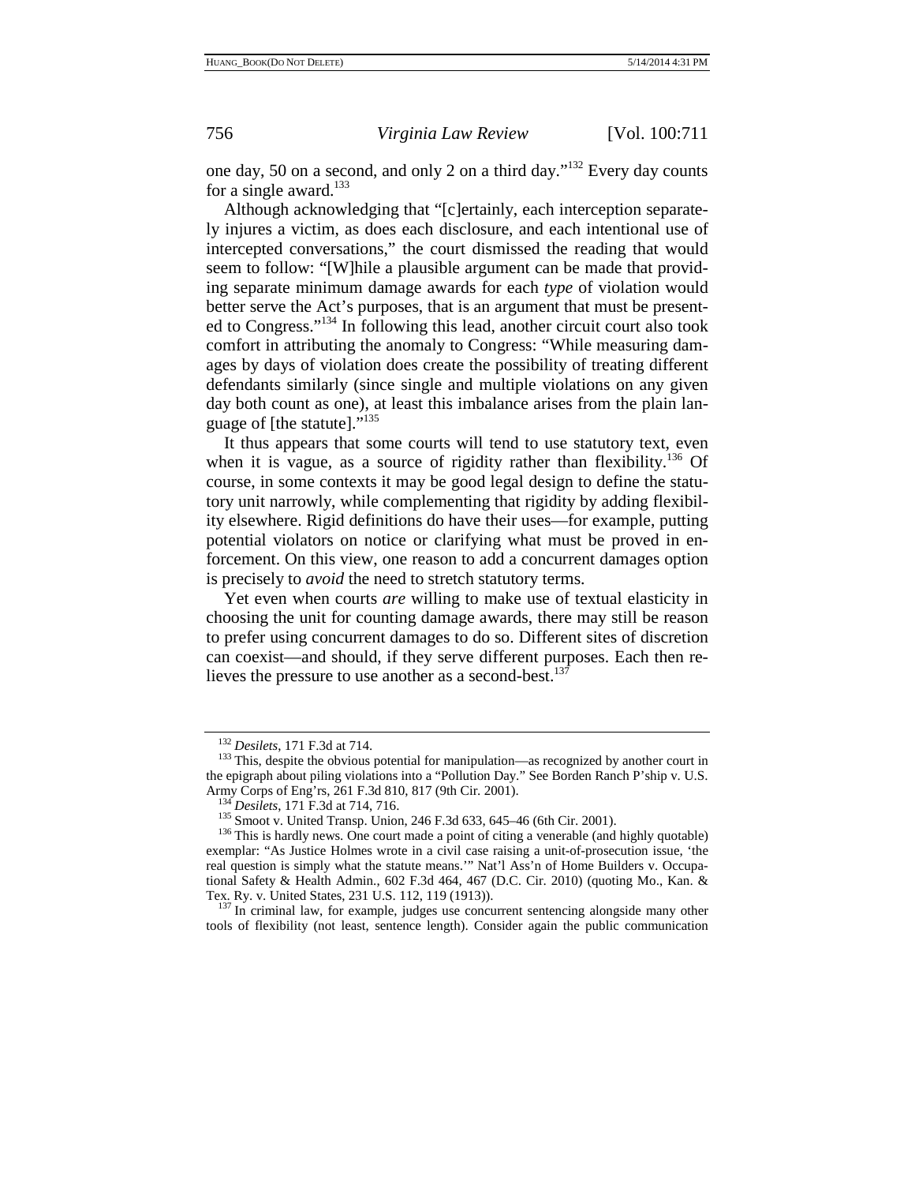one day, 50 on a second, and only 2 on a third day."[132] Every day counts for a single award.[133]

Although acknowledging that "[c]ertainly, each interception separately injures a victim, as does each disclosure, and each intentional use of intercepted conversations," the court dismissed the reading that would seem to follow: "[W]hile a plausible argument can be made that providing separate minimum damage awards for each *type* of violation would better serve the Act's purposes, that is an argument that must be presented to Congress."[134] In following this lead, another circuit court also took comfort in attributing the anomaly to Congress: "While measuring damages by days of violation does create the possibility of treating different defendants similarly (since single and multiple violations on any given day both count as one), at least this imbalance arises from the plain language of [the statute]."[135]

It thus appears that some courts will tend to use statutory text, even when it is vague, as a source of rigidity rather than flexibility.[136] Of course, in some contexts it may be good legal design to define the statutory unit narrowly, while complementing that rigidity by adding flexibility elsewhere. Rigid definitions do have their uses—for example, putting potential violators on notice or clarifying what must be proved in enforcement. On this view, one reason to add a concurrent damages option is precisely to *avoid* the need to stretch statutory terms.

Yet even when courts *are* willing to make use of textual elasticity in choosing the unit for counting damage awards, there may still be reason to prefer using concurrent damages to do so. Different sites of discretion can coexist—and should, if they serve different purposes. Each then relieves the pressure to use another as a second-best.[137]

---

[132] *Desilets*, 171 F.3d at 714.

[133] This, despite the obvious potential for manipulation—as recognized by another court in the epigraph about piling violations into a "Pollution Day." See Borden Ranch P'ship v. U.S. Army Corps of Eng'rs, 261 F.3d 810, 817 (9th Cir. 2001).

[134] *Desilets*, 171 F.3d at 714, 716.

[135] Smoot v. United Transp. Union, 246 F.3d 633, 645–46 (6th Cir. 2001).

[136] This is hardly news. One court made a point of citing a venerable (and highly quotable) exemplar: "As Justice Holmes wrote in a civil case raising a unit-of-prosecution issue, 'the real question is simply what the statute means.'" Nat'l Ass'n of Home Builders v. Occupational Safety & Health Admin., 602 F.3d 464, 467 (D.C. Cir. 2010) (quoting Mo., Kan. & Tex. Ry. v. United States, 231 U.S. 112, 119 (1913)).

[137] In criminal law, for example, judges use concurrent sentencing alongside many other tools of flexibility (not least, sentence length). Consider again the public communication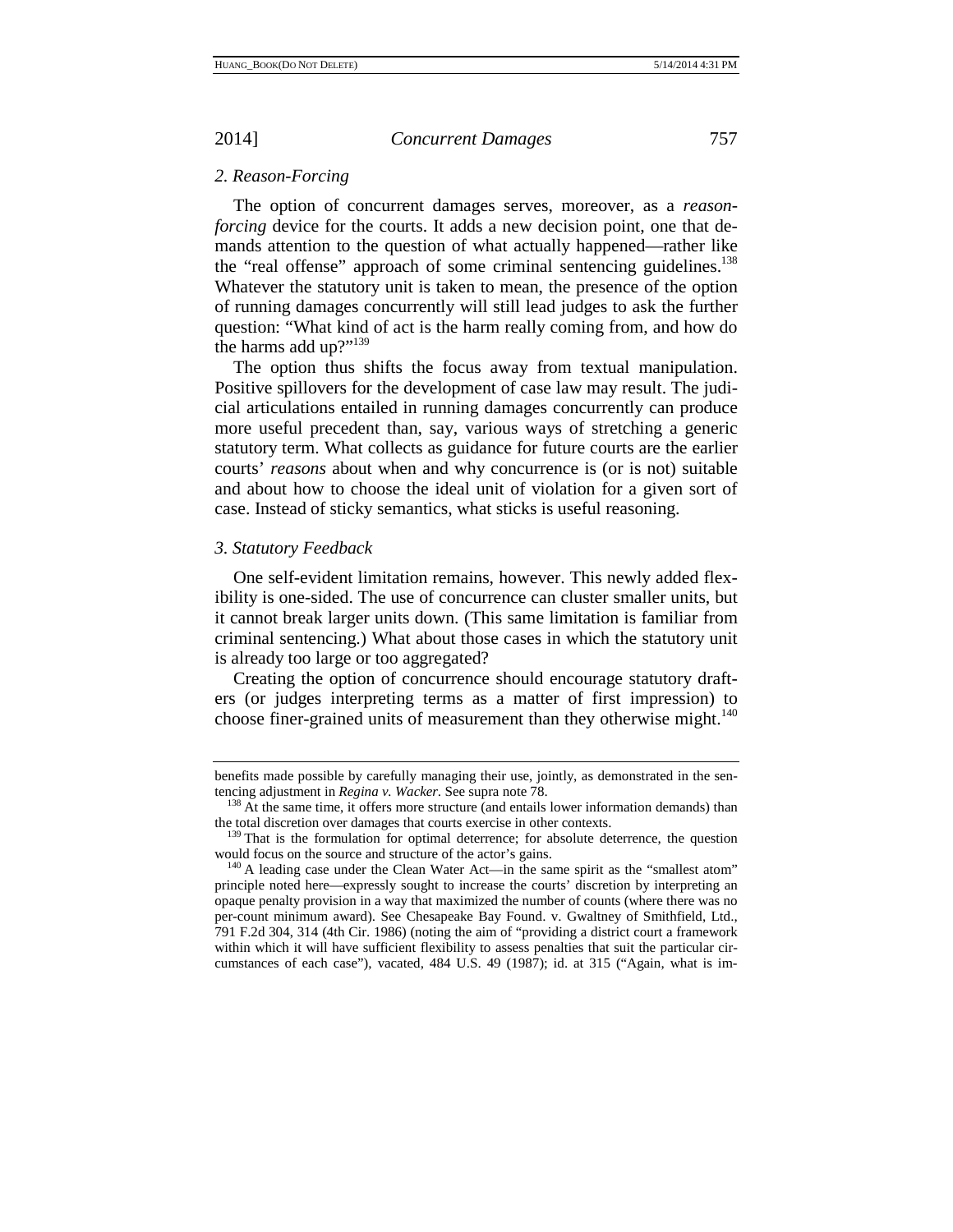### 2. Reason-Forcing

The option of concurrent damages serves, moreover, as a *reason-forcing* device for the courts. It adds a new decision point, one that demands attention to the question of what actually happened—rather like the "real offense" approach of some criminal sentencing guidelines.[138] Whatever the statutory unit is taken to mean, the presence of the option of running damages concurrently will still lead judges to ask the further question: "What kind of act is the harm really coming from, and how do the harms add up?"[139]

The option thus shifts the focus away from textual manipulation. Positive spillovers for the development of case law may result. The judicial articulations entailed in running damages concurrently can produce more useful precedent than, say, various ways of stretching a generic statutory term. What collects as guidance for future courts are the earlier courts' *reasons* about when and why concurrence is (or is not) suitable and about how to choose the ideal unit of violation for a given sort of case. Instead of sticky semantics, what sticks is useful reasoning.

### 3. Statutory Feedback

One self-evident limitation remains, however. This newly added flexibility is one-sided. The use of concurrence can cluster smaller units, but it cannot break larger units down. (This same limitation is familiar from criminal sentencing.) What about those cases in which the statutory unit is already too large or too aggregated?

Creating the option of concurrence should encourage statutory drafters (or judges interpreting terms as a matter of first impression) to choose finer-grained units of measurement than they otherwise might.[140]

---

benefits made possible by carefully managing their use, jointly, as demonstrated in the sentencing adjustment in *Regina v. Wacker*. See supra note 78.

[138] At the same time, it offers more structure (and entails lower information demands) than the total discretion over damages that courts exercise in other contexts.

[139] That is the formulation for optimal deterrence; for absolute deterrence, the question would focus on the source and structure of the actor's gains.

[140] A leading case under the Clean Water Act—in the same spirit as the "smallest atom" principle noted here—expressly sought to increase the courts' discretion by interpreting an opaque penalty provision in a way that maximized the number of counts (where there was no per-count minimum award). See Chesapeake Bay Found. v. Gwaltney of Smithfield, Ltd., 791 F.2d 304, 314 (4th Cir. 1986) (noting the aim of "providing a district court a framework within which it will have sufficient flexibility to assess penalties that suit the particular circumstances of each case"), vacated, 484 U.S. 49 (1987); id. at 315 ("Again, what is im-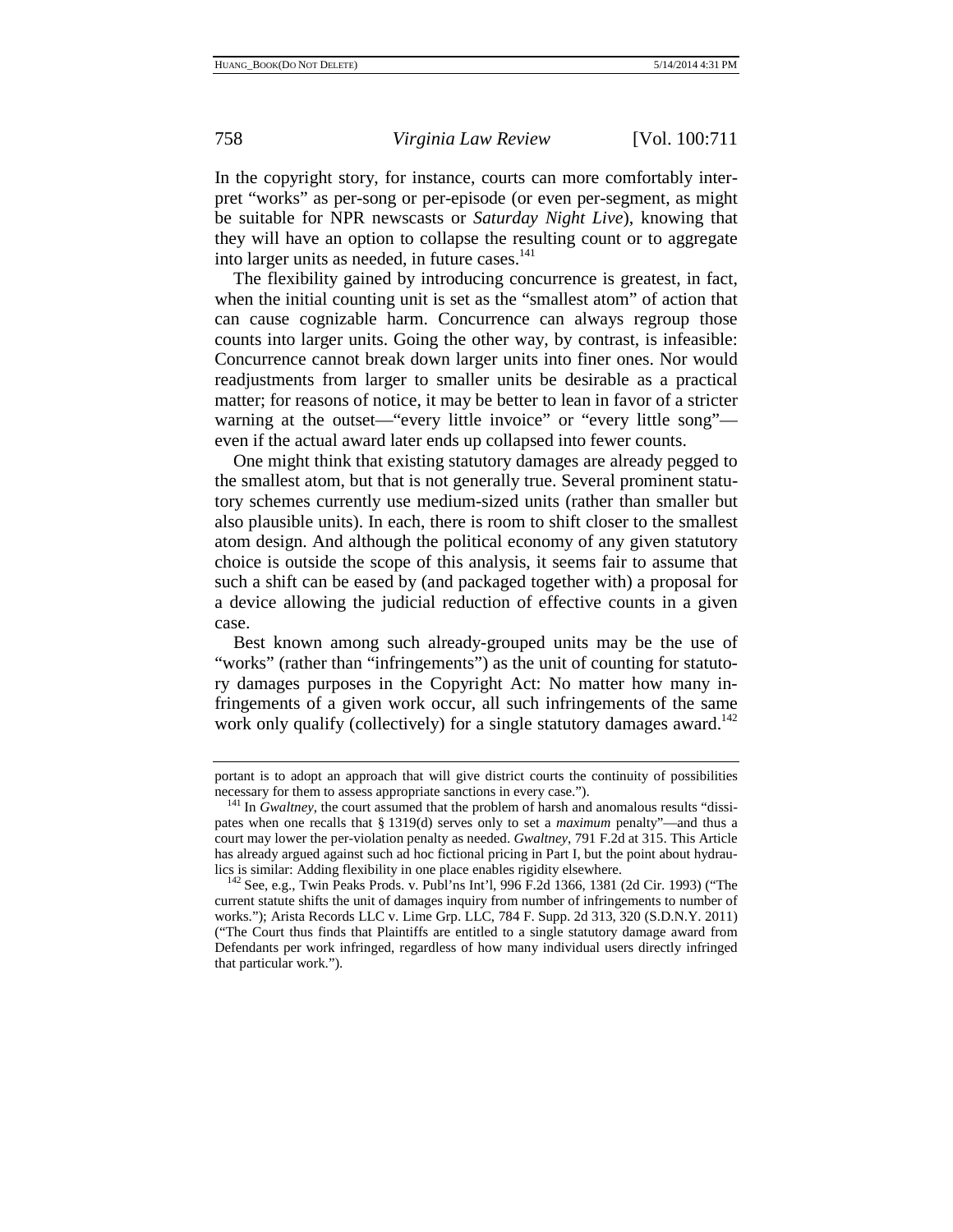In the copyright story, for instance, courts can more comfortably interpret "works" as per-song or per-episode (or even per-segment, as might be suitable for NPR newscasts or *Saturday Night Live*), knowing that they will have an option to collapse the resulting count or to aggregate into larger units as needed, in future cases.[141]

The flexibility gained by introducing concurrence is greatest, in fact, when the initial counting unit is set as the "smallest atom" of action that can cause cognizable harm. Concurrence can always regroup those counts into larger units. Going the other way, by contrast, is infeasible: Concurrence cannot break down larger units into finer ones. Nor would readjustments from larger to smaller units be desirable as a practical matter; for reasons of notice, it may be better to lean in favor of a stricter warning at the outset—"every little invoice" or "every little song"—even if the actual award later ends up collapsed into fewer counts.

One might think that existing statutory damages are already pegged to the smallest atom, but that is not generally true. Several prominent statutory schemes currently use medium-sized units (rather than smaller but also plausible units). In each, there is room to shift closer to the smallest atom design. And although the political economy of any given statutory choice is outside the scope of this analysis, it seems fair to assume that such a shift can be eased by (and packaged together with) a proposal for a device allowing the judicial reduction of effective counts in a given case.

Best known among such already-grouped units may be the use of "works" (rather than "infringements") as the unit of counting for statutory damages purposes in the Copyright Act: No matter how many infringements of a given work occur, all such infringements of the same work only qualify (collectively) for a single statutory damages award.[142]

---

portant is to adopt an approach that will give district courts the continuity of possibilities necessary for them to assess appropriate sanctions in every case.").

[141] In *Gwaltney*, the court assumed that the problem of harsh and anomalous results "dissipates when one recalls that § 1319(d) serves only to set a *maximum* penalty"—and thus a court may lower the per-violation penalty as needed. *Gwaltney*, 791 F.2d at 315. This Article has already argued against such ad hoc fictional pricing in Part I, but the point about hydraulics is similar: Adding flexibility in one place enables rigidity elsewhere.

[142] See, e.g., Twin Peaks Prods. v. Publ'ns Int'l, 996 F.2d 1366, 1381 (2d Cir. 1993) ("The current statute shifts the unit of damages inquiry from number of infringements to number of works."); Arista Records LLC v. Lime Grp. LLC, 784 F. Supp. 2d 313, 320 (S.D.N.Y. 2011) ("The Court thus finds that Plaintiffs are entitled to a single statutory damage award from Defendants per work infringed, regardless of how many individual users directly infringed that particular work.").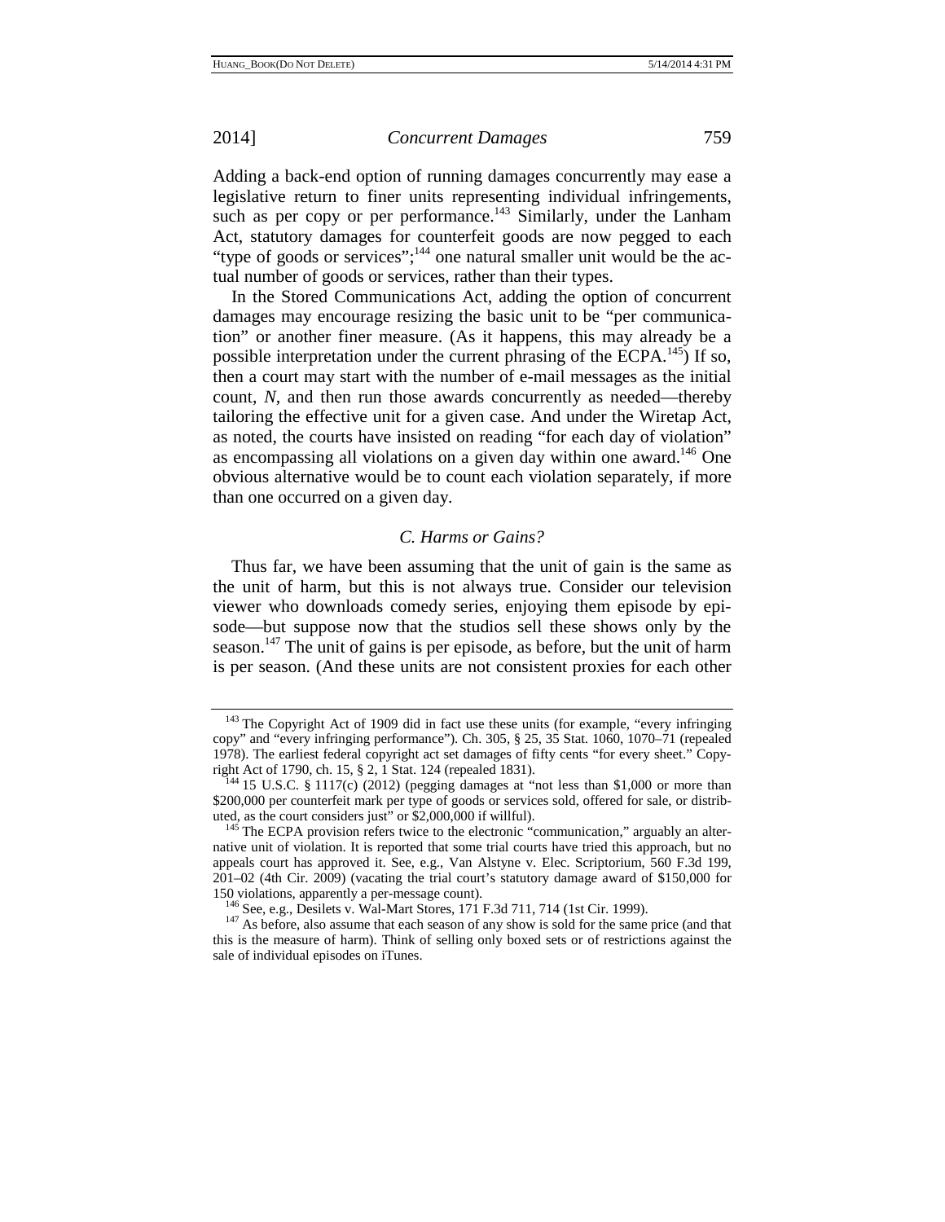Adding a back-end option of running damages concurrently may ease a legislative return to finer units representing individual infringements, such as per copy or per performance.[143] Similarly, under the Lanham Act, statutory damages for counterfeit goods are now pegged to each "type of goods or services";[144] one natural smaller unit would be the actual number of goods or services, rather than their types.

In the Stored Communications Act, adding the option of concurrent damages may encourage resizing the basic unit to be "per communication" or another finer measure. (As it happens, this may already be a possible interpretation under the current phrasing of the ECPA.[145]) If so, then a court may start with the number of e-mail messages as the initial count, *N*, and then run those awards concurrently as needed—thereby tailoring the effective unit for a given case. And under the Wiretap Act, as noted, the courts have insisted on reading "for each day of violation" as encompassing all violations on a given day within one award.[146] One obvious alternative would be to count each violation separately, if more than one occurred on a given day.

### *C. Harms or Gains?*

Thus far, we have been assuming that the unit of gain is the same as the unit of harm, but this is not always true. Consider our television viewer who downloads comedy series, enjoying them episode by episode—but suppose now that the studios sell these shows only by the season.[147] The unit of gains is per episode, as before, but the unit of harm is per season. (And these units are not consistent proxies for each other

---

[143] The Copyright Act of 1909 did in fact use these units (for example, "every infringing copy" and "every infringing performance"). Ch. 305, § 25, 35 Stat. 1060, 1070–71 (repealed 1978). The earliest federal copyright act set damages of fifty cents "for every sheet." Copyright Act of 1790, ch. 15, § 2, 1 Stat. 124 (repealed 1831).

[144] 15 U.S.C. § 1117(c) (2012) (pegging damages at "not less than $1,000 or more than $200,000 per counterfeit mark per type of goods or services sold, offered for sale, or distributed, as the court considers just" or $2,000,000 if willful).

[145] The ECPA provision refers twice to the electronic "communication," arguably an alternative unit of violation. It is reported that some trial courts have tried this approach, but no appeals court has approved it. See, e.g., Van Alstyne v. Elec. Scriptorium, 560 F.3d 199, 201–02 (4th Cir. 2009) (vacating the trial court's statutory damage award of $150,000 for 150 violations, apparently a per-message count).

[146] See, e.g., Desilets v. Wal-Mart Stores, 171 F.3d 711, 714 (1st Cir. 1999).

[147] As before, also assume that each season of any show is sold for the same price (and that this is the measure of harm). Think of selling only boxed sets or of restrictions against the sale of individual episodes on iTunes.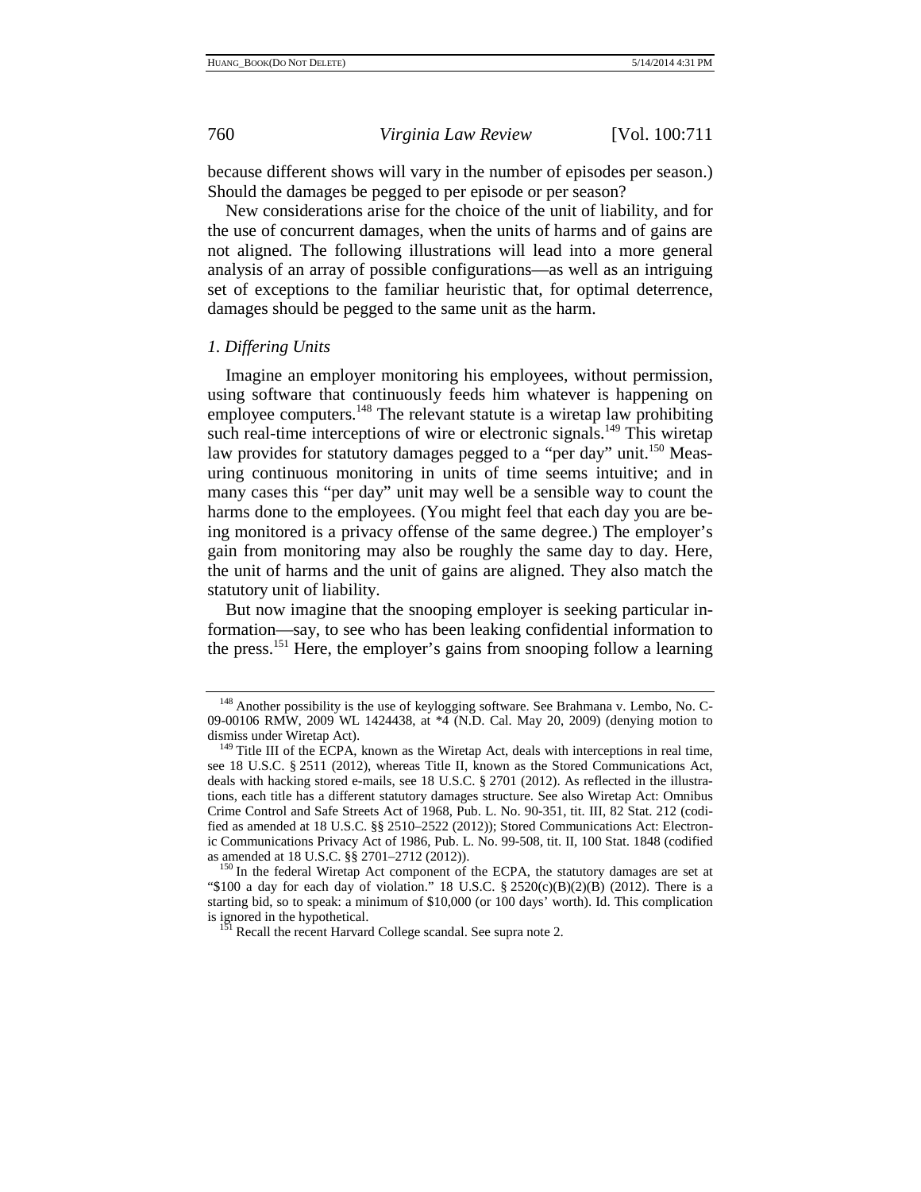because different shows will vary in the number of episodes per season.) Should the damages be pegged to per episode or per season?

New considerations arise for the choice of the unit of liability, and for the use of concurrent damages, when the units of harms and of gains are not aligned. The following illustrations will lead into a more general analysis of an array of possible configurations—as well as an intriguing set of exceptions to the familiar heuristic that, for optimal deterrence, damages should be pegged to the same unit as the harm.

### *1. Differing Units*

Imagine an employer monitoring his employees, without permission, using software that continuously feeds him whatever is happening on employee computers.[148] The relevant statute is a wiretap law prohibiting such real-time interceptions of wire or electronic signals.[149] This wiretap law provides for statutory damages pegged to a "per day" unit.[150] Measuring continuous monitoring in units of time seems intuitive; and in many cases this "per day" unit may well be a sensible way to count the harms done to the employees. (You might feel that each day you are being monitored is a privacy offense of the same degree.) The employer's gain from monitoring may also be roughly the same day to day. Here, the unit of harms and the unit of gains are aligned. They also match the statutory unit of liability.

But now imagine that the snooping employer is seeking particular information—say, to see who has been leaking confidential information to the press.[151] Here, the employer's gains from snooping follow a learning

---

[148] Another possibility is the use of keylogging software. See Brahmana v. Lembo, No. C-09-00106 RMW, 2009 WL 1424438, at *4 (N.D. Cal. May 20, 2009) (denying motion to dismiss under Wiretap Act).

[149] Title III of the ECPA, known as the Wiretap Act, deals with interceptions in real time, see 18 U.S.C. § 2511 (2012), whereas Title II, known as the Stored Communications Act, deals with hacking stored e-mails, see 18 U.S.C. § 2701 (2012). As reflected in the illustrations, each title has a different statutory damages structure. See also Wiretap Act: Omnibus Crime Control and Safe Streets Act of 1968, Pub. L. No. 90-351, tit. III, 82 Stat. 212 (codified as amended at 18 U.S.C. §§ 2510–2522 (2012)); Stored Communications Act: Electronic Communications Privacy Act of 1986, Pub. L. No. 99-508, tit. II, 100 Stat. 1848 (codified as amended at 18 U.S.C. §§ 2701–2712 (2012)).

[150] In the federal Wiretap Act component of the ECPA, the statutory damages are set at "$100 a day for each day of violation." 18 U.S.C. § 2520(c)(B)(2)(B) (2012). There is a starting bid, so to speak: a minimum of $10,000 (or 100 days' worth). Id. This complication is ignored in the hypothetical.

[151] Recall the recent Harvard College scandal. See supra note 2.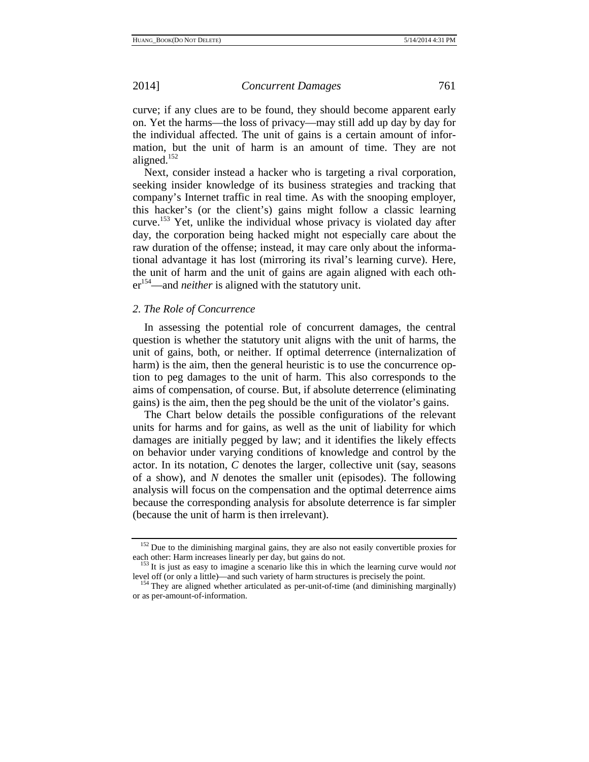curve; if any clues are to be found, they should become apparent early on. Yet the harms—the loss of privacy—may still add up day by day for the individual affected. The unit of gains is a certain amount of information, but the unit of harm is an amount of time. They are not aligned.[152]

Next, consider instead a hacker who is targeting a rival corporation, seeking insider knowledge of its business strategies and tracking that company's Internet traffic in real time. As with the snooping employer, this hacker's (or the client's) gains might follow a classic learning curve.[153] Yet, unlike the individual whose privacy is violated day after day, the corporation being hacked might not especially care about the raw duration of the offense; instead, it may care only about the informational advantage it has lost (mirroring its rival's learning curve). Here, the unit of harm and the unit of gains are again aligned with each other[154]—and *neither* is aligned with the statutory unit.

### *2. The Role of Concurrence*

In assessing the potential role of concurrent damages, the central question is whether the statutory unit aligns with the unit of harms, the unit of gains, both, or neither. If optimal deterrence (internalization of harm) is the aim, then the general heuristic is to use the concurrence option to peg damages to the unit of harm. This also corresponds to the aims of compensation, of course. But, if absolute deterrence (eliminating gains) is the aim, then the peg should be the unit of the violator's gains.

The Chart below details the possible configurations of the relevant units for harms and for gains, as well as the unit of liability for which damages are initially pegged by law; and it identifies the likely effects on behavior under varying conditions of knowledge and control by the actor. In its notation, *C* denotes the larger, collective unit (say, seasons of a show), and *N* denotes the smaller unit (episodes). The following analysis will focus on the compensation and the optimal deterrence aims because the corresponding analysis for absolute deterrence is far simpler (because the unit of harm is then irrelevant).

---

[152] Due to the diminishing marginal gains, they are also not easily convertible proxies for each other: Harm increases linearly per day, but gains do not.

[153] It is just as easy to imagine a scenario like this in which the learning curve would *not* level off (or only a little)—and such variety of harm structures is precisely the point.

[154] They are aligned whether articulated as per-unit-of-time (and diminishing marginally) or as per-amount-of-information.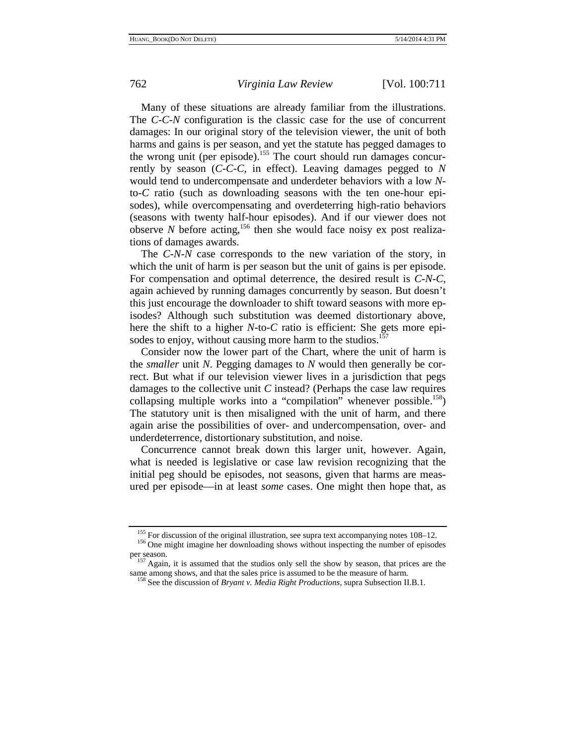Many of these situations are already familiar from the illustrations. The *C-C-N* configuration is the classic case for the use of concurrent damages: In our original story of the television viewer, the unit of both harms and gains is per season, and yet the statute has pegged damages to the wrong unit (per episode).[155] The court should run damages concurrently by season (*C-C-C*, in effect). Leaving damages pegged to *N* would tend to undercompensate and underdeter behaviors with a low *N*-to-*C* ratio (such as downloading seasons with the ten one-hour episodes), while overcompensating and overdeterring high-ratio behaviors (seasons with twenty half-hour episodes). And if our viewer does not observe *N* before acting,[156] then she would face noisy ex post realizations of damages awards.

The *C-N-N* case corresponds to the new variation of the story, in which the unit of harm is per season but the unit of gains is per episode. For compensation and optimal deterrence, the desired result is *C-N-C*, again achieved by running damages concurrently by season. But doesn't this just encourage the downloader to shift toward seasons with more episodes? Although such substitution was deemed distortionary above, here the shift to a higher *N*-to-*C* ratio is efficient: She gets more episodes to enjoy, without causing more harm to the studios.[157]

Consider now the lower part of the Chart, where the unit of harm is the *smaller* unit *N*. Pegging damages to *N* would then generally be correct. But what if our television viewer lives in a jurisdiction that pegs damages to the collective unit *C* instead? (Perhaps the case law requires collapsing multiple works into a "compilation" whenever possible.[158]) The statutory unit is then misaligned with the unit of harm, and there again arise the possibilities of over- and undercompensation, over- and underdeterrence, distortionary substitution, and noise.

Concurrence cannot break down this larger unit, however. Again, what is needed is legislative or case law revision recognizing that the initial peg should be episodes, not seasons, given that harms are measured per episode—in at least *some* cases. One might then hope that, as

---

[155] For discussion of the original illustration, see supra text accompanying notes 108–12.

[156] One might imagine her downloading shows without inspecting the number of episodes per season.

[157] Again, it is assumed that the studios only sell the show by season, that prices are the same among shows, and that the sales price is assumed to be the measure of harm.

[158] See the discussion of *Bryant v. Media Right Productions*, supra Subsection II.B.1.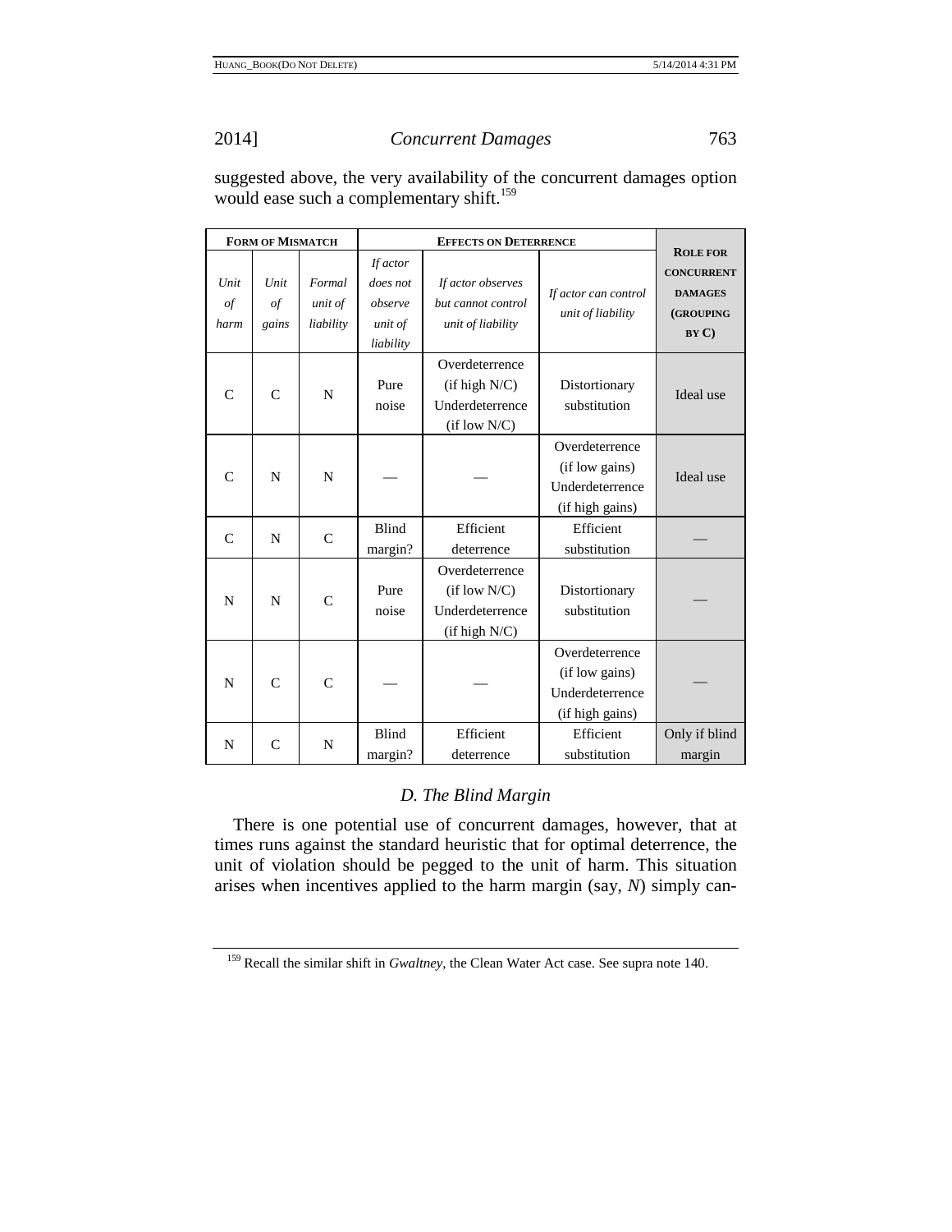suggested above, the very availability of the concurrent damages option would ease such a complementary shift.[159]

| **Form of Mismatch** | | | **Effects on Deterrence** | | | **Role for Concurrent Damages (grouping by C)** |
|---|---|---|---|---|---|---|
| *Unit of harm* | *Unit of gains* | *Formal unit of liability* | *If actor does not observe unit of liability* | *If actor observes but cannot control unit of liability* | *If actor can control unit of liability* | |
| C | C | N | Pure noise | Overdeterrence (if high N/C) Underdeterrence (if low N/C) | Distortionary substitution | Ideal use |
| C | N | N | — | — | Overdeterrence (if low gains) Underdeterrence (if high gains) | Ideal use |
| C | N | C | Blind margin? | Efficient deterrence | Efficient substitution | — |
| N | N | C | Pure noise | Overdeterrence (if low N/C) Underdeterrence (if high N/C) | Distortionary substitution | — |
| N | C | C | — | — | Overdeterrence (if low gains) Underdeterrence (if high gains) | — |
| N | C | N | Blind margin? | Efficient deterrence | Efficient substitution | Only if blind margin |

### *D. The Blind Margin*

There is one potential use of concurrent damages, however, that at times runs against the standard heuristic that for optimal deterrence, the unit of violation should be pegged to the unit of harm. This situation arises when incentives applied to the harm margin (say, *N*) simply can-

[159] Recall the similar shift in *Gwaltney*, the Clean Water Act case. See supra note 140.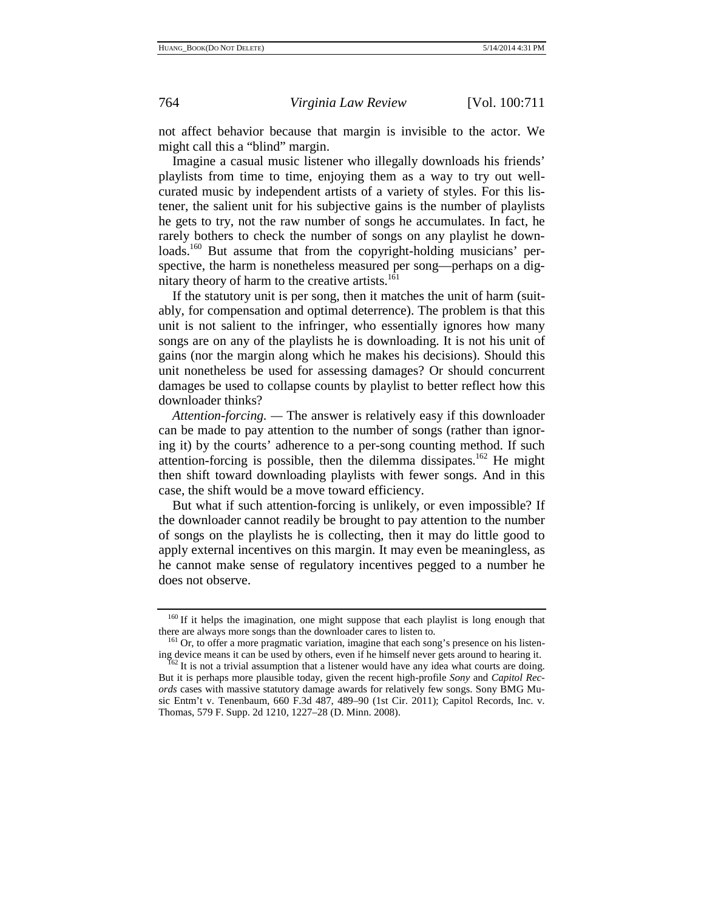not affect behavior because that margin is invisible to the actor. We might call this a "blind" margin.

Imagine a casual music listener who illegally downloads his friends' playlists from time to time, enjoying them as a way to try out well-curated music by independent artists of a variety of styles. For this listener, the salient unit for his subjective gains is the number of playlists he gets to try, not the raw number of songs he accumulates. In fact, he rarely bothers to check the number of songs on any playlist he downloads.[160] But assume that from the copyright-holding musicians' perspective, the harm is nonetheless measured per song—perhaps on a dignitary theory of harm to the creative artists.[161]

If the statutory unit is per song, then it matches the unit of harm (suitably, for compensation and optimal deterrence). The problem is that this unit is not salient to the infringer, who essentially ignores how many songs are on any of the playlists he is downloading. It is not his unit of gains (nor the margin along which he makes his decisions). Should this unit nonetheless be used for assessing damages? Or should concurrent damages be used to collapse counts by playlist to better reflect how this downloader thinks?

*Attention-forcing.* — The answer is relatively easy if this downloader can be made to pay attention to the number of songs (rather than ignoring it) by the courts' adherence to a per-song counting method. If such attention-forcing is possible, then the dilemma dissipates.[162] He might then shift toward downloading playlists with fewer songs. And in this case, the shift would be a move toward efficiency.

But what if such attention-forcing is unlikely, or even impossible? If the downloader cannot readily be brought to pay attention to the number of songs on the playlists he is collecting, then it may do little good to apply external incentives on this margin. It may even be meaningless, as he cannot make sense of regulatory incentives pegged to a number he does not observe.

---

[160] If it helps the imagination, one might suppose that each playlist is long enough that there are always more songs than the downloader cares to listen to.

[161] Or, to offer a more pragmatic variation, imagine that each song's presence on his listening device means it can be used by others, even if he himself never gets around to hearing it.

[162] It is not a trivial assumption that a listener would have any idea what courts are doing. But it is perhaps more plausible today, given the recent high-profile *Sony* and *Capitol Records* cases with massive statutory damage awards for relatively few songs. Sony BMG Music Entm't v. Tenenbaum, 660 F.3d 487, 489–90 (1st Cir. 2011); Capitol Records, Inc. v. Thomas, 579 F. Supp. 2d 1210, 1227–28 (D. Minn. 2008).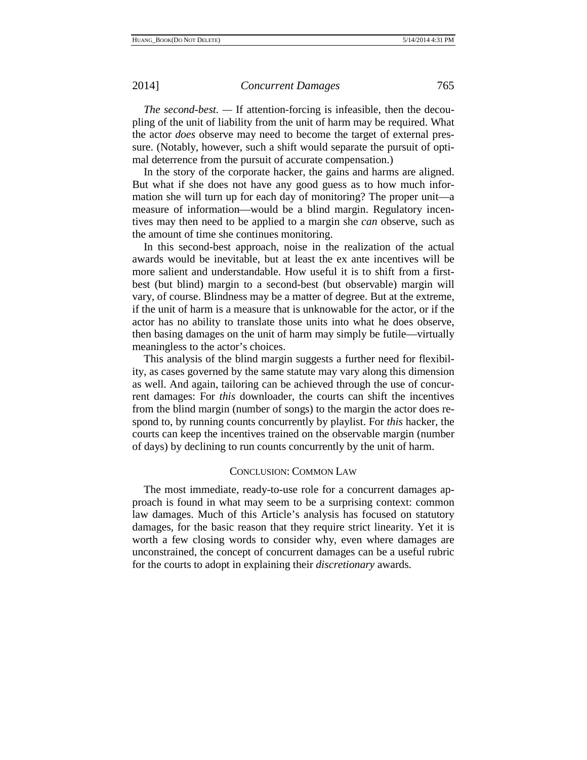*The second-best.* — If attention-forcing is infeasible, then the decoupling of the unit of liability from the unit of harm may be required. What the actor *does* observe may need to become the target of external pressure. (Notably, however, such a shift would separate the pursuit of optimal deterrence from the pursuit of accurate compensation.)

In the story of the corporate hacker, the gains and harms are aligned. But what if she does not have any good guess as to how much information she will turn up for each day of monitoring? The proper unit—a measure of information—would be a blind margin. Regulatory incentives may then need to be applied to a margin she *can* observe, such as the amount of time she continues monitoring.

In this second-best approach, noise in the realization of the actual awards would be inevitable, but at least the ex ante incentives will be more salient and understandable. How useful it is to shift from a first-best (but blind) margin to a second-best (but observable) margin will vary, of course. Blindness may be a matter of degree. But at the extreme, if the unit of harm is a measure that is unknowable for the actor, or if the actor has no ability to translate those units into what he does observe, then basing damages on the unit of harm may simply be futile—virtually meaningless to the actor's choices.

This analysis of the blind margin suggests a further need for flexibility, as cases governed by the same statute may vary along this dimension as well. And again, tailoring can be achieved through the use of concurrent damages: For *this* downloader, the courts can shift the incentives from the blind margin (number of songs) to the margin the actor does respond to, by running counts concurrently by playlist. For *this* hacker, the courts can keep the incentives trained on the observable margin (number of days) by declining to run counts concurrently by the unit of harm.

## CONCLUSION: COMMON LAW

The most immediate, ready-to-use role for a concurrent damages approach is found in what may seem to be a surprising context: common law damages. Much of this Article's analysis has focused on statutory damages, for the basic reason that they require strict linearity. Yet it is worth a few closing words to consider why, even where damages are unconstrained, the concept of concurrent damages can be a useful rubric for the courts to adopt in explaining their *discretionary* awards.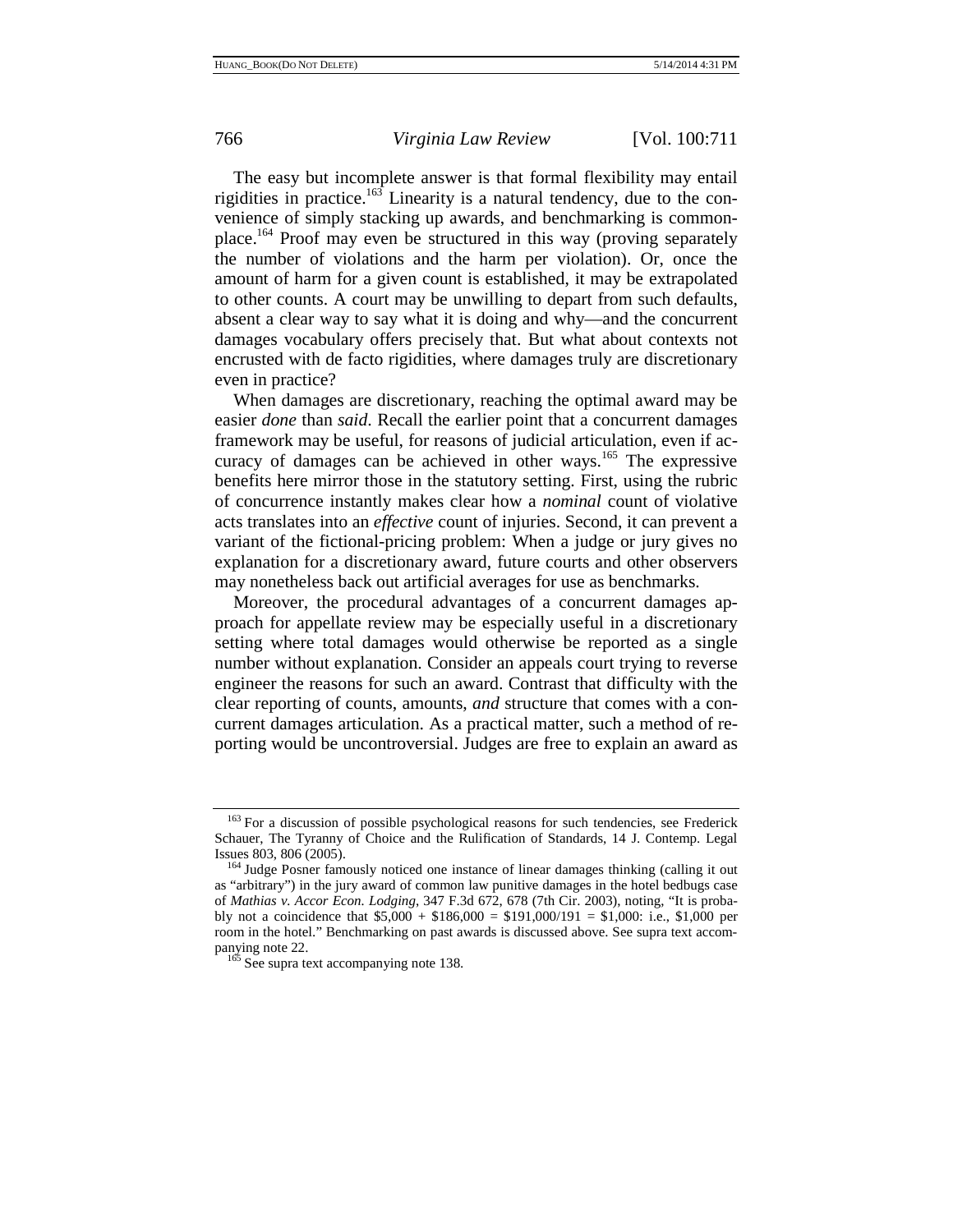The easy but incomplete answer is that formal flexibility may entail rigidities in practice.[163] Linearity is a natural tendency, due to the convenience of simply stacking up awards, and benchmarking is commonplace.[164] Proof may even be structured in this way (proving separately the number of violations and the harm per violation). Or, once the amount of harm for a given count is established, it may be extrapolated to other counts. A court may be unwilling to depart from such defaults, absent a clear way to say what it is doing and why—and the concurrent damages vocabulary offers precisely that. But what about contexts not encrusted with de facto rigidities, where damages truly are discretionary even in practice?

When damages are discretionary, reaching the optimal award may be easier *done* than *said*. Recall the earlier point that a concurrent damages framework may be useful, for reasons of judicial articulation, even if accuracy of damages can be achieved in other ways.[165] The expressive benefits here mirror those in the statutory setting. First, using the rubric of concurrence instantly makes clear how a *nominal* count of violative acts translates into an *effective* count of injuries. Second, it can prevent a variant of the fictional-pricing problem: When a judge or jury gives no explanation for a discretionary award, future courts and other observers may nonetheless back out artificial averages for use as benchmarks.

Moreover, the procedural advantages of a concurrent damages approach for appellate review may be especially useful in a discretionary setting where total damages would otherwise be reported as a single number without explanation. Consider an appeals court trying to reverse engineer the reasons for such an award. Contrast that difficulty with the clear reporting of counts, amounts, *and* structure that comes with a concurrent damages articulation. As a practical matter, such a method of reporting would be uncontroversial. Judges are free to explain an award as

---

[163] For a discussion of possible psychological reasons for such tendencies, see Frederick Schauer, The Tyranny of Choice and the Rulification of Standards, 14 J. Contemp. Legal Issues 803, 806 (2005).

[164] Judge Posner famously noticed one instance of linear damages thinking (calling it out as "arbitrary") in the jury award of common law punitive damages in the hotel bedbugs case of *Mathias v. Accor Econ. Lodging*, 347 F.3d 672, 678 (7th Cir. 2003), noting, "It is probably not a coincidence that $5,000 + $186,000 = $191,000/191 = $1,000: i.e., $1,000 per room in the hotel." Benchmarking on past awards is discussed above. See supra text accompanying note 22.

[165] See supra text accompanying note 138.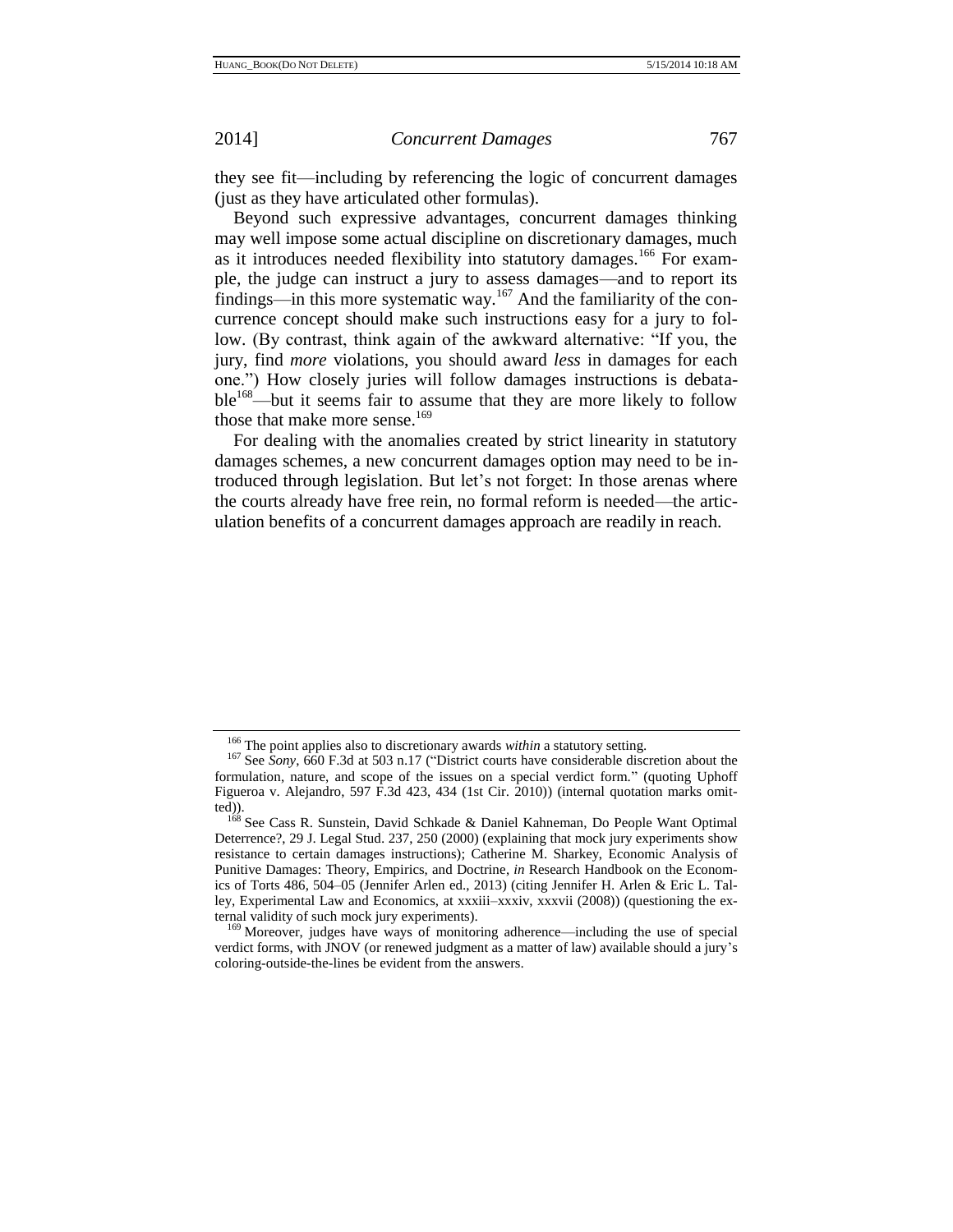they see fit—including by referencing the logic of concurrent damages (just as they have articulated other formulas).

Beyond such expressive advantages, concurrent damages thinking may well impose some actual discipline on discretionary damages, much as it introduces needed flexibility into statutory damages.[166] For example, the judge can instruct a jury to assess damages—and to report its findings—in this more systematic way.[167] And the familiarity of the concurrence concept should make such instructions easy for a jury to follow. (By contrast, think again of the awkward alternative: "If you, the jury, find *more* violations, you should award *less* in damages for each one.") How closely juries will follow damages instructions is debatable[168]—but it seems fair to assume that they are more likely to follow those that make more sense.[169]

For dealing with the anomalies created by strict linearity in statutory damages schemes, a new concurrent damages option may need to be introduced through legislation. But let's not forget: In those arenas where the courts already have free rein, no formal reform is needed—the articulation benefits of a concurrent damages approach are readily in reach.

---

[166] The point applies also to discretionary awards *within* a statutory setting.

[167] See *Sony*, 660 F.3d at 503 n.17 ("District courts have considerable discretion about the formulation, nature, and scope of the issues on a special verdict form." (quoting Uphoff Figueroa v. Alejandro, 597 F.3d 423, 434 (1st Cir. 2010)) (internal quotation marks omitted)).

[168] See Cass R. Sunstein, David Schkade & Daniel Kahneman, Do People Want Optimal Deterrence?, 29 J. Legal Stud. 237, 250 (2000) (explaining that mock jury experiments show resistance to certain damages instructions); Catherine M. Sharkey, Economic Analysis of Punitive Damages: Theory, Empirics, and Doctrine, *in* Research Handbook on the Economics of Torts 486, 504–05 (Jennifer Arlen ed., 2013) (citing Jennifer H. Arlen & Eric L. Talley, Experimental Law and Economics, at xxxiii–xxxiv, xxxvii (2008)) (questioning the external validity of such mock jury experiments).

[169] Moreover, judges have ways of monitoring adherence—including the use of special verdict forms, with JNOV (or renewed judgment as a matter of law) available should a jury's coloring-outside-the-lines be evident from the answers.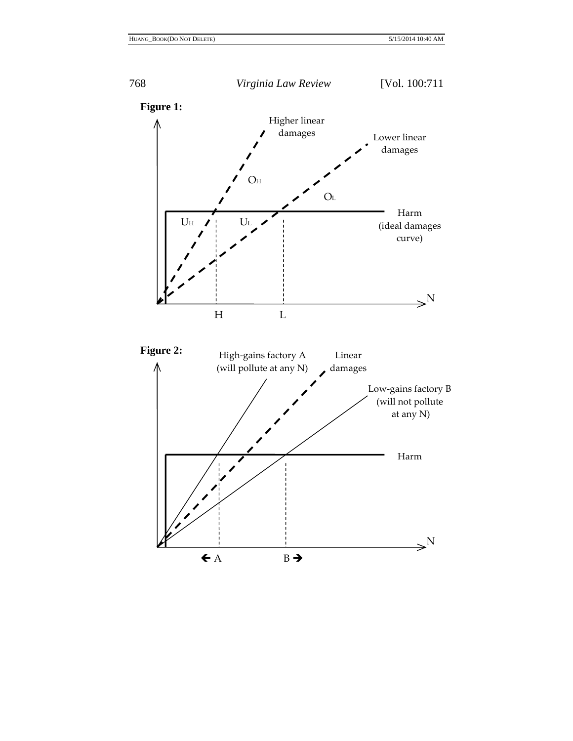**Figure 1:**

**Figure 2:**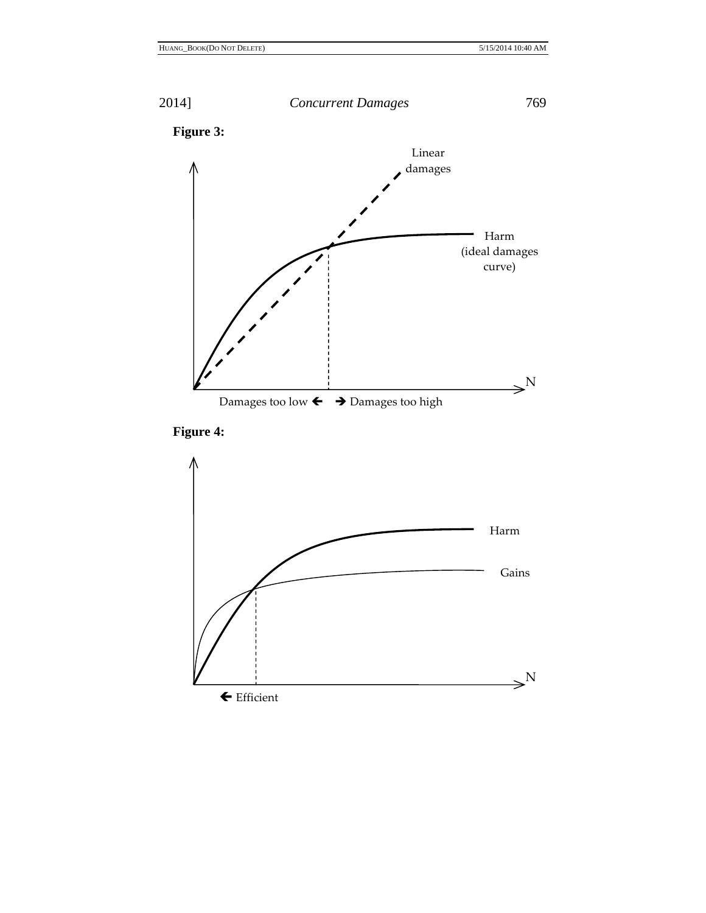**Figure 3:**

Linear damages

Harm (ideal damages curve)

N

Damages too low ← → Damages too high

**Figure 4:**

Harm

Gains

N

← Efficient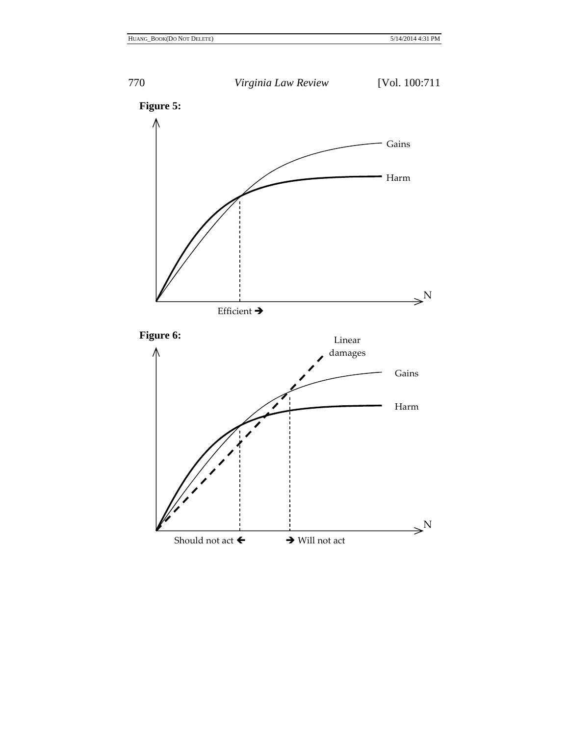**Figure 5:**

Gains

Harm

N

Efficient ➔

**Figure 6:**

Linear damages

Gains

Harm

N

Should not act ⬅

➔ Will not act